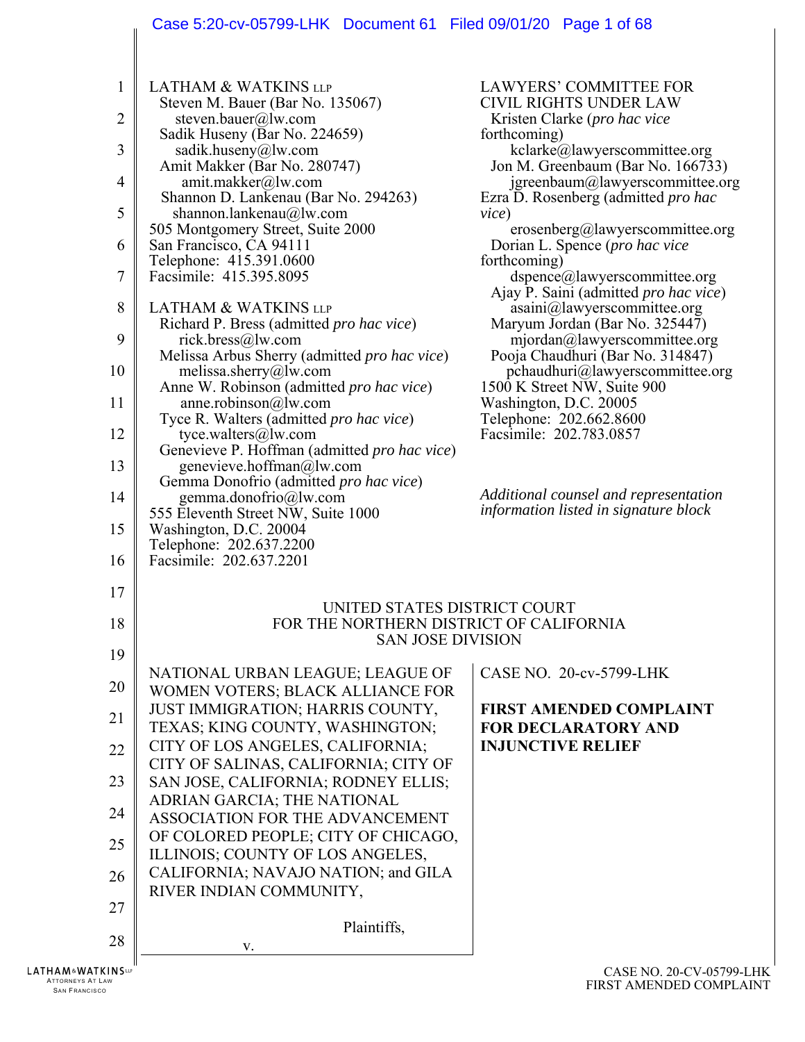LATHAM & WATKINS LLP
Steven M. Bauer (Bar No. 135067)
steven.bauer@lw.com
Sadik Huseny (Bar No. 224659)
sadik.huseny@lw.com
Amit Makker (Bar No. 280747)
amit.makker@lw.com
Shannon D. Lankenau (Bar No. 294263)
shannon.lankenau@lw.com
505 Montgomery Street, Suite 2000
San Francisco, CA 94111
Telephone: 415.391.0600
Facsimile: 415.395.8095

LATHAM & WATKINS LLP
Richard P. Bress (admitted *pro hac vice*)
rick.bress@lw.com
Melissa Arbus Sherry (admitted *pro hac vice*)
melissa.sherry@lw.com
Anne W. Robinson (admitted *pro hac vice*)
anne.robinson@lw.com
Tyce R. Walters (admitted *pro hac vice*)
tyce.walters@lw.com
Genevieve P. Hoffman (admitted *pro hac vice*)
genevieve.hoffman@lw.com
Gemma Donofrio (admitted *pro hac vice*)
gemma.donofrio@lw.com
555 Eleventh Street NW, Suite 1000
Washington, D.C. 20004
Telephone: 202.637.2200
Facsimile: 202.637.2201

LAWYERS' COMMITTEE FOR CIVIL RIGHTS UNDER LAW
Kristen Clarke (*pro hac vice* forthcoming)
kclarke@lawyerscommittee.org
Jon M. Greenbaum (Bar No. 166733)
jgreenbaum@lawyerscommittee.org
Ezra D. Rosenberg (admitted *pro hac vice*)
erosenberg@lawyerscommittee.org
Dorian L. Spence (*pro hac vice* forthcoming)
dspence@lawyerscommittee.org
Ajay P. Saini (admitted *pro hac vice*)
asaini@lawyerscommittee.org
Maryum Jordan (Bar No. 325447)
mjordan@lawyerscommittee.org
Pooja Chaudhuri (Bar No. 314847)
pchaudhuri@lawyerscommittee.org
1500 K Street NW, Suite 900
Washington, D.C. 20005
Telephone: 202.662.8600
Facsimile: 202.783.0857

*Additional counsel and representation information listed in signature block*

UNITED STATES DISTRICT COURT
FOR THE NORTHERN DISTRICT OF CALIFORNIA
SAN JOSE DIVISION

NATIONAL URBAN LEAGUE; LEAGUE OF WOMEN VOTERS; BLACK ALLIANCE FOR JUST IMMIGRATION; HARRIS COUNTY, TEXAS; KING COUNTY, WASHINGTON; CITY OF LOS ANGELES, CALIFORNIA; CITY OF SALINAS, CALIFORNIA; CITY OF SAN JOSE, CALIFORNIA; RODNEY ELLIS; ADRIAN GARCIA; THE NATIONAL ASSOCIATION FOR THE ADVANCEMENT OF COLORED PEOPLE; CITY OF CHICAGO, ILLINOIS; COUNTY OF LOS ANGELES, CALIFORNIA; NAVAJO NATION; and GILA RIVER INDIAN COMMUNITY,

Plaintiffs,

v.

CASE NO. 20-cv-5799-LHK

**FIRST AMENDED COMPLAINT FOR DECLARATORY AND INJUNCTIVE RELIEF**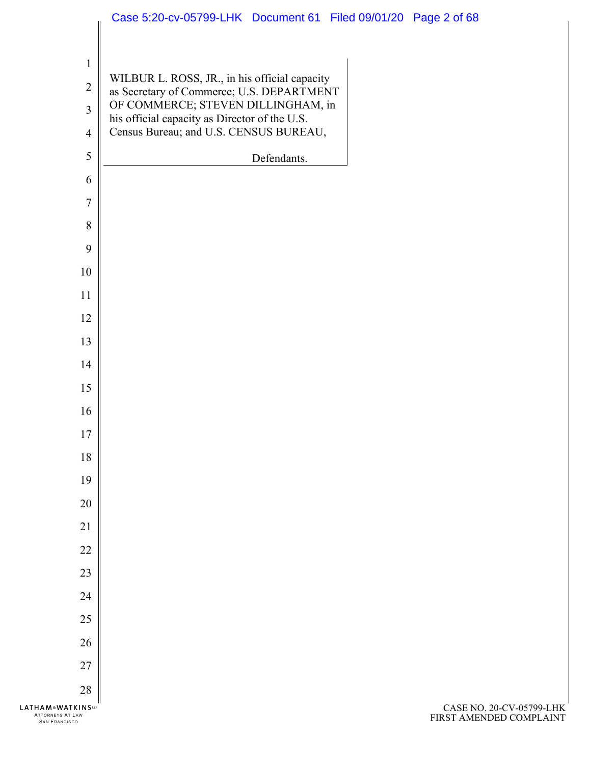WILBUR L. ROSS, JR., in his official capacity as Secretary of Commerce; U.S. DEPARTMENT OF COMMERCE; STEVEN DILLINGHAM, in his official capacity as Director of the U.S. Census Bureau; and U.S. CENSUS BUREAU,

Defendants.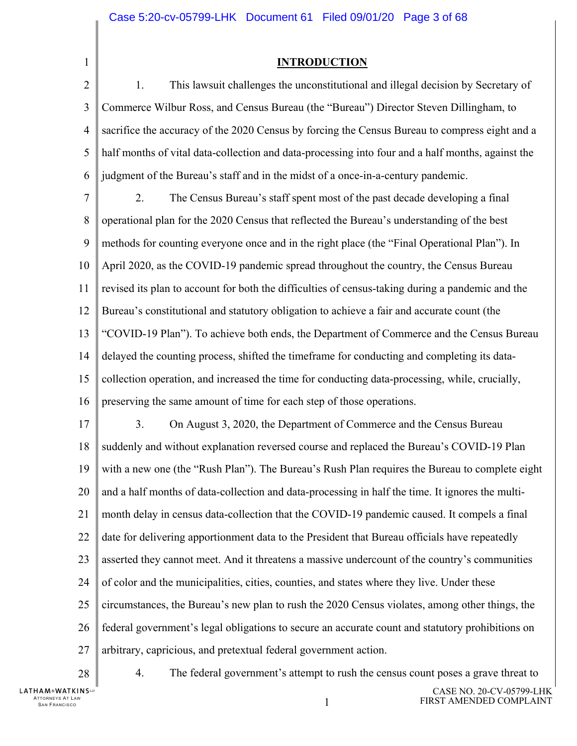## INTRODUCTION

1. This lawsuit challenges the unconstitutional and illegal decision by Secretary of Commerce Wilbur Ross, and Census Bureau (the "Bureau") Director Steven Dillingham, to sacrifice the accuracy of the 2020 Census by forcing the Census Bureau to compress eight and a half months of vital data-collection and data-processing into four and a half months, against the judgment of the Bureau's staff and in the midst of a once-in-a-century pandemic.

2. The Census Bureau's staff spent most of the past decade developing a final operational plan for the 2020 Census that reflected the Bureau's understanding of the best methods for counting everyone once and in the right place (the "Final Operational Plan"). In April 2020, as the COVID-19 pandemic spread throughout the country, the Census Bureau revised its plan to account for both the difficulties of census-taking during a pandemic and the Bureau's constitutional and statutory obligation to achieve a fair and accurate count (the "COVID-19 Plan"). To achieve both ends, the Department of Commerce and the Census Bureau delayed the counting process, shifted the timeframe for conducting and completing its data-collection operation, and increased the time for conducting data-processing, while, crucially, preserving the same amount of time for each step of those operations.

3. On August 3, 2020, the Department of Commerce and the Census Bureau suddenly and without explanation reversed course and replaced the Bureau's COVID-19 Plan with a new one (the "Rush Plan"). The Bureau's Rush Plan requires the Bureau to complete eight and a half months of data-collection and data-processing in half the time. It ignores the multi-month delay in census data-collection that the COVID-19 pandemic caused. It compels a final date for delivering apportionment data to the President that Bureau officials have repeatedly asserted they cannot meet. And it threatens a massive undercount of the country's communities of color and the municipalities, cities, counties, and states where they live. Under these circumstances, the Bureau's new plan to rush the 2020 Census violates, among other things, the federal government's legal obligations to secure an accurate count and statutory prohibitions on arbitrary, capricious, and pretextual federal government action.

4. The federal government's attempt to rush the census count poses a grave threat to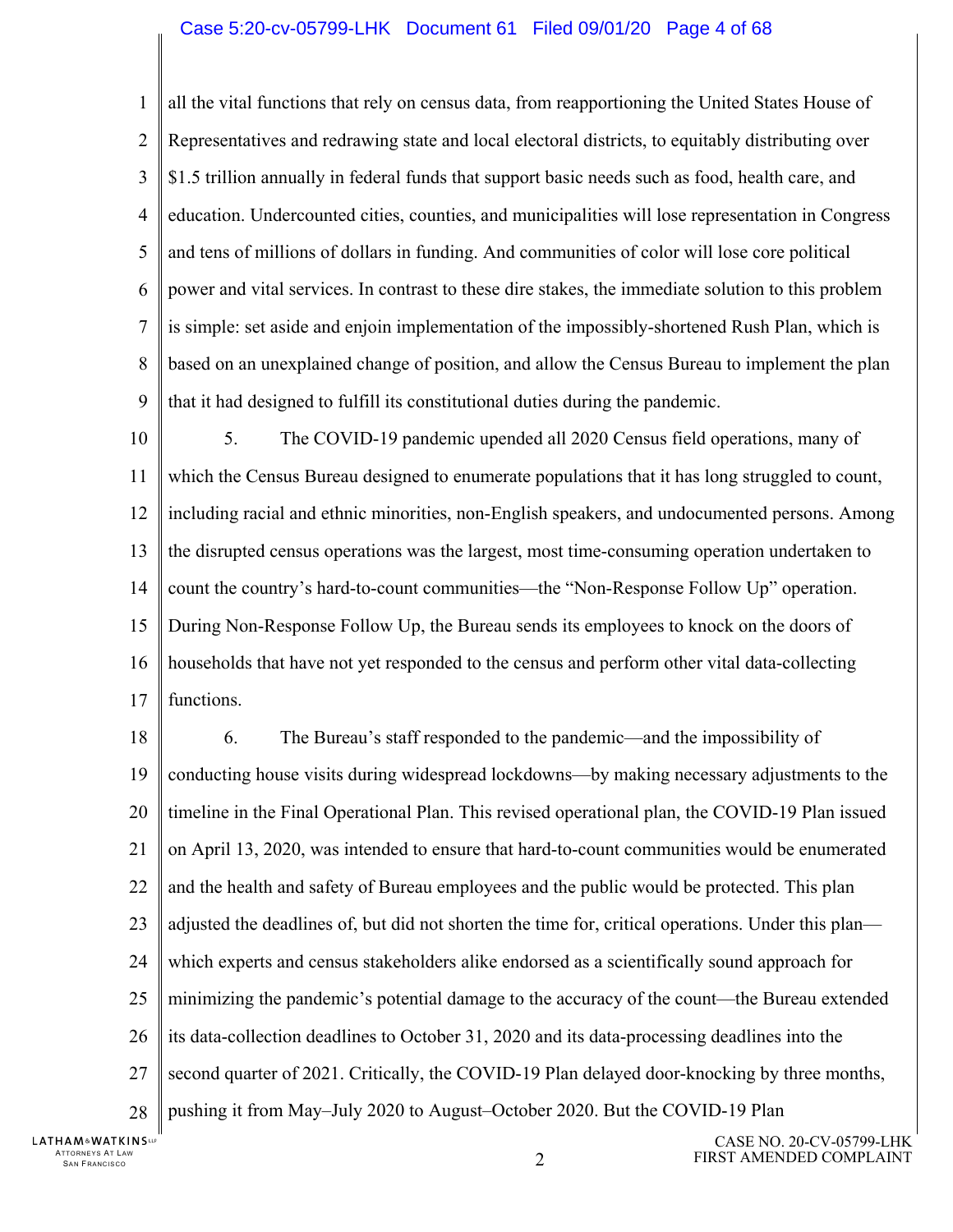all the vital functions that rely on census data, from reapportioning the United States House of Representatives and redrawing state and local electoral districts, to equitably distributing over $1.5 trillion annually in federal funds that support basic needs such as food, health care, and education. Undercounted cities, counties, and municipalities will lose representation in Congress and tens of millions of dollars in funding. And communities of color will lose core political power and vital services. In contrast to these dire stakes, the immediate solution to this problem is simple: set aside and enjoin implementation of the impossibly-shortened Rush Plan, which is based on an unexplained change of position, and allow the Census Bureau to implement the plan that it had designed to fulfill its constitutional duties during the pandemic.

5. The COVID-19 pandemic upended all 2020 Census field operations, many of which the Census Bureau designed to enumerate populations that it has long struggled to count, including racial and ethnic minorities, non-English speakers, and undocumented persons. Among the disrupted census operations was the largest, most time-consuming operation undertaken to count the country's hard-to-count communities—the "Non-Response Follow Up" operation. During Non-Response Follow Up, the Bureau sends its employees to knock on the doors of households that have not yet responded to the census and perform other vital data-collecting functions.

6. The Bureau's staff responded to the pandemic—and the impossibility of conducting house visits during widespread lockdowns—by making necessary adjustments to the timeline in the Final Operational Plan. This revised operational plan, the COVID-19 Plan issued on April 13, 2020, was intended to ensure that hard-to-count communities would be enumerated and the health and safety of Bureau employees and the public would be protected. This plan adjusted the deadlines of, but did not shorten the time for, critical operations. Under this plan—which experts and census stakeholders alike endorsed as a scientifically sound approach for minimizing the pandemic's potential damage to the accuracy of the count—the Bureau extended its data-collection deadlines to October 31, 2020 and its data-processing deadlines into the second quarter of 2021. Critically, the COVID-19 Plan delayed door-knocking by three months, pushing it from May–July 2020 to August–October 2020. But the COVID-19 Plan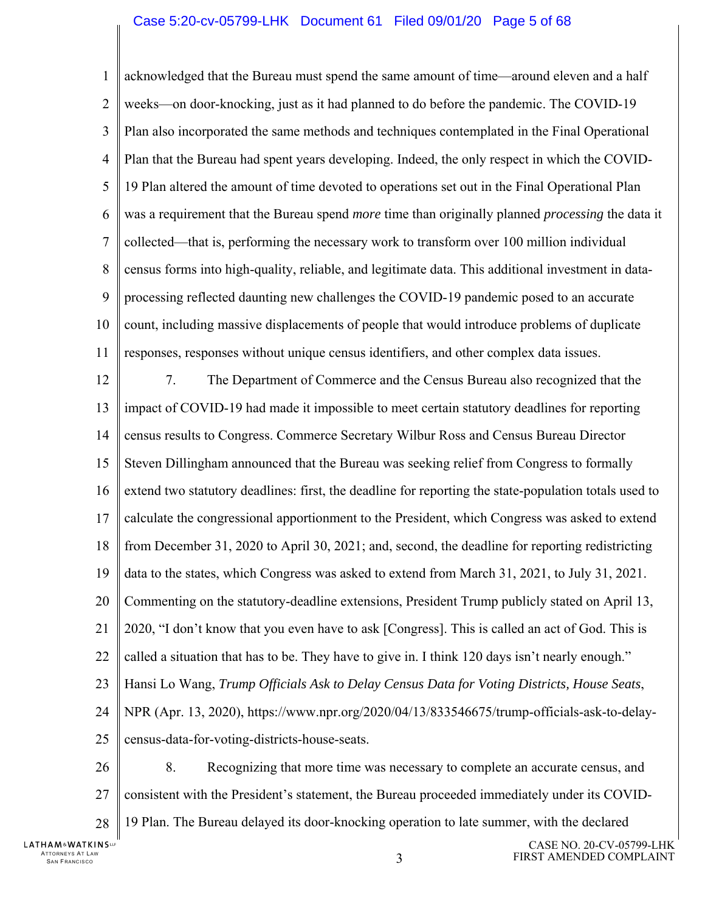acknowledged that the Bureau must spend the same amount of time—around eleven and a half weeks—on door-knocking, just as it had planned to do before the pandemic. The COVID-19 Plan also incorporated the same methods and techniques contemplated in the Final Operational Plan that the Bureau had spent years developing. Indeed, the only respect in which the COVID-19 Plan altered the amount of time devoted to operations set out in the Final Operational Plan was a requirement that the Bureau spend *more* time than originally planned *processing* the data it collected—that is, performing the necessary work to transform over 100 million individual census forms into high-quality, reliable, and legitimate data. This additional investment in data-processing reflected daunting new challenges the COVID-19 pandemic posed to an accurate count, including massive displacements of people that would introduce problems of duplicate responses, responses without unique census identifiers, and other complex data issues.

7. The Department of Commerce and the Census Bureau also recognized that the impact of COVID-19 had made it impossible to meet certain statutory deadlines for reporting census results to Congress. Commerce Secretary Wilbur Ross and Census Bureau Director Steven Dillingham announced that the Bureau was seeking relief from Congress to formally extend two statutory deadlines: first, the deadline for reporting the state-population totals used to calculate the congressional apportionment to the President, which Congress was asked to extend from December 31, 2020 to April 30, 2021; and, second, the deadline for reporting redistricting data to the states, which Congress was asked to extend from March 31, 2021, to July 31, 2021. Commenting on the statutory-deadline extensions, President Trump publicly stated on April 13, 2020, "I don't know that you even have to ask [Congress]. This is called an act of God. This is called a situation that has to be. They have to give in. I think 120 days isn't nearly enough." Hansi Lo Wang, *Trump Officials Ask to Delay Census Data for Voting Districts, House Seats*, NPR (Apr. 13, 2020), https://www.npr.org/2020/04/13/833546675/trump-officials-ask-to-delay-census-data-for-voting-districts-house-seats.

8. Recognizing that more time was necessary to complete an accurate census, and consistent with the President's statement, the Bureau proceeded immediately under its COVID-19 Plan. The Bureau delayed its door-knocking operation to late summer, with the declared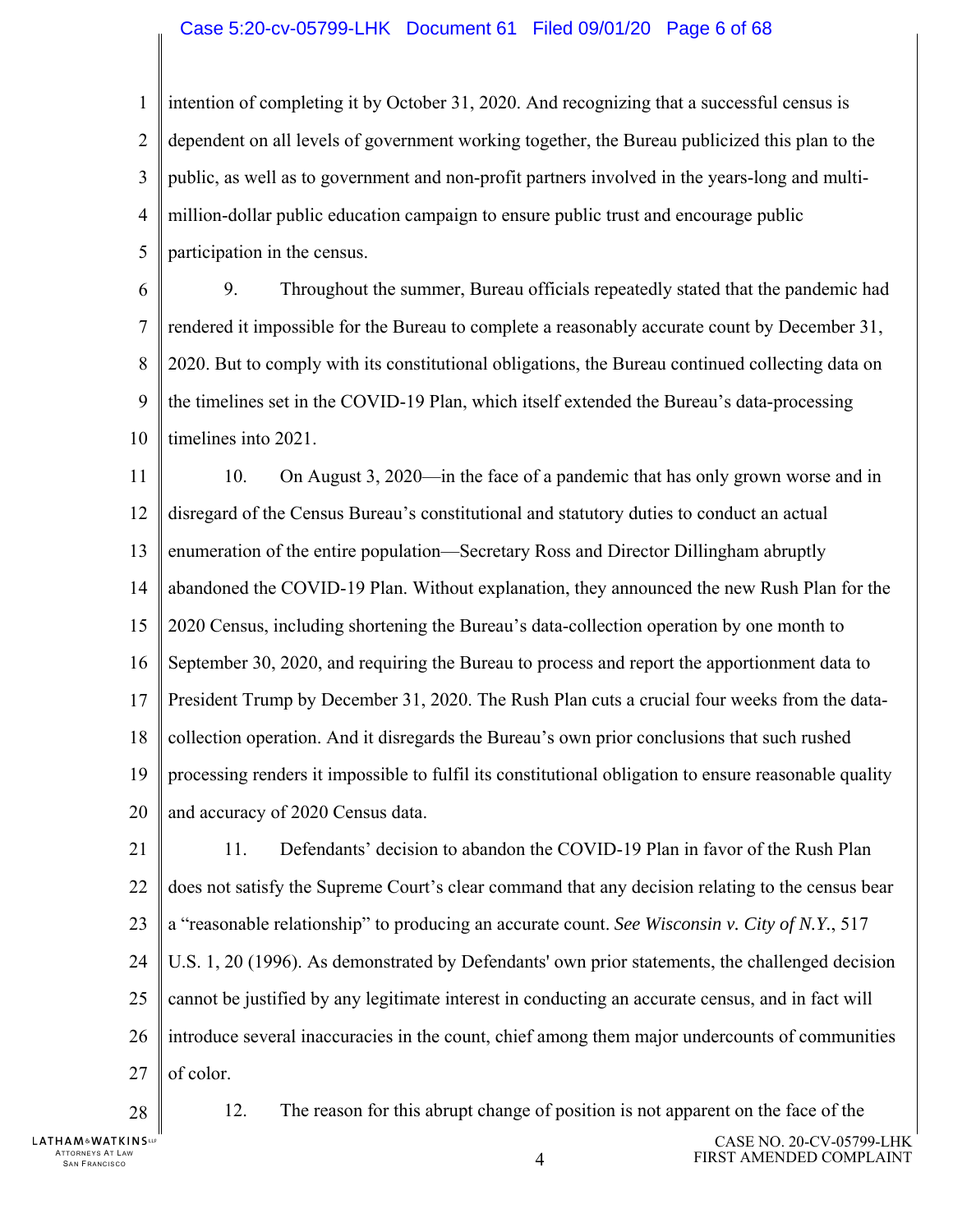intention of completing it by October 31, 2020. And recognizing that a successful census is dependent on all levels of government working together, the Bureau publicized this plan to the public, as well as to government and non-profit partners involved in the years-long and multi-million-dollar public education campaign to ensure public trust and encourage public participation in the census.

9. Throughout the summer, Bureau officials repeatedly stated that the pandemic had rendered it impossible for the Bureau to complete a reasonably accurate count by December 31, 2020. But to comply with its constitutional obligations, the Bureau continued collecting data on the timelines set in the COVID-19 Plan, which itself extended the Bureau's data-processing timelines into 2021.

10. On August 3, 2020—in the face of a pandemic that has only grown worse and in disregard of the Census Bureau's constitutional and statutory duties to conduct an actual enumeration of the entire population—Secretary Ross and Director Dillingham abruptly abandoned the COVID-19 Plan. Without explanation, they announced the new Rush Plan for the 2020 Census, including shortening the Bureau's data-collection operation by one month to September 30, 2020, and requiring the Bureau to process and report the apportionment data to President Trump by December 31, 2020. The Rush Plan cuts a crucial four weeks from the data-collection operation. And it disregards the Bureau's own prior conclusions that such rushed processing renders it impossible to fulfil its constitutional obligation to ensure reasonable quality and accuracy of 2020 Census data.

11. Defendants' decision to abandon the COVID-19 Plan in favor of the Rush Plan does not satisfy the Supreme Court's clear command that any decision relating to the census bear a "reasonable relationship" to producing an accurate count. *See Wisconsin v. City of N.Y.*, 517 U.S. 1, 20 (1996). As demonstrated by Defendants' own prior statements, the challenged decision cannot be justified by any legitimate interest in conducting an accurate census, and in fact will introduce several inaccuracies in the count, chief among them major undercounts of communities of color.

12. The reason for this abrupt change of position is not apparent on the face of the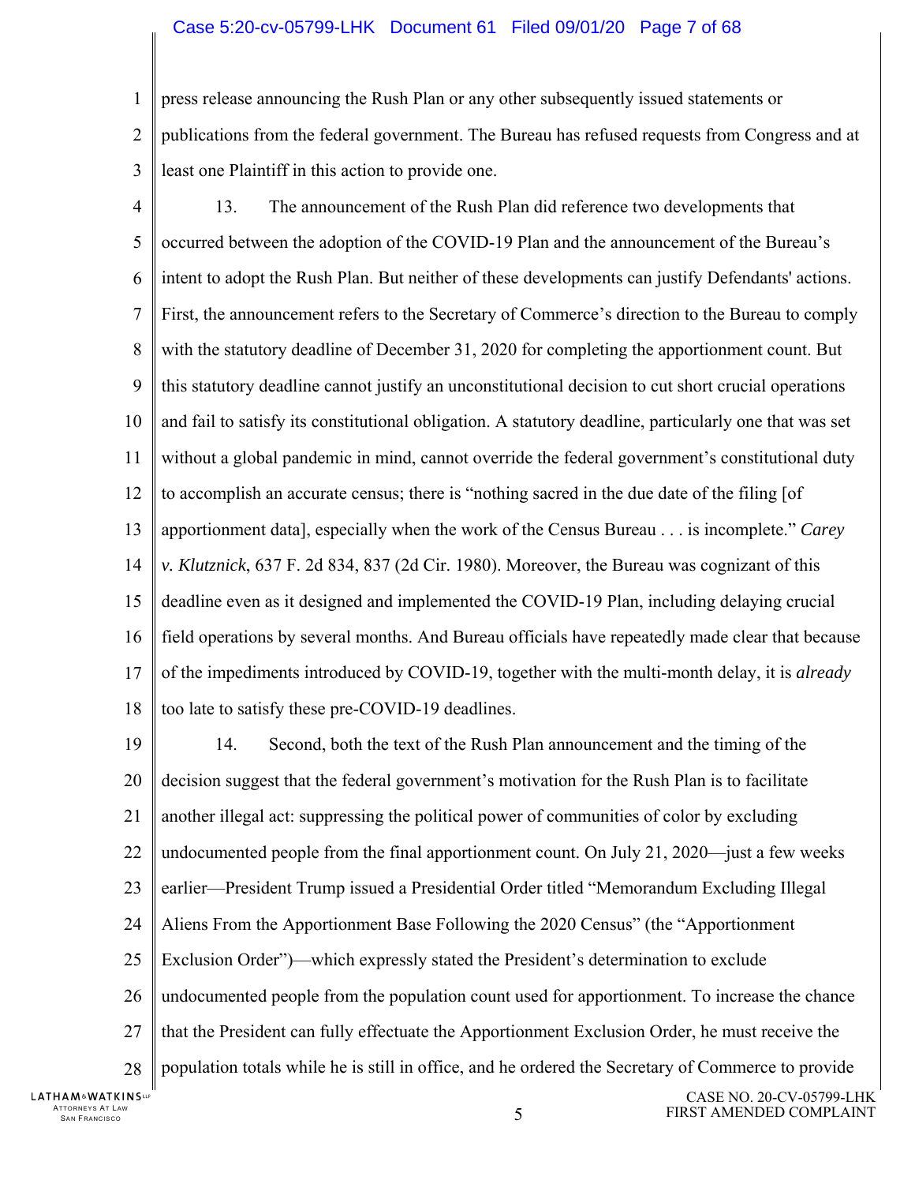press release announcing the Rush Plan or any other subsequently issued statements or publications from the federal government. The Bureau has refused requests from Congress and at least one Plaintiff in this action to provide one.

13. The announcement of the Rush Plan did reference two developments that occurred between the adoption of the COVID-19 Plan and the announcement of the Bureau's intent to adopt the Rush Plan. But neither of these developments can justify Defendants' actions. First, the announcement refers to the Secretary of Commerce's direction to the Bureau to comply with the statutory deadline of December 31, 2020 for completing the apportionment count. But this statutory deadline cannot justify an unconstitutional decision to cut short crucial operations and fail to satisfy its constitutional obligation. A statutory deadline, particularly one that was set without a global pandemic in mind, cannot override the federal government's constitutional duty to accomplish an accurate census; there is "nothing sacred in the due date of the filing [of apportionment data], especially when the work of the Census Bureau . . . is incomplete." *Carey v. Klutznick*, 637 F. 2d 834, 837 (2d Cir. 1980). Moreover, the Bureau was cognizant of this deadline even as it designed and implemented the COVID-19 Plan, including delaying crucial field operations by several months. And Bureau officials have repeatedly made clear that because of the impediments introduced by COVID-19, together with the multi-month delay, it is *already* too late to satisfy these pre-COVID-19 deadlines.

14. Second, both the text of the Rush Plan announcement and the timing of the decision suggest that the federal government's motivation for the Rush Plan is to facilitate another illegal act: suppressing the political power of communities of color by excluding undocumented people from the final apportionment count. On July 21, 2020—just a few weeks earlier—President Trump issued a Presidential Order titled "Memorandum Excluding Illegal Aliens From the Apportionment Base Following the 2020 Census" (the "Apportionment Exclusion Order")—which expressly stated the President's determination to exclude undocumented people from the population count used for apportionment. To increase the chance that the President can fully effectuate the Apportionment Exclusion Order, he must receive the population totals while he is still in office, and he ordered the Secretary of Commerce to provide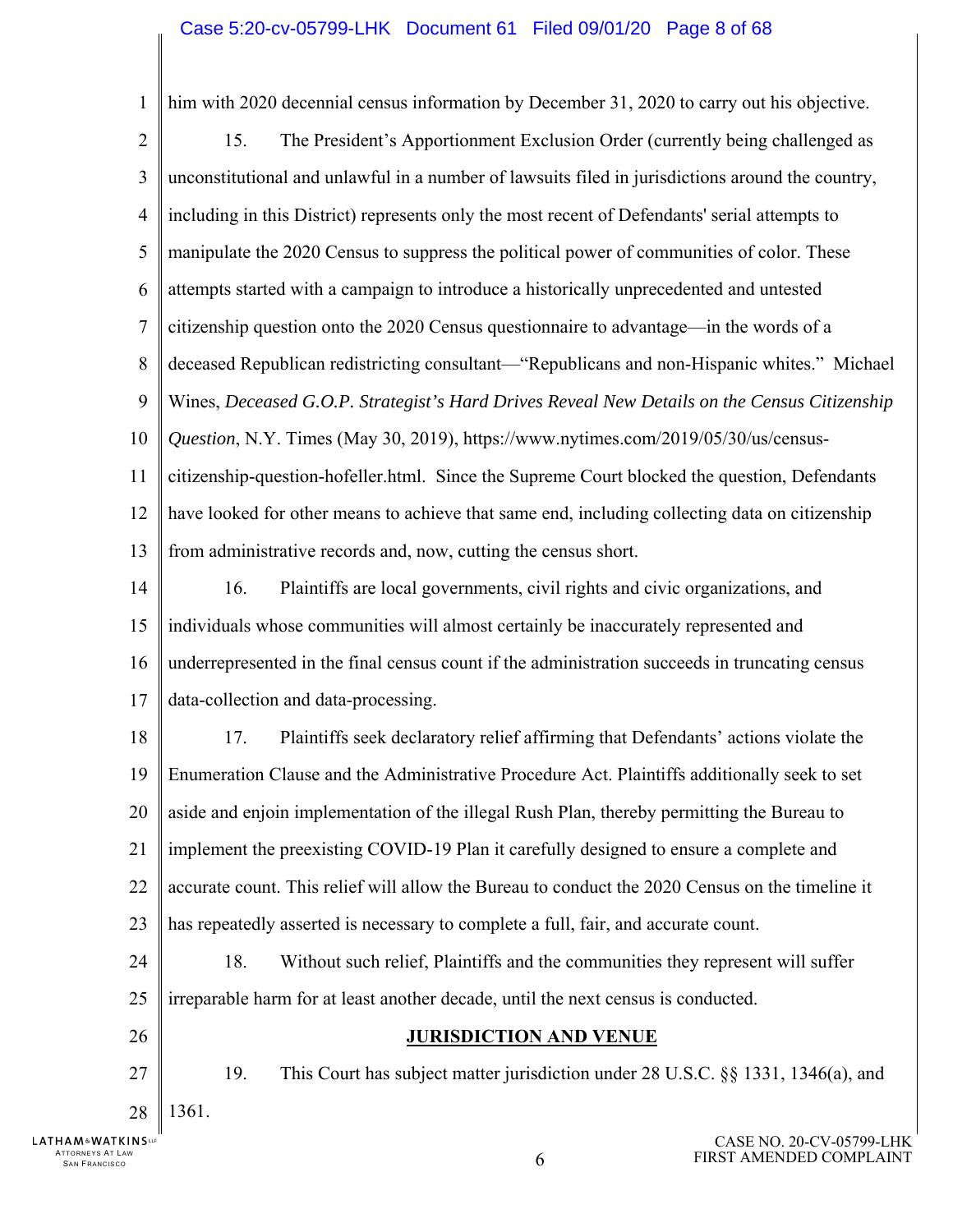him with 2020 decennial census information by December 31, 2020 to carry out his objective.

15. The President's Apportionment Exclusion Order (currently being challenged as unconstitutional and unlawful in a number of lawsuits filed in jurisdictions around the country, including in this District) represents only the most recent of Defendants' serial attempts to manipulate the 2020 Census to suppress the political power of communities of color. These attempts started with a campaign to introduce a historically unprecedented and untested citizenship question onto the 2020 Census questionnaire to advantage—in the words of a deceased Republican redistricting consultant—"Republicans and non-Hispanic whites." Michael Wines, *Deceased G.O.P. Strategist's Hard Drives Reveal New Details on the Census Citizenship Question*, N.Y. Times (May 30, 2019), https://www.nytimes.com/2019/05/30/us/census-citizenship-question-hofeller.html. Since the Supreme Court blocked the question, Defendants have looked for other means to achieve that same end, including collecting data on citizenship from administrative records and, now, cutting the census short.

16. Plaintiffs are local governments, civil rights and civic organizations, and individuals whose communities will almost certainly be inaccurately represented and underrepresented in the final census count if the administration succeeds in truncating census data-collection and data-processing.

17. Plaintiffs seek declaratory relief affirming that Defendants' actions violate the Enumeration Clause and the Administrative Procedure Act. Plaintiffs additionally seek to set aside and enjoin implementation of the illegal Rush Plan, thereby permitting the Bureau to implement the preexisting COVID-19 Plan it carefully designed to ensure a complete and accurate count. This relief will allow the Bureau to conduct the 2020 Census on the timeline it has repeatedly asserted is necessary to complete a full, fair, and accurate count.

18. Without such relief, Plaintiffs and the communities they represent will suffer irreparable harm for at least another decade, until the next census is conducted.

## JURISDICTION AND VENUE

19. This Court has subject matter jurisdiction under 28 U.S.C. §§ 1331, 1346(a), and 1361.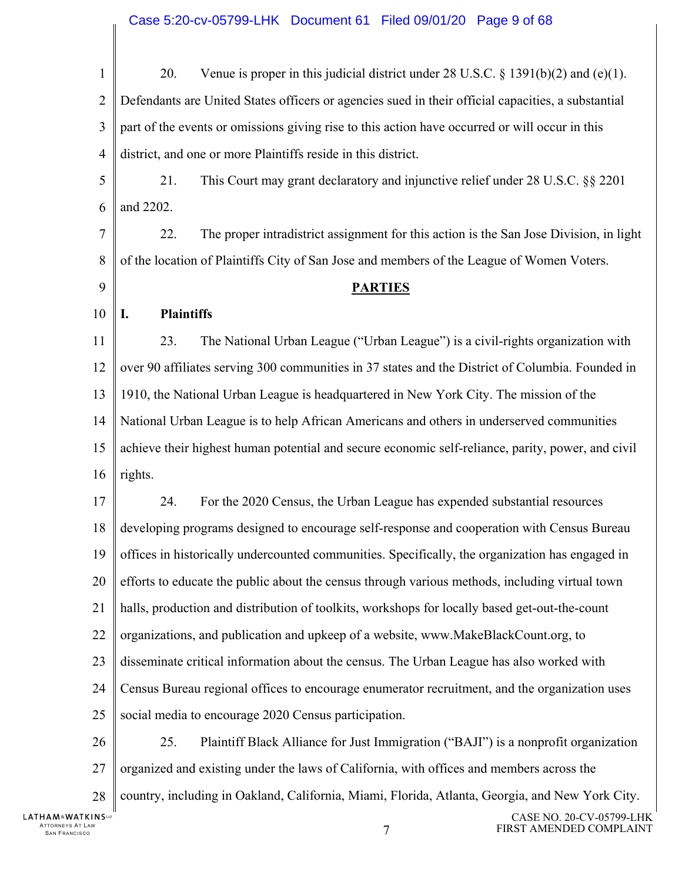20. Venue is proper in this judicial district under 28 U.S.C. § 1391(b)(2) and (e)(1). Defendants are United States officers or agencies sued in their official capacities, a substantial part of the events or omissions giving rise to this action have occurred or will occur in this district, and one or more Plaintiffs reside in this district.

21. This Court may grant declaratory and injunctive relief under 28 U.S.C. §§ 2201 and 2202.

22. The proper intradistrict assignment for this action is the San Jose Division, in light of the location of Plaintiffs City of San Jose and members of the League of Women Voters.

## PARTIES

### I. Plaintiffs

23. The National Urban League ("Urban League") is a civil-rights organization with over 90 affiliates serving 300 communities in 37 states and the District of Columbia. Founded in 1910, the National Urban League is headquartered in New York City. The mission of the National Urban League is to help African Americans and others in underserved communities achieve their highest human potential and secure economic self-reliance, parity, power, and civil rights.

24. For the 2020 Census, the Urban League has expended substantial resources developing programs designed to encourage self-response and cooperation with Census Bureau offices in historically undercounted communities. Specifically, the organization has engaged in efforts to educate the public about the census through various methods, including virtual town halls, production and distribution of toolkits, workshops for locally based get-out-the-count organizations, and publication and upkeep of a website, www.MakeBlackCount.org, to disseminate critical information about the census. The Urban League has also worked with Census Bureau regional offices to encourage enumerator recruitment, and the organization uses social media to encourage 2020 Census participation.

25. Plaintiff Black Alliance for Just Immigration ("BAJI") is a nonprofit organization organized and existing under the laws of California, with offices and members across the country, including in Oakland, California, Miami, Florida, Atlanta, Georgia, and New York City.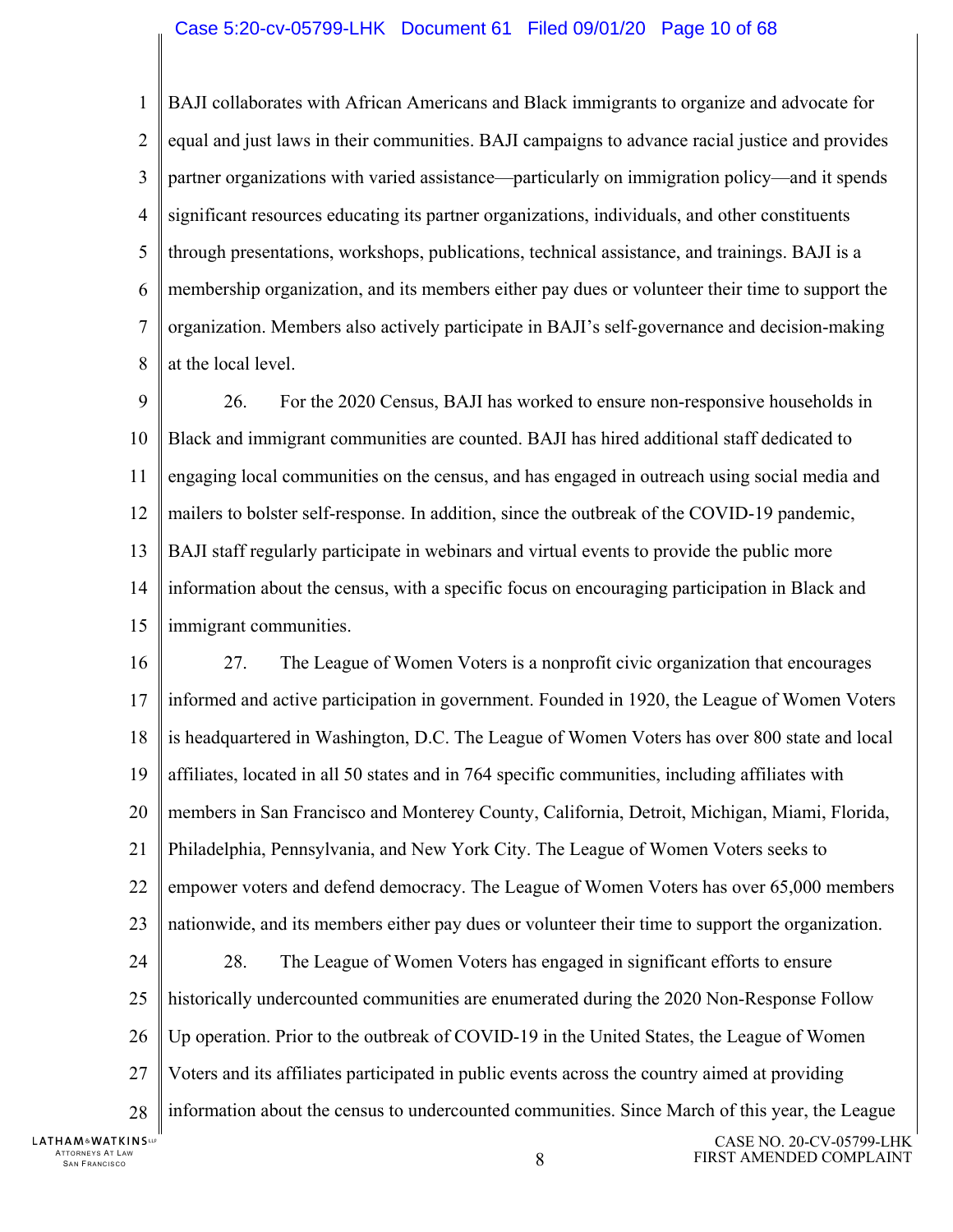BAJI collaborates with African Americans and Black immigrants to organize and advocate for equal and just laws in their communities. BAJI campaigns to advance racial justice and provides partner organizations with varied assistance—particularly on immigration policy—and it spends significant resources educating its partner organizations, individuals, and other constituents through presentations, workshops, publications, technical assistance, and trainings. BAJI is a membership organization, and its members either pay dues or volunteer their time to support the organization. Members also actively participate in BAJI's self-governance and decision-making at the local level.

26. For the 2020 Census, BAJI has worked to ensure non-responsive households in Black and immigrant communities are counted. BAJI has hired additional staff dedicated to engaging local communities on the census, and has engaged in outreach using social media and mailers to bolster self-response. In addition, since the outbreak of the COVID-19 pandemic, BAJI staff regularly participate in webinars and virtual events to provide the public more information about the census, with a specific focus on encouraging participation in Black and immigrant communities.

27. The League of Women Voters is a nonprofit civic organization that encourages informed and active participation in government. Founded in 1920, the League of Women Voters is headquartered in Washington, D.C. The League of Women Voters has over 800 state and local affiliates, located in all 50 states and in 764 specific communities, including affiliates with members in San Francisco and Monterey County, California, Detroit, Michigan, Miami, Florida, Philadelphia, Pennsylvania, and New York City. The League of Women Voters seeks to empower voters and defend democracy. The League of Women Voters has over 65,000 members nationwide, and its members either pay dues or volunteer their time to support the organization.

28. The League of Women Voters has engaged in significant efforts to ensure historically undercounted communities are enumerated during the 2020 Non-Response Follow Up operation. Prior to the outbreak of COVID-19 in the United States, the League of Women Voters and its affiliates participated in public events across the country aimed at providing information about the census to undercounted communities. Since March of this year, the League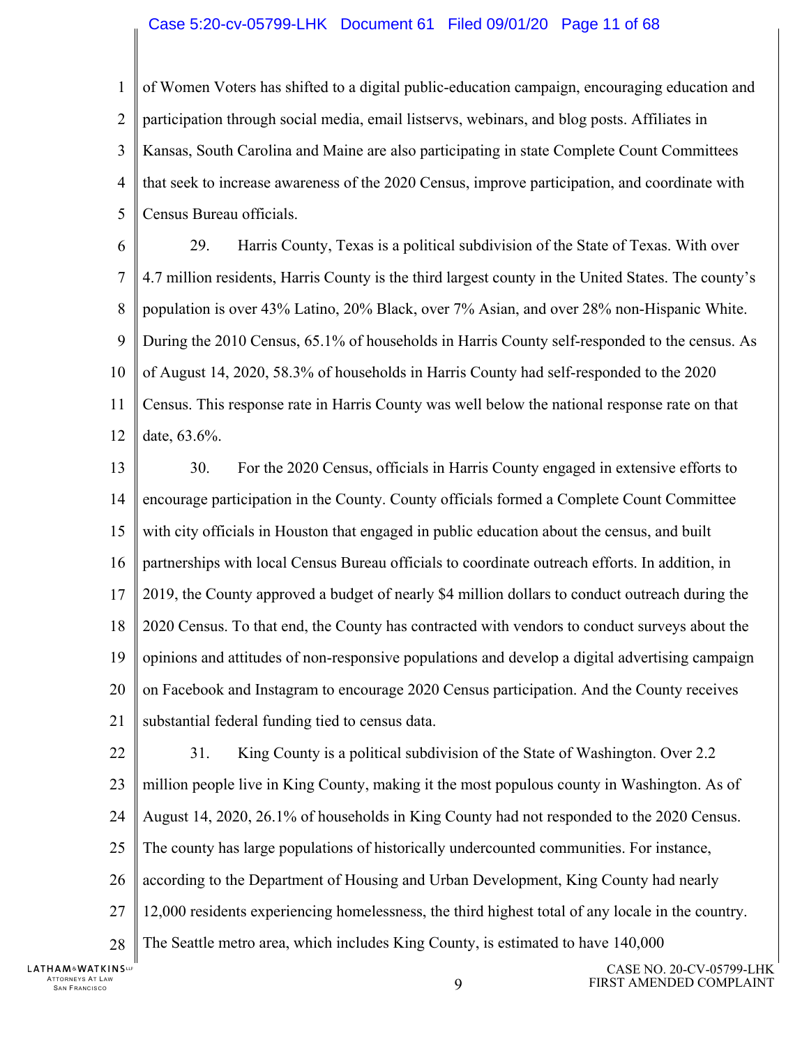of Women Voters has shifted to a digital public-education campaign, encouraging education and participation through social media, email listservs, webinars, and blog posts. Affiliates in Kansas, South Carolina and Maine are also participating in state Complete Count Committees that seek to increase awareness of the 2020 Census, improve participation, and coordinate with Census Bureau officials.

29. Harris County, Texas is a political subdivision of the State of Texas. With over 4.7 million residents, Harris County is the third largest county in the United States. The county's population is over 43% Latino, 20% Black, over 7% Asian, and over 28% non-Hispanic White. During the 2010 Census, 65.1% of households in Harris County self-responded to the census. As of August 14, 2020, 58.3% of households in Harris County had self-responded to the 2020 Census. This response rate in Harris County was well below the national response rate on that date, 63.6%.

30. For the 2020 Census, officials in Harris County engaged in extensive efforts to encourage participation in the County. County officials formed a Complete Count Committee with city officials in Houston that engaged in public education about the census, and built partnerships with local Census Bureau officials to coordinate outreach efforts. In addition, in 2019, the County approved a budget of nearly $4 million dollars to conduct outreach during the 2020 Census. To that end, the County has contracted with vendors to conduct surveys about the opinions and attitudes of non-responsive populations and develop a digital advertising campaign on Facebook and Instagram to encourage 2020 Census participation. And the County receives substantial federal funding tied to census data.

31. King County is a political subdivision of the State of Washington. Over 2.2 million people live in King County, making it the most populous county in Washington. As of August 14, 2020, 26.1% of households in King County had not responded to the 2020 Census. The county has large populations of historically undercounted communities. For instance, according to the Department of Housing and Urban Development, King County had nearly 12,000 residents experiencing homelessness, the third highest total of any locale in the country. The Seattle metro area, which includes King County, is estimated to have 140,000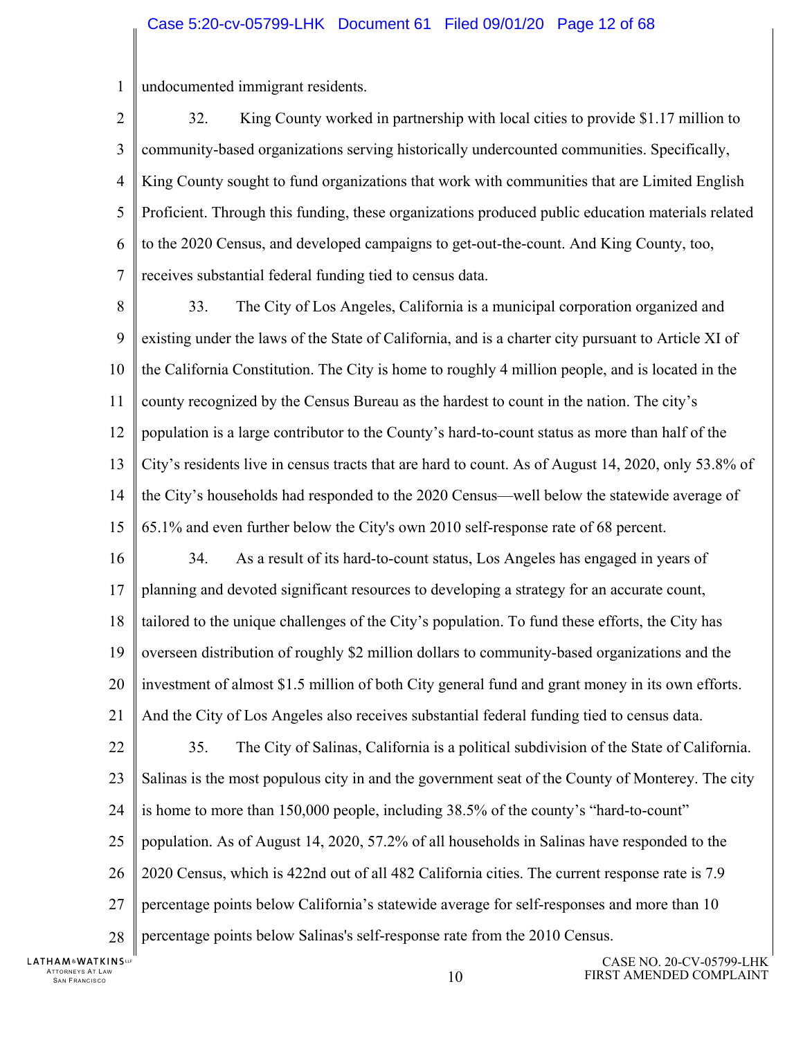undocumented immigrant residents.

32. King County worked in partnership with local cities to provide $1.17 million to community-based organizations serving historically undercounted communities. Specifically, King County sought to fund organizations that work with communities that are Limited English Proficient. Through this funding, these organizations produced public education materials related to the 2020 Census, and developed campaigns to get-out-the-count. And King County, too, receives substantial federal funding tied to census data.

33. The City of Los Angeles, California is a municipal corporation organized and existing under the laws of the State of California, and is a charter city pursuant to Article XI of the California Constitution. The City is home to roughly 4 million people, and is located in the county recognized by the Census Bureau as the hardest to count in the nation. The city's population is a large contributor to the County's hard-to-count status as more than half of the City's residents live in census tracts that are hard to count. As of August 14, 2020, only 53.8% of the City's households had responded to the 2020 Census—well below the statewide average of 65.1% and even further below the City's own 2010 self-response rate of 68 percent.

34. As a result of its hard-to-count status, Los Angeles has engaged in years of planning and devoted significant resources to developing a strategy for an accurate count, tailored to the unique challenges of the City's population. To fund these efforts, the City has overseen distribution of roughly $2 million dollars to community-based organizations and the investment of almost $1.5 million of both City general fund and grant money in its own efforts. And the City of Los Angeles also receives substantial federal funding tied to census data.

35. The City of Salinas, California is a political subdivision of the State of California. Salinas is the most populous city in and the government seat of the County of Monterey. The city is home to more than 150,000 people, including 38.5% of the county's "hard-to-count" population. As of August 14, 2020, 57.2% of all households in Salinas have responded to the 2020 Census, which is 422nd out of all 482 California cities. The current response rate is 7.9 percentage points below California's statewide average for self-responses and more than 10 percentage points below Salinas's self-response rate from the 2010 Census.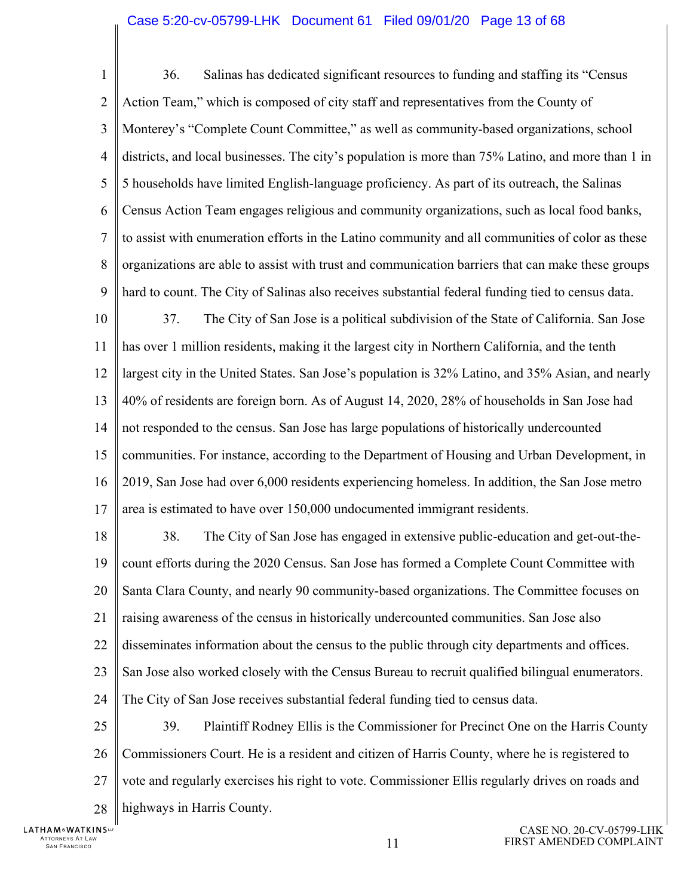36. Salinas has dedicated significant resources to funding and staffing its "Census Action Team," which is composed of city staff and representatives from the County of Monterey's "Complete Count Committee," as well as community-based organizations, school districts, and local businesses. The city's population is more than 75% Latino, and more than 1 in 5 households have limited English-language proficiency. As part of its outreach, the Salinas Census Action Team engages religious and community organizations, such as local food banks, to assist with enumeration efforts in the Latino community and all communities of color as these organizations are able to assist with trust and communication barriers that can make these groups hard to count. The City of Salinas also receives substantial federal funding tied to census data.

37. The City of San Jose is a political subdivision of the State of California. San Jose has over 1 million residents, making it the largest city in Northern California, and the tenth largest city in the United States. San Jose's population is 32% Latino, and 35% Asian, and nearly 40% of residents are foreign born. As of August 14, 2020, 28% of households in San Jose had not responded to the census. San Jose has large populations of historically undercounted communities. For instance, according to the Department of Housing and Urban Development, in 2019, San Jose had over 6,000 residents experiencing homeless. In addition, the San Jose metro area is estimated to have over 150,000 undocumented immigrant residents.

38. The City of San Jose has engaged in extensive public-education and get-out-the-count efforts during the 2020 Census. San Jose has formed a Complete Count Committee with Santa Clara County, and nearly 90 community-based organizations. The Committee focuses on raising awareness of the census in historically undercounted communities. San Jose also disseminates information about the census to the public through city departments and offices. San Jose also worked closely with the Census Bureau to recruit qualified bilingual enumerators. The City of San Jose receives substantial federal funding tied to census data.

39. Plaintiff Rodney Ellis is the Commissioner for Precinct One on the Harris County Commissioners Court. He is a resident and citizen of Harris County, where he is registered to vote and regularly exercises his right to vote. Commissioner Ellis regularly drives on roads and highways in Harris County.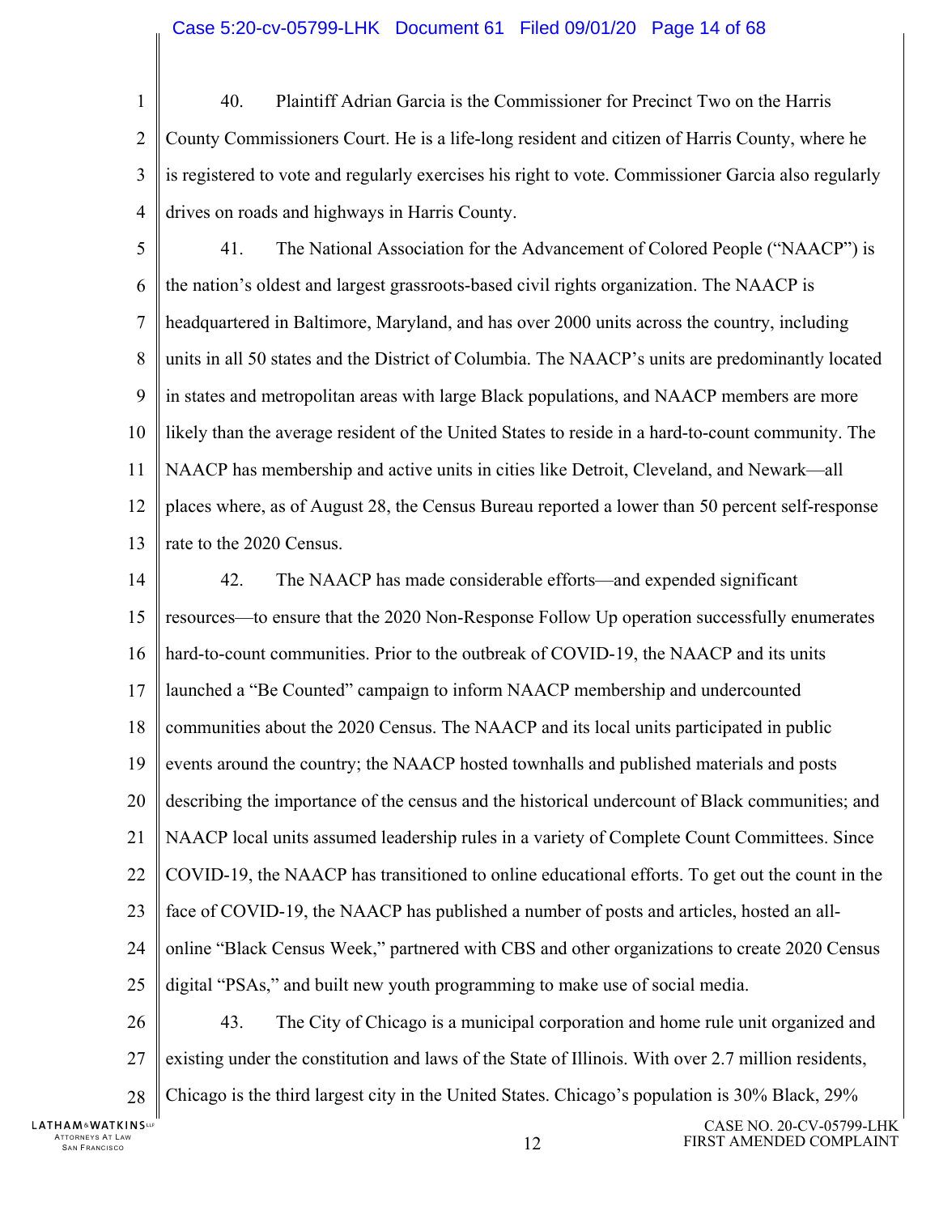40. Plaintiff Adrian Garcia is the Commissioner for Precinct Two on the Harris County Commissioners Court. He is a life-long resident and citizen of Harris County, where he is registered to vote and regularly exercises his right to vote. Commissioner Garcia also regularly drives on roads and highways in Harris County.

41. The National Association for the Advancement of Colored People ("NAACP") is the nation's oldest and largest grassroots-based civil rights organization. The NAACP is headquartered in Baltimore, Maryland, and has over 2000 units across the country, including units in all 50 states and the District of Columbia. The NAACP's units are predominantly located in states and metropolitan areas with large Black populations, and NAACP members are more likely than the average resident of the United States to reside in a hard-to-count community. The NAACP has membership and active units in cities like Detroit, Cleveland, and Newark—all places where, as of August 28, the Census Bureau reported a lower than 50 percent self-response rate to the 2020 Census.

42. The NAACP has made considerable efforts—and expended significant resources—to ensure that the 2020 Non-Response Follow Up operation successfully enumerates hard-to-count communities. Prior to the outbreak of COVID-19, the NAACP and its units launched a "Be Counted" campaign to inform NAACP membership and undercounted communities about the 2020 Census. The NAACP and its local units participated in public events around the country; the NAACP hosted townhalls and published materials and posts describing the importance of the census and the historical undercount of Black communities; and NAACP local units assumed leadership rules in a variety of Complete Count Committees. Since COVID-19, the NAACP has transitioned to online educational efforts. To get out the count in the face of COVID-19, the NAACP has published a number of posts and articles, hosted an all-online "Black Census Week," partnered with CBS and other organizations to create 2020 Census digital "PSAs," and built new youth programming to make use of social media.

43. The City of Chicago is a municipal corporation and home rule unit organized and existing under the constitution and laws of the State of Illinois. With over 2.7 million residents, Chicago is the third largest city in the United States. Chicago's population is 30% Black, 29%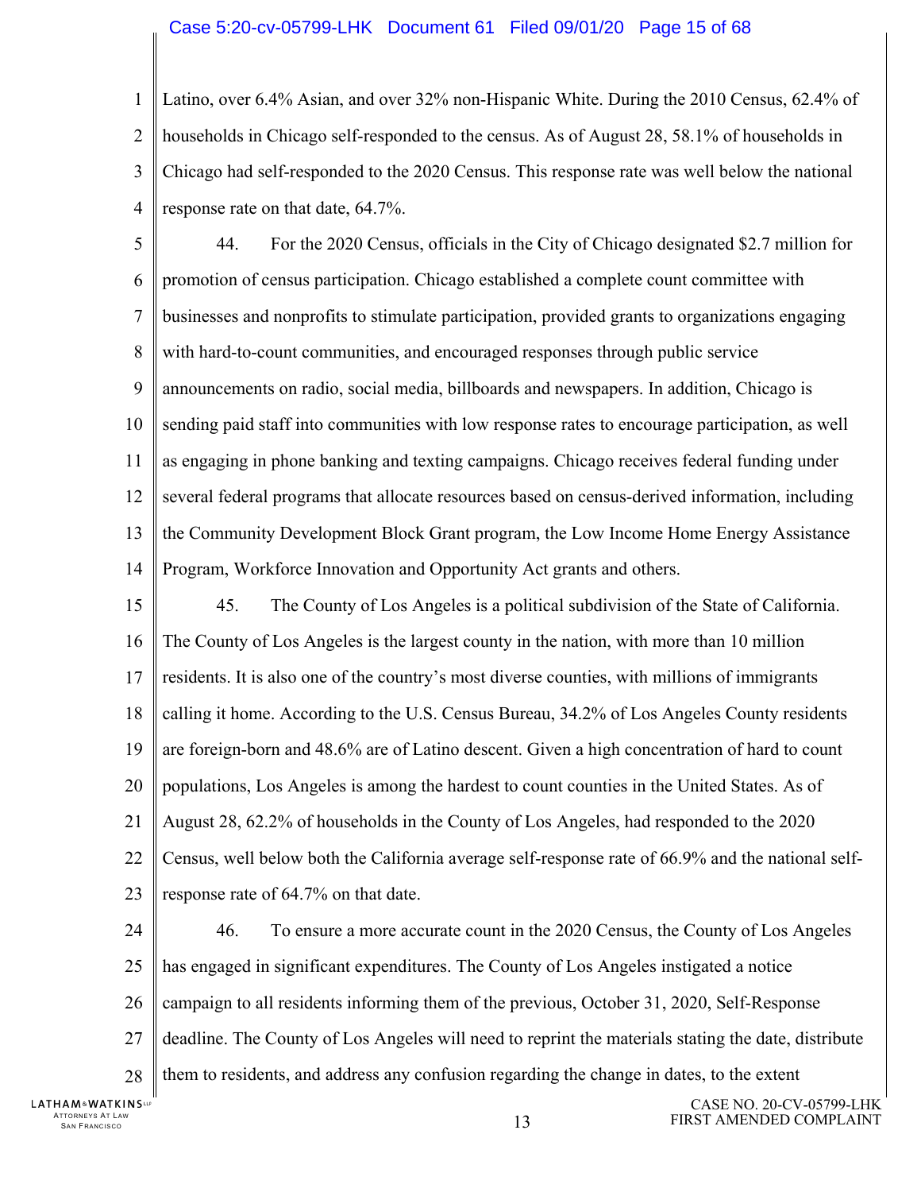Latino, over 6.4% Asian, and over 32% non-Hispanic White. During the 2010 Census, 62.4% of households in Chicago self-responded to the census. As of August 28, 58.1% of households in Chicago had self-responded to the 2020 Census. This response rate was well below the national response rate on that date, 64.7%.

44. For the 2020 Census, officials in the City of Chicago designated $2.7 million for promotion of census participation. Chicago established a complete count committee with businesses and nonprofits to stimulate participation, provided grants to organizations engaging with hard-to-count communities, and encouraged responses through public service announcements on radio, social media, billboards and newspapers. In addition, Chicago is sending paid staff into communities with low response rates to encourage participation, as well as engaging in phone banking and texting campaigns. Chicago receives federal funding under several federal programs that allocate resources based on census-derived information, including the Community Development Block Grant program, the Low Income Home Energy Assistance Program, Workforce Innovation and Opportunity Act grants and others.

45. The County of Los Angeles is a political subdivision of the State of California. The County of Los Angeles is the largest county in the nation, with more than 10 million residents. It is also one of the country's most diverse counties, with millions of immigrants calling it home. According to the U.S. Census Bureau, 34.2% of Los Angeles County residents are foreign-born and 48.6% are of Latino descent. Given a high concentration of hard to count populations, Los Angeles is among the hardest to count counties in the United States. As of August 28, 62.2% of households in the County of Los Angeles, had responded to the 2020 Census, well below both the California average self-response rate of 66.9% and the national self-response rate of 64.7% on that date.

46. To ensure a more accurate count in the 2020 Census, the County of Los Angeles has engaged in significant expenditures. The County of Los Angeles instigated a notice campaign to all residents informing them of the previous, October 31, 2020, Self-Response deadline. The County of Los Angeles will need to reprint the materials stating the date, distribute them to residents, and address any confusion regarding the change in dates, to the extent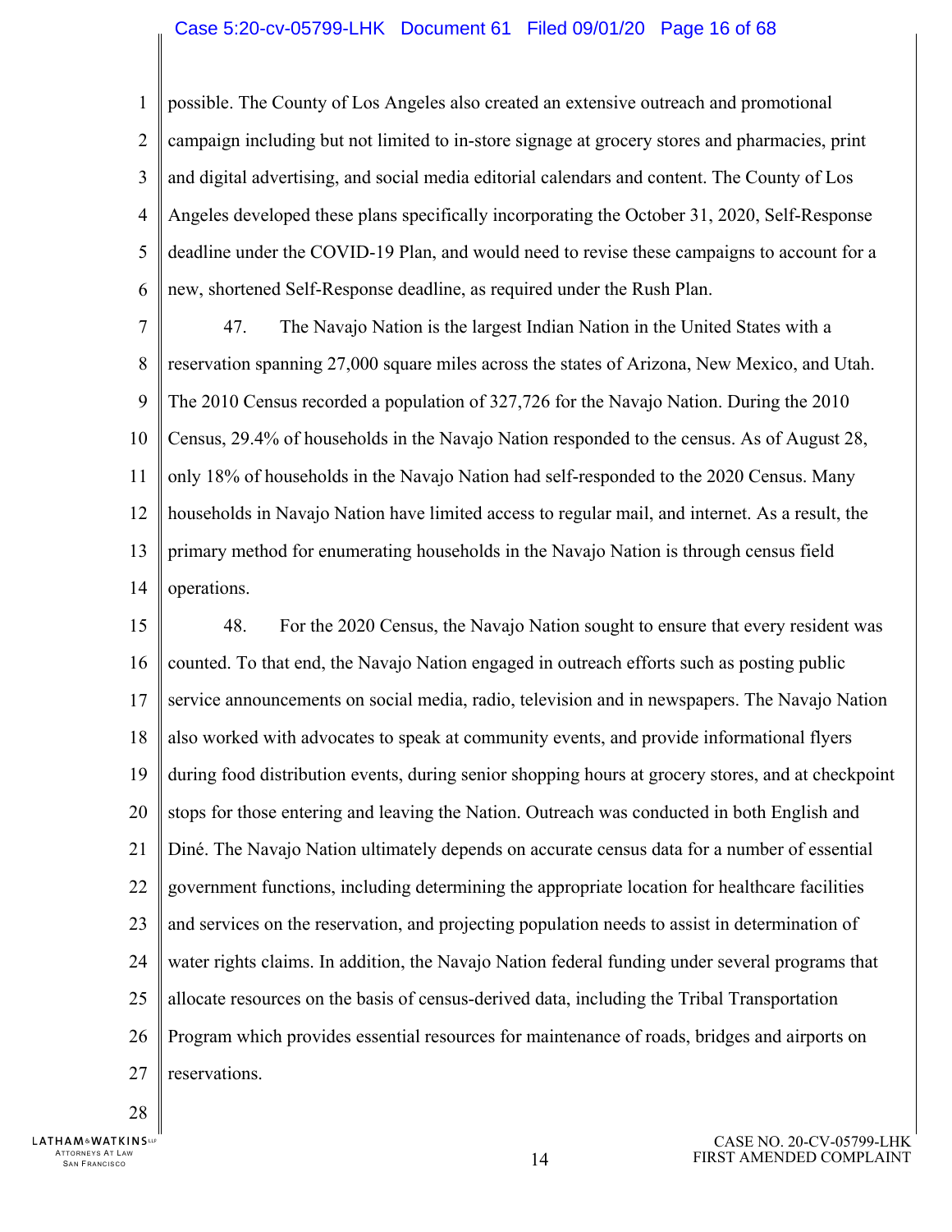possible. The County of Los Angeles also created an extensive outreach and promotional campaign including but not limited to in-store signage at grocery stores and pharmacies, print and digital advertising, and social media editorial calendars and content. The County of Los Angeles developed these plans specifically incorporating the October 31, 2020, Self-Response deadline under the COVID-19 Plan, and would need to revise these campaigns to account for a new, shortened Self-Response deadline, as required under the Rush Plan.

47. The Navajo Nation is the largest Indian Nation in the United States with a reservation spanning 27,000 square miles across the states of Arizona, New Mexico, and Utah. The 2010 Census recorded a population of 327,726 for the Navajo Nation. During the 2010 Census, 29.4% of households in the Navajo Nation responded to the census. As of August 28, only 18% of households in the Navajo Nation had self-responded to the 2020 Census. Many households in Navajo Nation have limited access to regular mail, and internet. As a result, the primary method for enumerating households in the Navajo Nation is through census field operations.

48. For the 2020 Census, the Navajo Nation sought to ensure that every resident was counted. To that end, the Navajo Nation engaged in outreach efforts such as posting public service announcements on social media, radio, television and in newspapers. The Navajo Nation also worked with advocates to speak at community events, and provide informational flyers during food distribution events, during senior shopping hours at grocery stores, and at checkpoint stops for those entering and leaving the Nation. Outreach was conducted in both English and Diné. The Navajo Nation ultimately depends on accurate census data for a number of essential government functions, including determining the appropriate location for healthcare facilities and services on the reservation, and projecting population needs to assist in determination of water rights claims. In addition, the Navajo Nation federal funding under several programs that allocate resources on the basis of census-derived data, including the Tribal Transportation Program which provides essential resources for maintenance of roads, bridges and airports on reservations.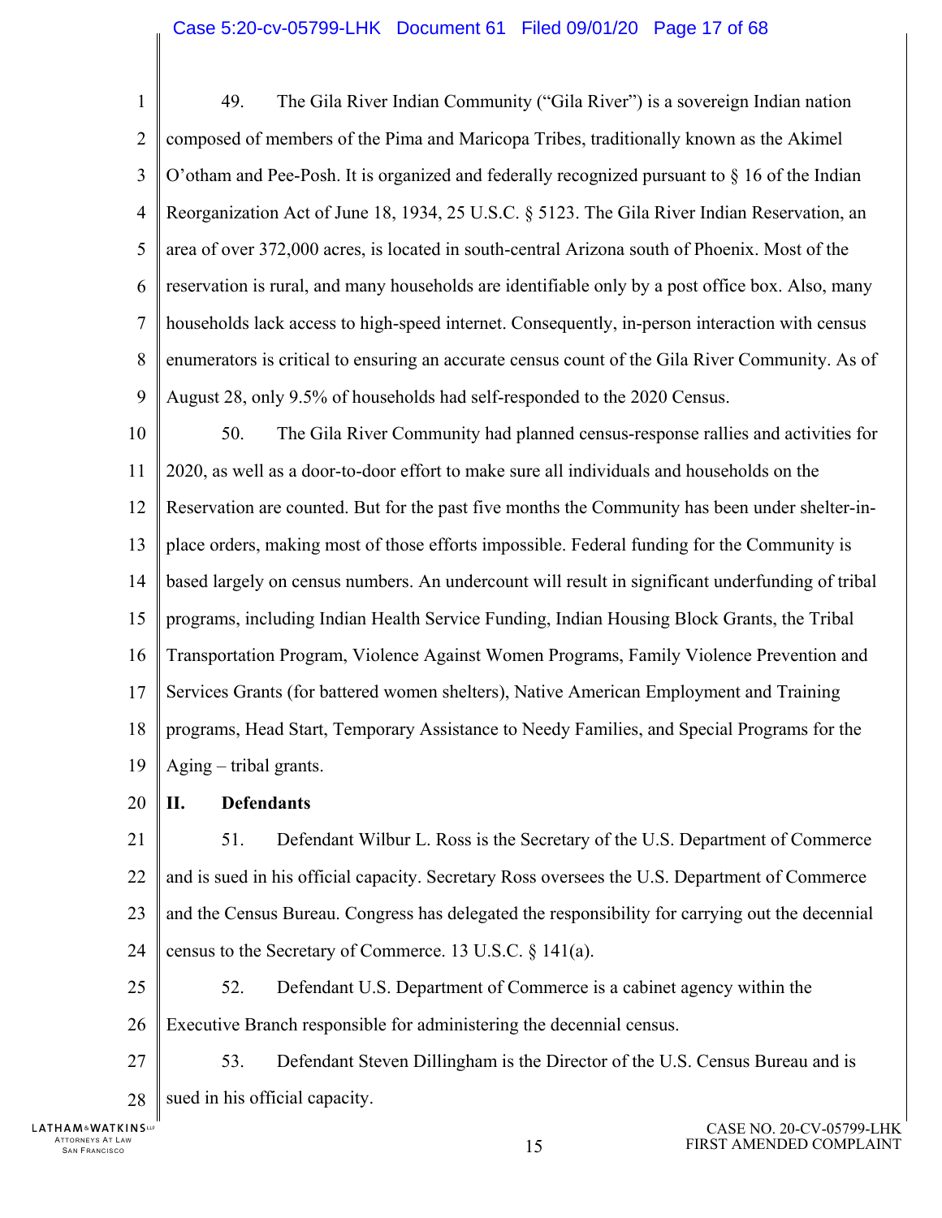49. The Gila River Indian Community ("Gila River") is a sovereign Indian nation composed of members of the Pima and Maricopa Tribes, traditionally known as the Akimel O'otham and Pee-Posh. It is organized and federally recognized pursuant to § 16 of the Indian Reorganization Act of June 18, 1934, 25 U.S.C. § 5123. The Gila River Indian Reservation, an area of over 372,000 acres, is located in south-central Arizona south of Phoenix. Most of the reservation is rural, and many households are identifiable only by a post office box. Also, many households lack access to high-speed internet. Consequently, in-person interaction with census enumerators is critical to ensuring an accurate census count of the Gila River Community. As of August 28, only 9.5% of households had self-responded to the 2020 Census.

50. The Gila River Community had planned census-response rallies and activities for 2020, as well as a door-to-door effort to make sure all individuals and households on the Reservation are counted. But for the past five months the Community has been under shelter-in-place orders, making most of those efforts impossible. Federal funding for the Community is based largely on census numbers. An undercount will result in significant underfunding of tribal programs, including Indian Health Service Funding, Indian Housing Block Grants, the Tribal Transportation Program, Violence Against Women Programs, Family Violence Prevention and Services Grants (for battered women shelters), Native American Employment and Training programs, Head Start, Temporary Assistance to Needy Families, and Special Programs for the Aging – tribal grants.

## II. Defendants

51. Defendant Wilbur L. Ross is the Secretary of the U.S. Department of Commerce and is sued in his official capacity. Secretary Ross oversees the U.S. Department of Commerce and the Census Bureau. Congress has delegated the responsibility for carrying out the decennial census to the Secretary of Commerce. 13 U.S.C. § 141(a).

52. Defendant U.S. Department of Commerce is a cabinet agency within the Executive Branch responsible for administering the decennial census.

53. Defendant Steven Dillingham is the Director of the U.S. Census Bureau and is sued in his official capacity.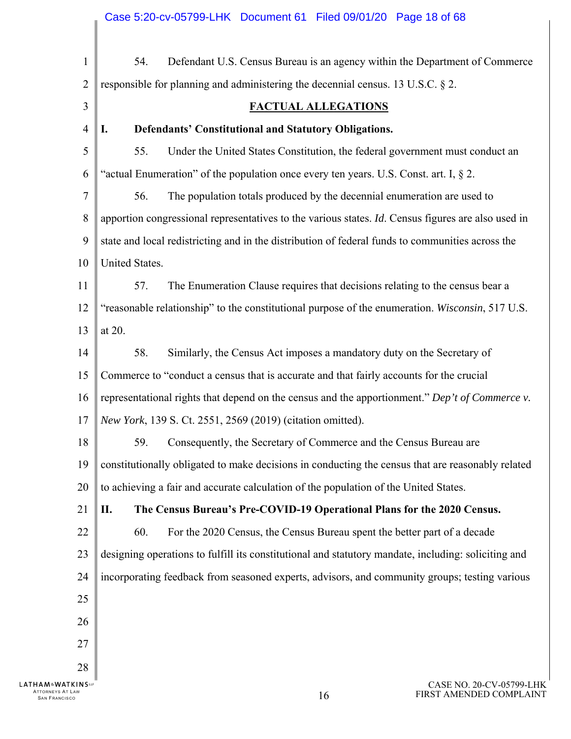54. Defendant U.S. Census Bureau is an agency within the Department of Commerce responsible for planning and administering the decennial census. 13 U.S.C. § 2.

## FACTUAL ALLEGATIONS

### I. Defendants' Constitutional and Statutory Obligations.

55. Under the United States Constitution, the federal government must conduct an "actual Enumeration" of the population once every ten years. U.S. Const. art. I, § 2.

56. The population totals produced by the decennial enumeration are used to apportion congressional representatives to the various states. *Id*. Census figures are also used in state and local redistricting and in the distribution of federal funds to communities across the United States.

57. The Enumeration Clause requires that decisions relating to the census bear a "reasonable relationship" to the constitutional purpose of the enumeration. *Wisconsin*, 517 U.S. at 20.

58. Similarly, the Census Act imposes a mandatory duty on the Secretary of Commerce to "conduct a census that is accurate and that fairly accounts for the crucial representational rights that depend on the census and the apportionment." *Dep't of Commerce v. New York*, 139 S. Ct. 2551, 2569 (2019) (citation omitted).

59. Consequently, the Secretary of Commerce and the Census Bureau are constitutionally obligated to make decisions in conducting the census that are reasonably related to achieving a fair and accurate calculation of the population of the United States.

### II. The Census Bureau's Pre-COVID-19 Operational Plans for the 2020 Census.

60. For the 2020 Census, the Census Bureau spent the better part of a decade designing operations to fulfill its constitutional and statutory mandate, including: soliciting and incorporating feedback from seasoned experts, advisors, and community groups; testing various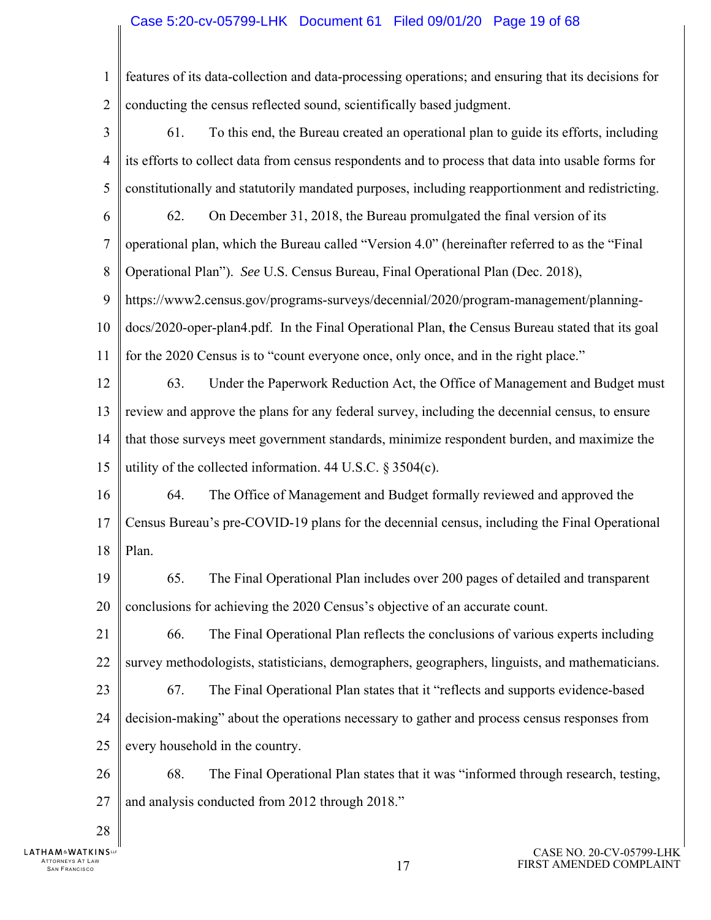features of its data-collection and data-processing operations; and ensuring that its decisions for conducting the census reflected sound, scientifically based judgment.

61. To this end, the Bureau created an operational plan to guide its efforts, including its efforts to collect data from census respondents and to process that data into usable forms for constitutionally and statutorily mandated purposes, including reapportionment and redistricting.

62. On December 31, 2018, the Bureau promulgated the final version of its operational plan, which the Bureau called "Version 4.0" (hereinafter referred to as the "Final Operational Plan"). *See* U.S. Census Bureau, Final Operational Plan (Dec. 2018), https://www2.census.gov/programs-surveys/decennial/2020/program-management/planning-docs/2020-oper-plan4.pdf. In the Final Operational Plan, the Census Bureau stated that its goal for the 2020 Census is to "count everyone once, only once, and in the right place."

63. Under the Paperwork Reduction Act, the Office of Management and Budget must review and approve the plans for any federal survey, including the decennial census, to ensure that those surveys meet government standards, minimize respondent burden, and maximize the utility of the collected information. 44 U.S.C. § 3504(c).

64. The Office of Management and Budget formally reviewed and approved the Census Bureau's pre-COVID-19 plans for the decennial census, including the Final Operational Plan.

65. The Final Operational Plan includes over 200 pages of detailed and transparent conclusions for achieving the 2020 Census's objective of an accurate count.

66. The Final Operational Plan reflects the conclusions of various experts including survey methodologists, statisticians, demographers, geographers, linguists, and mathematicians.

67. The Final Operational Plan states that it "reflects and supports evidence-based decision-making" about the operations necessary to gather and process census responses from every household in the country.

68. The Final Operational Plan states that it was "informed through research, testing, and analysis conducted from 2012 through 2018."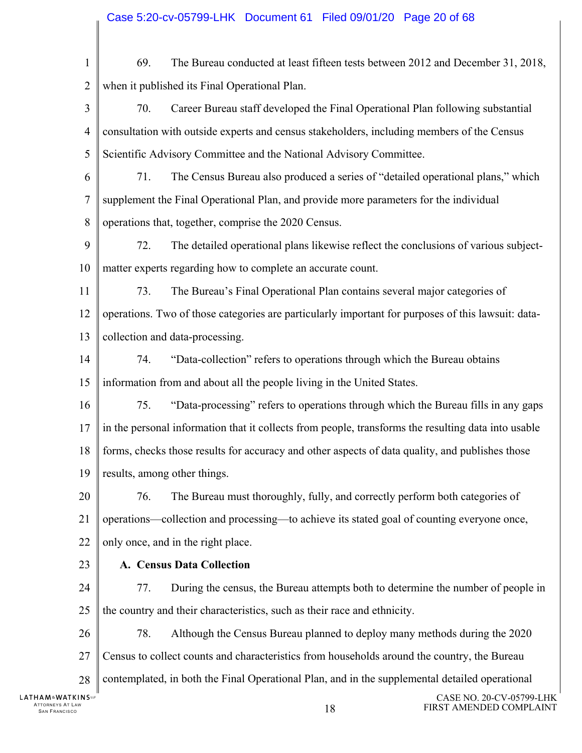69. The Bureau conducted at least fifteen tests between 2012 and December 31, 2018, when it published its Final Operational Plan.

70. Career Bureau staff developed the Final Operational Plan following substantial consultation with outside experts and census stakeholders, including members of the Census Scientific Advisory Committee and the National Advisory Committee.

71. The Census Bureau also produced a series of "detailed operational plans," which supplement the Final Operational Plan, and provide more parameters for the individual operations that, together, comprise the 2020 Census.

72. The detailed operational plans likewise reflect the conclusions of various subject-matter experts regarding how to complete an accurate count.

73. The Bureau's Final Operational Plan contains several major categories of operations. Two of those categories are particularly important for purposes of this lawsuit: data-collection and data-processing.

74. "Data-collection" refers to operations through which the Bureau obtains information from and about all the people living in the United States.

75. "Data-processing" refers to operations through which the Bureau fills in any gaps in the personal information that it collects from people, transforms the resulting data into usable forms, checks those results for accuracy and other aspects of data quality, and publishes those results, among other things.

76. The Bureau must thoroughly, fully, and correctly perform both categories of operations—collection and processing—to achieve its stated goal of counting everyone once, only once, and in the right place.

**A. Census Data Collection**

77. During the census, the Bureau attempts both to determine the number of people in the country and their characteristics, such as their race and ethnicity.

78. Although the Census Bureau planned to deploy many methods during the 2020 Census to collect counts and characteristics from households around the country, the Bureau contemplated, in both the Final Operational Plan, and in the supplemental detailed operational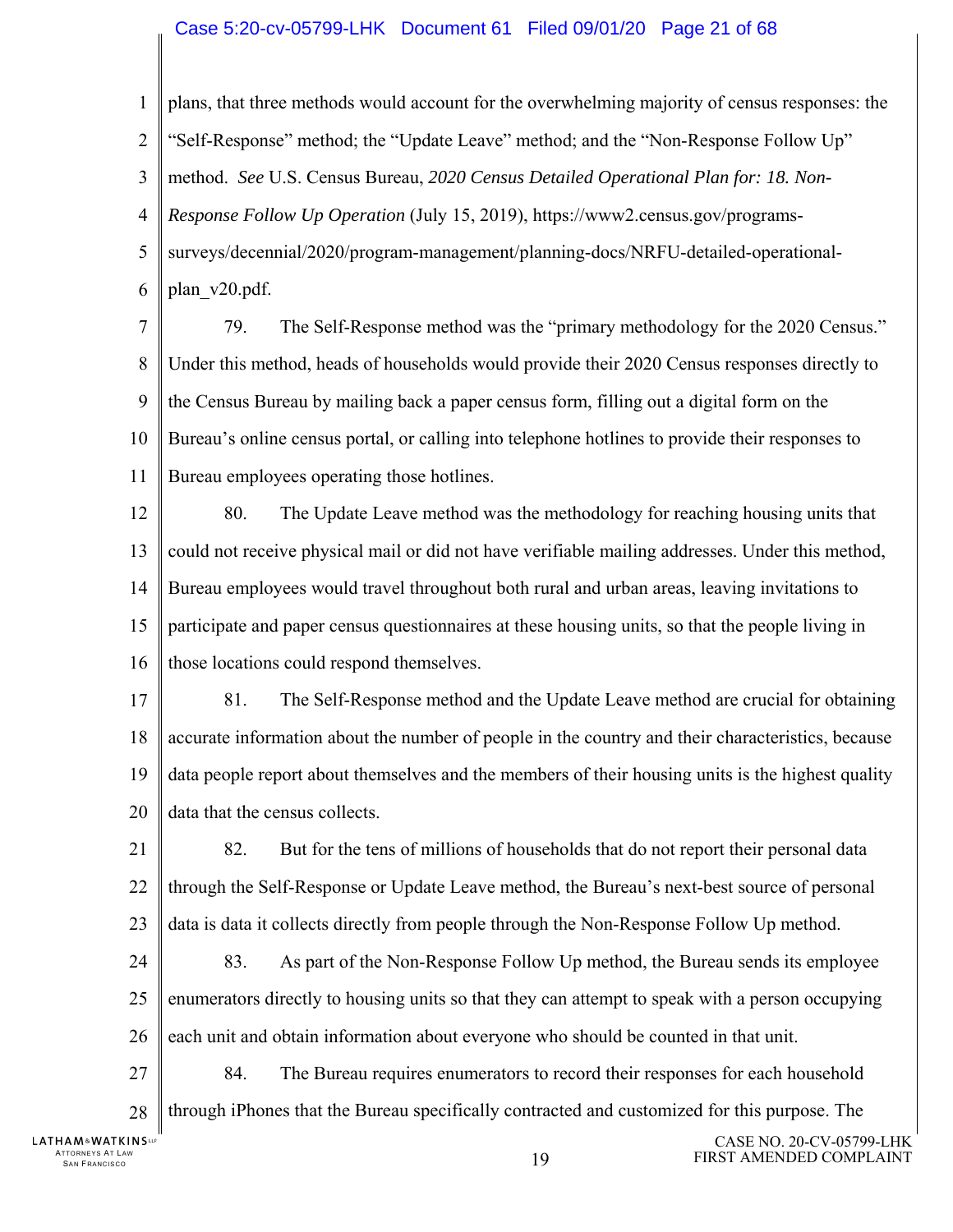plans, that three methods would account for the overwhelming majority of census responses: the "Self-Response" method; the "Update Leave" method; and the "Non-Response Follow Up" method. *See* U.S. Census Bureau, *2020 Census Detailed Operational Plan for: 18. Non-Response Follow Up Operation* (July 15, 2019), https://www2.census.gov/programs-surveys/decennial/2020/program-management/planning-docs/NRFU-detailed-operational-plan_v20.pdf.

79. The Self-Response method was the "primary methodology for the 2020 Census." Under this method, heads of households would provide their 2020 Census responses directly to the Census Bureau by mailing back a paper census form, filling out a digital form on the Bureau's online census portal, or calling into telephone hotlines to provide their responses to Bureau employees operating those hotlines.

80. The Update Leave method was the methodology for reaching housing units that could not receive physical mail or did not have verifiable mailing addresses. Under this method, Bureau employees would travel throughout both rural and urban areas, leaving invitations to participate and paper census questionnaires at these housing units, so that the people living in those locations could respond themselves.

81. The Self-Response method and the Update Leave method are crucial for obtaining accurate information about the number of people in the country and their characteristics, because data people report about themselves and the members of their housing units is the highest quality data that the census collects.

82. But for the tens of millions of households that do not report their personal data through the Self-Response or Update Leave method, the Bureau's next-best source of personal data is data it collects directly from people through the Non-Response Follow Up method.

83. As part of the Non-Response Follow Up method, the Bureau sends its employee enumerators directly to housing units so that they can attempt to speak with a person occupying each unit and obtain information about everyone who should be counted in that unit.

84. The Bureau requires enumerators to record their responses for each household through iPhones that the Bureau specifically contracted and customized for this purpose. The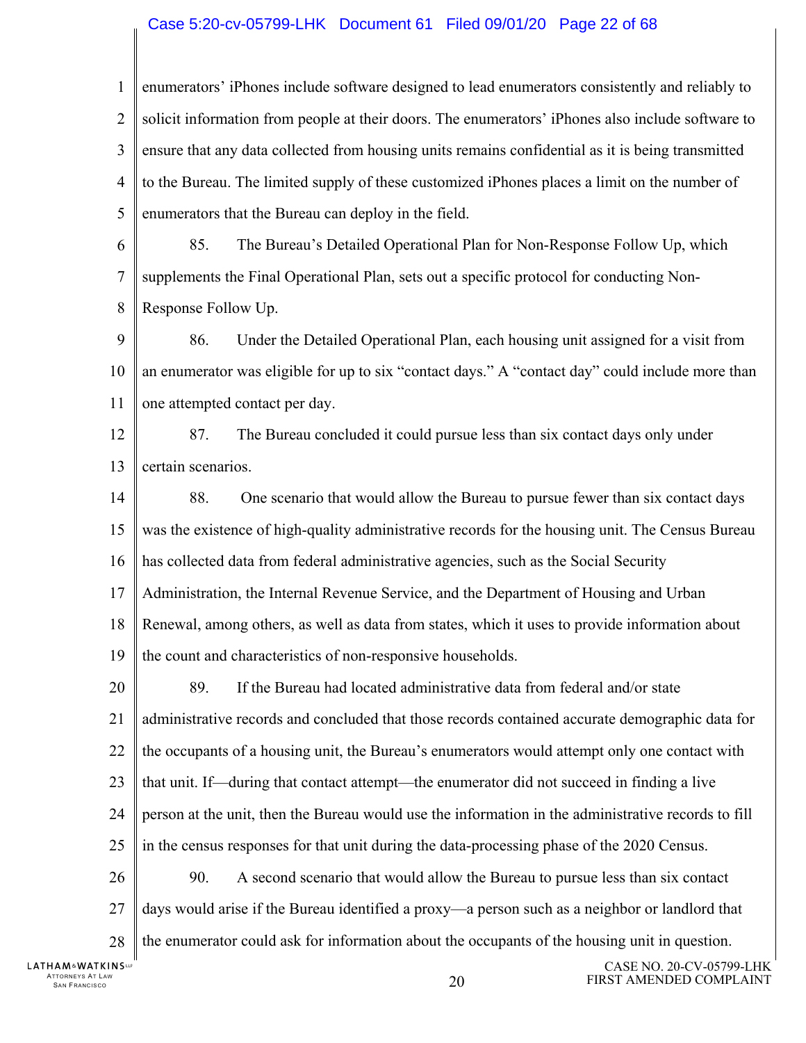enumerators' iPhones include software designed to lead enumerators consistently and reliably to solicit information from people at their doors. The enumerators' iPhones also include software to ensure that any data collected from housing units remains confidential as it is being transmitted to the Bureau. The limited supply of these customized iPhones places a limit on the number of enumerators that the Bureau can deploy in the field.

85. The Bureau's Detailed Operational Plan for Non-Response Follow Up, which supplements the Final Operational Plan, sets out a specific protocol for conducting Non-Response Follow Up.

86. Under the Detailed Operational Plan, each housing unit assigned for a visit from an enumerator was eligible for up to six "contact days." A "contact day" could include more than one attempted contact per day.

87. The Bureau concluded it could pursue less than six contact days only under certain scenarios.

88. One scenario that would allow the Bureau to pursue fewer than six contact days was the existence of high-quality administrative records for the housing unit. The Census Bureau has collected data from federal administrative agencies, such as the Social Security Administration, the Internal Revenue Service, and the Department of Housing and Urban Renewal, among others, as well as data from states, which it uses to provide information about the count and characteristics of non-responsive households.

89. If the Bureau had located administrative data from federal and/or state administrative records and concluded that those records contained accurate demographic data for the occupants of a housing unit, the Bureau's enumerators would attempt only one contact with that unit. If—during that contact attempt—the enumerator did not succeed in finding a live person at the unit, then the Bureau would use the information in the administrative records to fill in the census responses for that unit during the data-processing phase of the 2020 Census.

90. A second scenario that would allow the Bureau to pursue less than six contact days would arise if the Bureau identified a proxy—a person such as a neighbor or landlord that the enumerator could ask for information about the occupants of the housing unit in question.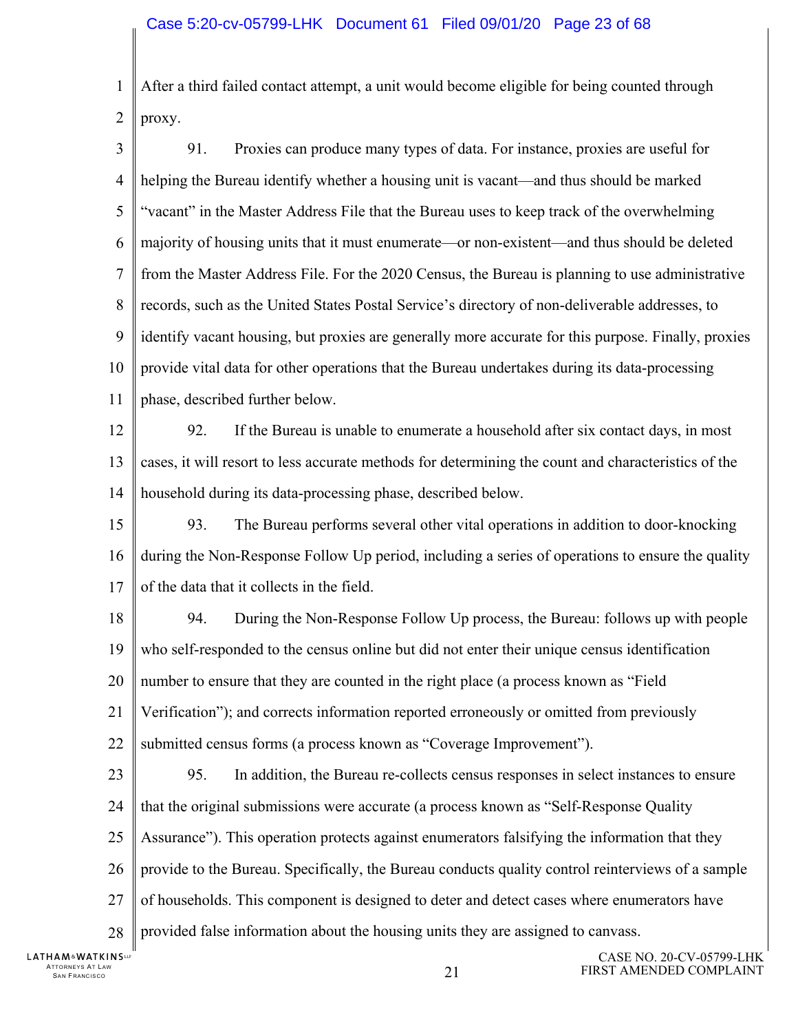After a third failed contact attempt, a unit would become eligible for being counted through proxy.

91. Proxies can produce many types of data. For instance, proxies are useful for helping the Bureau identify whether a housing unit is vacant—and thus should be marked "vacant" in the Master Address File that the Bureau uses to keep track of the overwhelming majority of housing units that it must enumerate—or non-existent—and thus should be deleted from the Master Address File. For the 2020 Census, the Bureau is planning to use administrative records, such as the United States Postal Service's directory of non-deliverable addresses, to identify vacant housing, but proxies are generally more accurate for this purpose. Finally, proxies provide vital data for other operations that the Bureau undertakes during its data-processing phase, described further below.

92. If the Bureau is unable to enumerate a household after six contact days, in most cases, it will resort to less accurate methods for determining the count and characteristics of the household during its data-processing phase, described below.

93. The Bureau performs several other vital operations in addition to door-knocking during the Non-Response Follow Up period, including a series of operations to ensure the quality of the data that it collects in the field.

94. During the Non-Response Follow Up process, the Bureau: follows up with people who self-responded to the census online but did not enter their unique census identification number to ensure that they are counted in the right place (a process known as "Field Verification"); and corrects information reported erroneously or omitted from previously submitted census forms (a process known as "Coverage Improvement").

95. In addition, the Bureau re-collects census responses in select instances to ensure that the original submissions were accurate (a process known as "Self-Response Quality Assurance"). This operation protects against enumerators falsifying the information that they provide to the Bureau. Specifically, the Bureau conducts quality control reinterviews of a sample of households. This component is designed to deter and detect cases where enumerators have provided false information about the housing units they are assigned to canvass.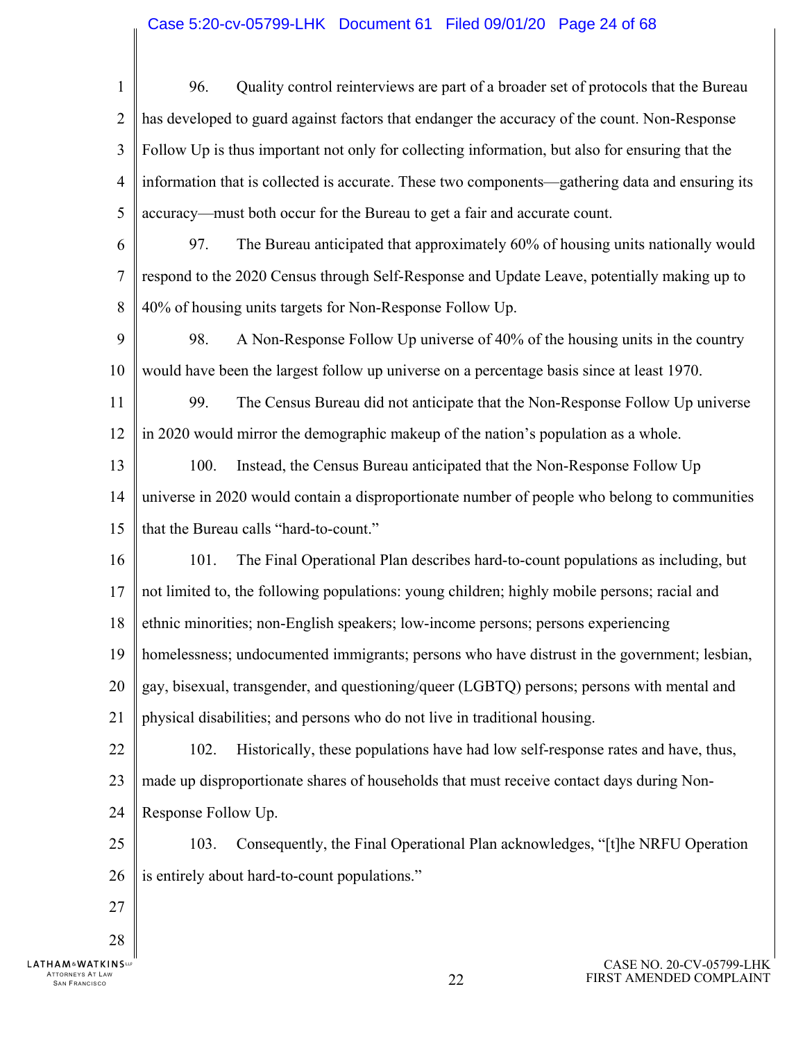96. Quality control reinterviews are part of a broader set of protocols that the Bureau has developed to guard against factors that endanger the accuracy of the count. Non-Response Follow Up is thus important not only for collecting information, but also for ensuring that the information that is collected is accurate. These two components—gathering data and ensuring its accuracy—must both occur for the Bureau to get a fair and accurate count.

97. The Bureau anticipated that approximately 60% of housing units nationally would respond to the 2020 Census through Self-Response and Update Leave, potentially making up to 40% of housing units targets for Non-Response Follow Up.

98. A Non-Response Follow Up universe of 40% of the housing units in the country would have been the largest follow up universe on a percentage basis since at least 1970.

99. The Census Bureau did not anticipate that the Non-Response Follow Up universe in 2020 would mirror the demographic makeup of the nation's population as a whole.

100. Instead, the Census Bureau anticipated that the Non-Response Follow Up universe in 2020 would contain a disproportionate number of people who belong to communities that the Bureau calls "hard-to-count."

101. The Final Operational Plan describes hard-to-count populations as including, but not limited to, the following populations: young children; highly mobile persons; racial and ethnic minorities; non-English speakers; low-income persons; persons experiencing homelessness; undocumented immigrants; persons who have distrust in the government; lesbian, gay, bisexual, transgender, and questioning/queer (LGBTQ) persons; persons with mental and physical disabilities; and persons who do not live in traditional housing.

102. Historically, these populations have had low self-response rates and have, thus, made up disproportionate shares of households that must receive contact days during Non-Response Follow Up.

103. Consequently, the Final Operational Plan acknowledges, "[t]he NRFU Operation is entirely about hard-to-count populations."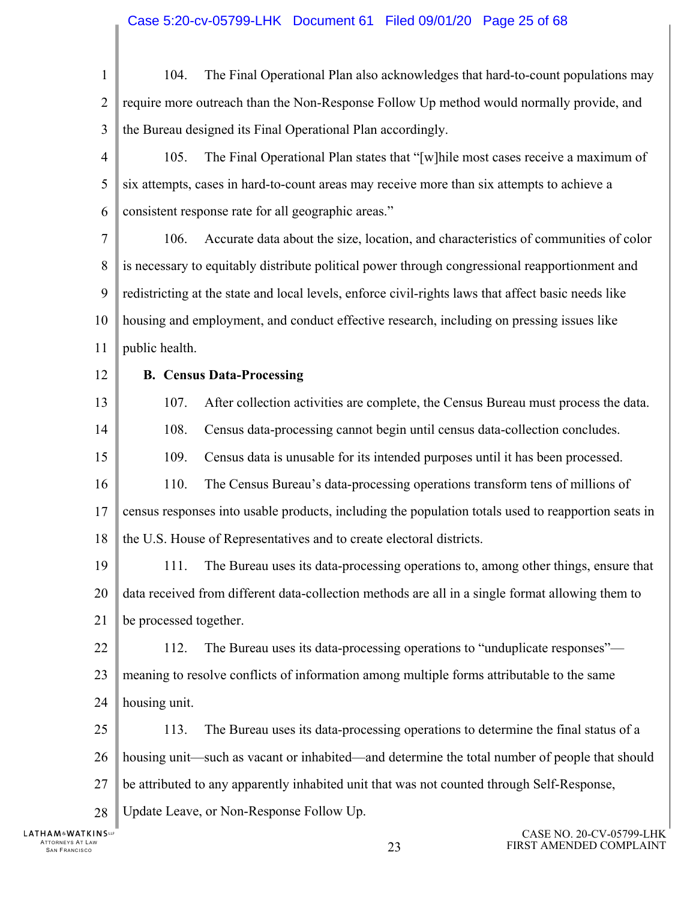104. The Final Operational Plan also acknowledges that hard-to-count populations may require more outreach than the Non-Response Follow Up method would normally provide, and the Bureau designed its Final Operational Plan accordingly.

105. The Final Operational Plan states that "[w]hile most cases receive a maximum of six attempts, cases in hard-to-count areas may receive more than six attempts to achieve a consistent response rate for all geographic areas."

106. Accurate data about the size, location, and characteristics of communities of color is necessary to equitably distribute political power through congressional reapportionment and redistricting at the state and local levels, enforce civil-rights laws that affect basic needs like housing and employment, and conduct effective research, including on pressing issues like public health.

**B. Census Data-Processing**

107. After collection activities are complete, the Census Bureau must process the data.

108. Census data-processing cannot begin until census data-collection concludes.

109. Census data is unusable for its intended purposes until it has been processed.

110. The Census Bureau's data-processing operations transform tens of millions of census responses into usable products, including the population totals used to reapportion seats in the U.S. House of Representatives and to create electoral districts.

111. The Bureau uses its data-processing operations to, among other things, ensure that data received from different data-collection methods are all in a single format allowing them to be processed together.

112. The Bureau uses its data-processing operations to "unduplicate responses"—meaning to resolve conflicts of information among multiple forms attributable to the same housing unit.

113. The Bureau uses its data-processing operations to determine the final status of a housing unit—such as vacant or inhabited—and determine the total number of people that should be attributed to any apparently inhabited unit that was not counted through Self-Response, Update Leave, or Non-Response Follow Up.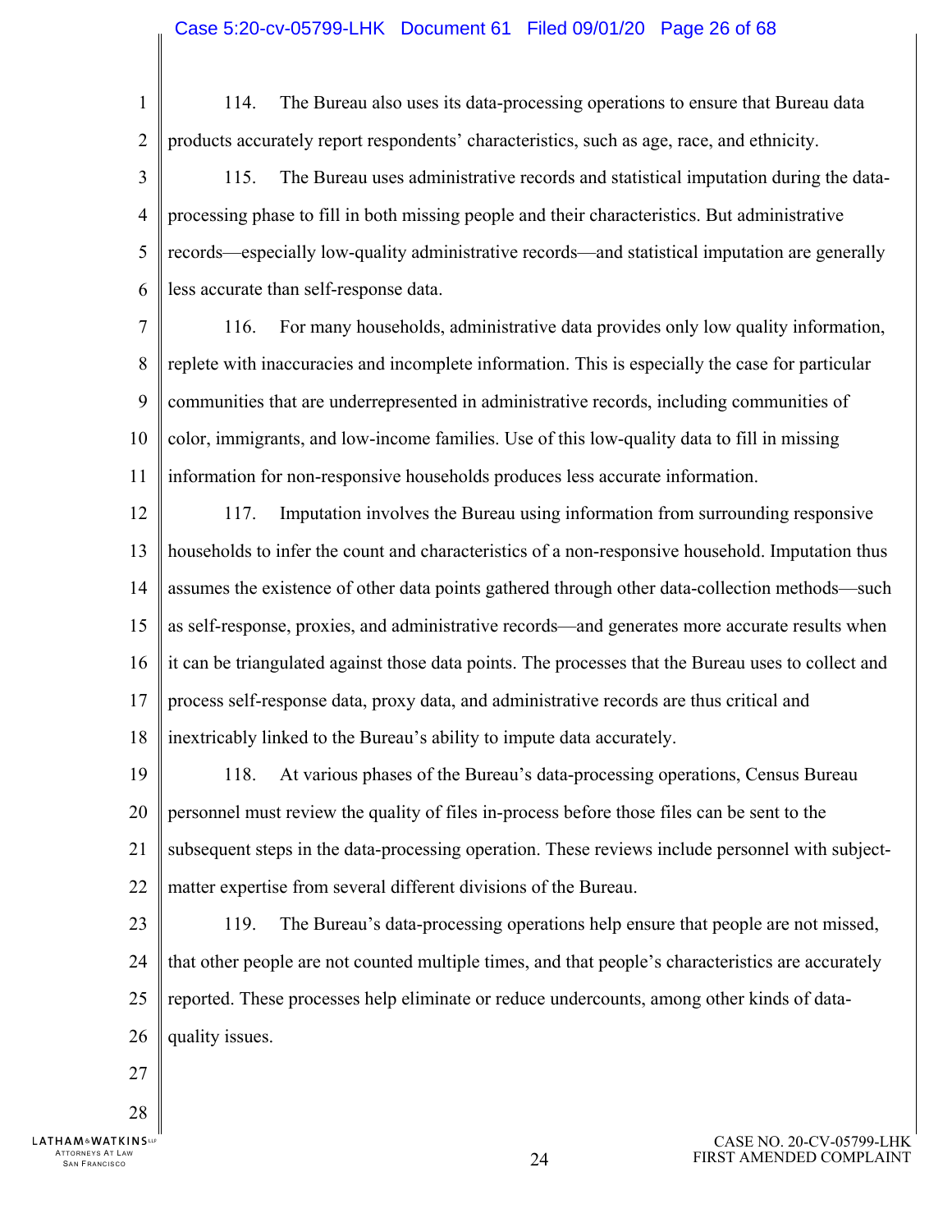114. The Bureau also uses its data-processing operations to ensure that Bureau data products accurately report respondents' characteristics, such as age, race, and ethnicity.

115. The Bureau uses administrative records and statistical imputation during the data-processing phase to fill in both missing people and their characteristics. But administrative records—especially low-quality administrative records—and statistical imputation are generally less accurate than self-response data.

116. For many households, administrative data provides only low quality information, replete with inaccuracies and incomplete information. This is especially the case for particular communities that are underrepresented in administrative records, including communities of color, immigrants, and low-income families. Use of this low-quality data to fill in missing information for non-responsive households produces less accurate information.

117. Imputation involves the Bureau using information from surrounding responsive households to infer the count and characteristics of a non-responsive household. Imputation thus assumes the existence of other data points gathered through other data-collection methods—such as self-response, proxies, and administrative records—and generates more accurate results when it can be triangulated against those data points. The processes that the Bureau uses to collect and process self-response data, proxy data, and administrative records are thus critical and inextricably linked to the Bureau's ability to impute data accurately.

118. At various phases of the Bureau's data-processing operations, Census Bureau personnel must review the quality of files in-process before those files can be sent to the subsequent steps in the data-processing operation. These reviews include personnel with subject-matter expertise from several different divisions of the Bureau.

119. The Bureau's data-processing operations help ensure that people are not missed, that other people are not counted multiple times, and that people's characteristics are accurately reported. These processes help eliminate or reduce undercounts, among other kinds of data-quality issues.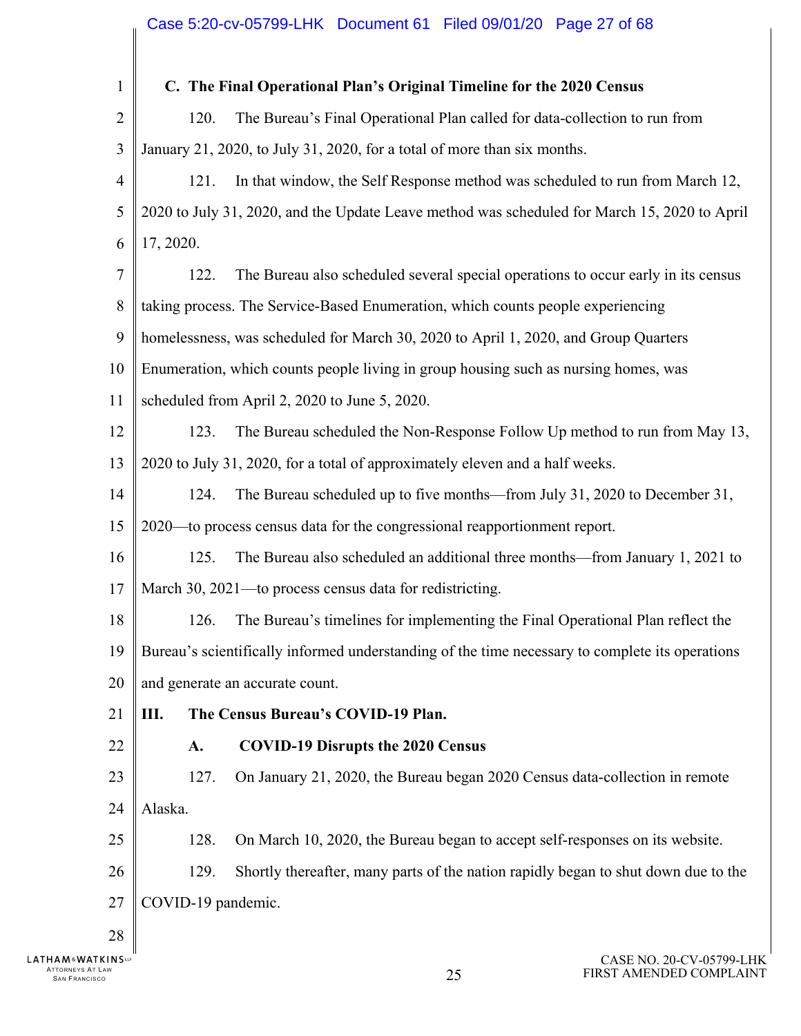### C. The Final Operational Plan's Original Timeline for the 2020 Census

120. The Bureau's Final Operational Plan called for data-collection to run from January 21, 2020, to July 31, 2020, for a total of more than six months.

121. In that window, the Self Response method was scheduled to run from March 12, 2020 to July 31, 2020, and the Update Leave method was scheduled for March 15, 2020 to April 17, 2020.

122. The Bureau also scheduled several special operations to occur early in its census taking process. The Service-Based Enumeration, which counts people experiencing homelessness, was scheduled for March 30, 2020 to April 1, 2020, and Group Quarters Enumeration, which counts people living in group housing such as nursing homes, was scheduled from April 2, 2020 to June 5, 2020.

123. The Bureau scheduled the Non-Response Follow Up method to run from May 13, 2020 to July 31, 2020, for a total of approximately eleven and a half weeks.

124. The Bureau scheduled up to five months—from July 31, 2020 to December 31, 2020—to process census data for the congressional reapportionment report.

125. The Bureau also scheduled an additional three months—from January 1, 2021 to March 30, 2021—to process census data for redistricting.

126. The Bureau's timelines for implementing the Final Operational Plan reflect the Bureau's scientifically informed understanding of the time necessary to complete its operations and generate an accurate count.

## III. The Census Bureau's COVID-19 Plan.

### A. COVID-19 Disrupts the 2020 Census

127. On January 21, 2020, the Bureau began 2020 Census data-collection in remote Alaska.

128. On March 10, 2020, the Bureau began to accept self-responses on its website.

129. Shortly thereafter, many parts of the nation rapidly began to shut down due to the COVID-19 pandemic.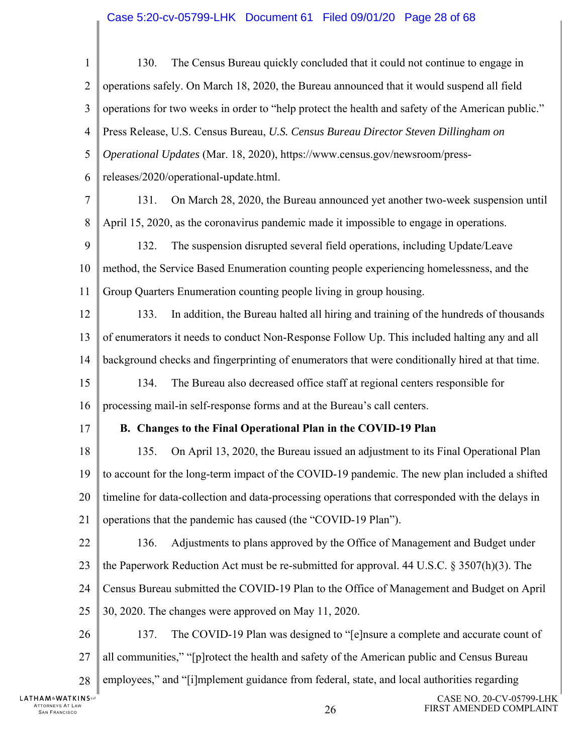130. The Census Bureau quickly concluded that it could not continue to engage in operations safely. On March 18, 2020, the Bureau announced that it would suspend all field operations for two weeks in order to "help protect the health and safety of the American public." Press Release, U.S. Census Bureau, *U.S. Census Bureau Director Steven Dillingham on Operational Updates* (Mar. 18, 2020), https://www.census.gov/newsroom/press-releases/2020/operational-update.html.

131. On March 28, 2020, the Bureau announced yet another two-week suspension until April 15, 2020, as the coronavirus pandemic made it impossible to engage in operations.

132. The suspension disrupted several field operations, including Update/Leave method, the Service Based Enumeration counting people experiencing homelessness, and the Group Quarters Enumeration counting people living in group housing.

133. In addition, the Bureau halted all hiring and training of the hundreds of thousands of enumerators it needs to conduct Non-Response Follow Up. This included halting any and all background checks and fingerprinting of enumerators that were conditionally hired at that time.

134. The Bureau also decreased office staff at regional centers responsible for processing mail-in self-response forms and at the Bureau's call centers.

**B. Changes to the Final Operational Plan in the COVID-19 Plan**

135. On April 13, 2020, the Bureau issued an adjustment to its Final Operational Plan to account for the long-term impact of the COVID-19 pandemic. The new plan included a shifted timeline for data-collection and data-processing operations that corresponded with the delays in operations that the pandemic has caused (the "COVID-19 Plan").

136. Adjustments to plans approved by the Office of Management and Budget under the Paperwork Reduction Act must be re-submitted for approval. 44 U.S.C. § 3507(h)(3). The Census Bureau submitted the COVID-19 Plan to the Office of Management and Budget on April 30, 2020. The changes were approved on May 11, 2020.

137. The COVID-19 Plan was designed to "[e]nsure a complete and accurate count of all communities," "[p]rotect the health and safety of the American public and Census Bureau employees," and "[i]mplement guidance from federal, state, and local authorities regarding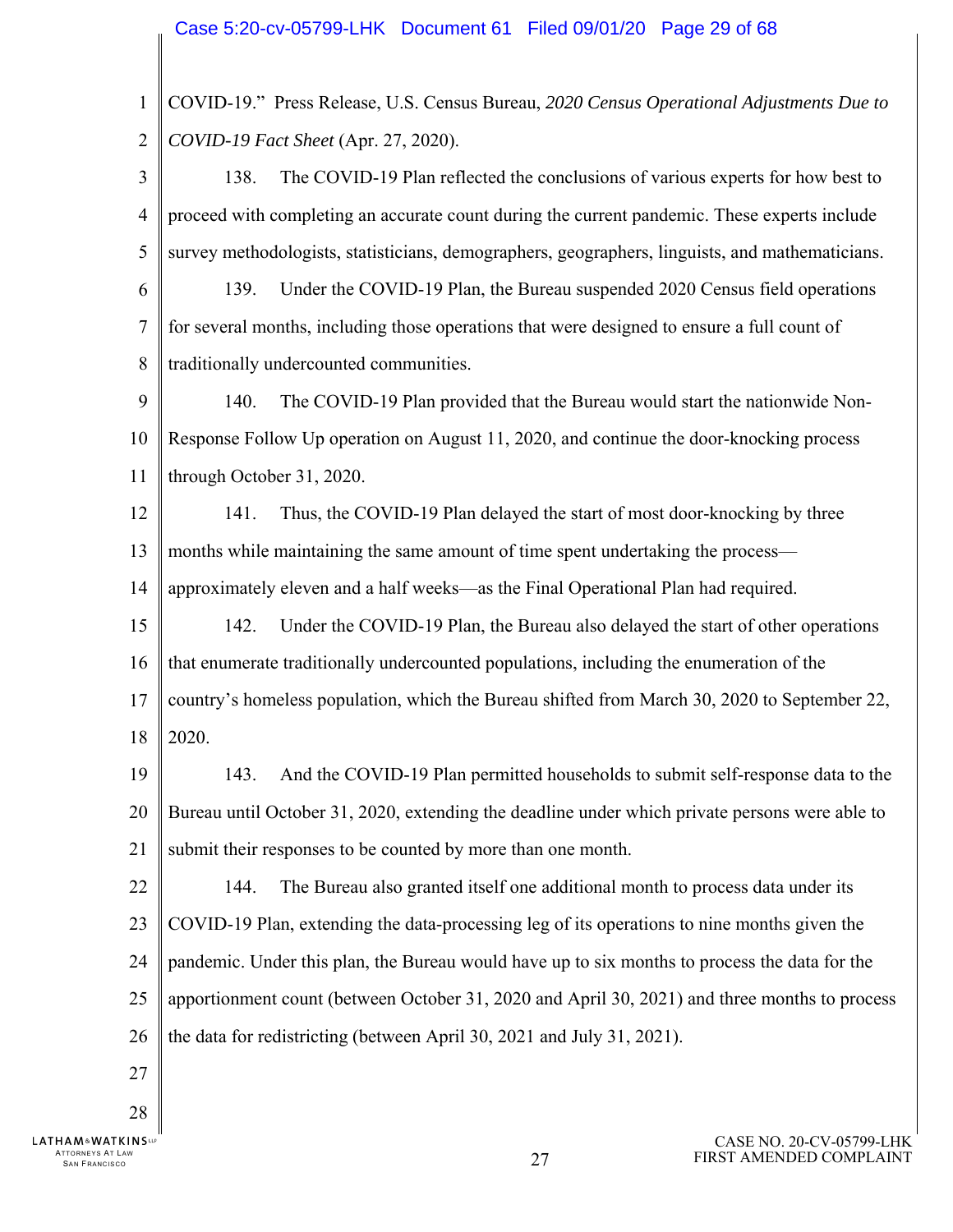COVID-19." Press Release, U.S. Census Bureau, *2020 Census Operational Adjustments Due to COVID-19 Fact Sheet* (Apr. 27, 2020).

138. The COVID-19 Plan reflected the conclusions of various experts for how best to proceed with completing an accurate count during the current pandemic. These experts include survey methodologists, statisticians, demographers, geographers, linguists, and mathematicians.

139. Under the COVID-19 Plan, the Bureau suspended 2020 Census field operations for several months, including those operations that were designed to ensure a full count of traditionally undercounted communities.

140. The COVID-19 Plan provided that the Bureau would start the nationwide Non-Response Follow Up operation on August 11, 2020, and continue the door-knocking process through October 31, 2020.

141. Thus, the COVID-19 Plan delayed the start of most door-knocking by three months while maintaining the same amount of time spent undertaking the process—approximately eleven and a half weeks—as the Final Operational Plan had required.

142. Under the COVID-19 Plan, the Bureau also delayed the start of other operations that enumerate traditionally undercounted populations, including the enumeration of the country's homeless population, which the Bureau shifted from March 30, 2020 to September 22, 2020.

143. And the COVID-19 Plan permitted households to submit self-response data to the Bureau until October 31, 2020, extending the deadline under which private persons were able to submit their responses to be counted by more than one month.

144. The Bureau also granted itself one additional month to process data under its COVID-19 Plan, extending the data-processing leg of its operations to nine months given the pandemic. Under this plan, the Bureau would have up to six months to process the data for the apportionment count (between October 31, 2020 and April 30, 2021) and three months to process the data for redistricting (between April 30, 2021 and July 31, 2021).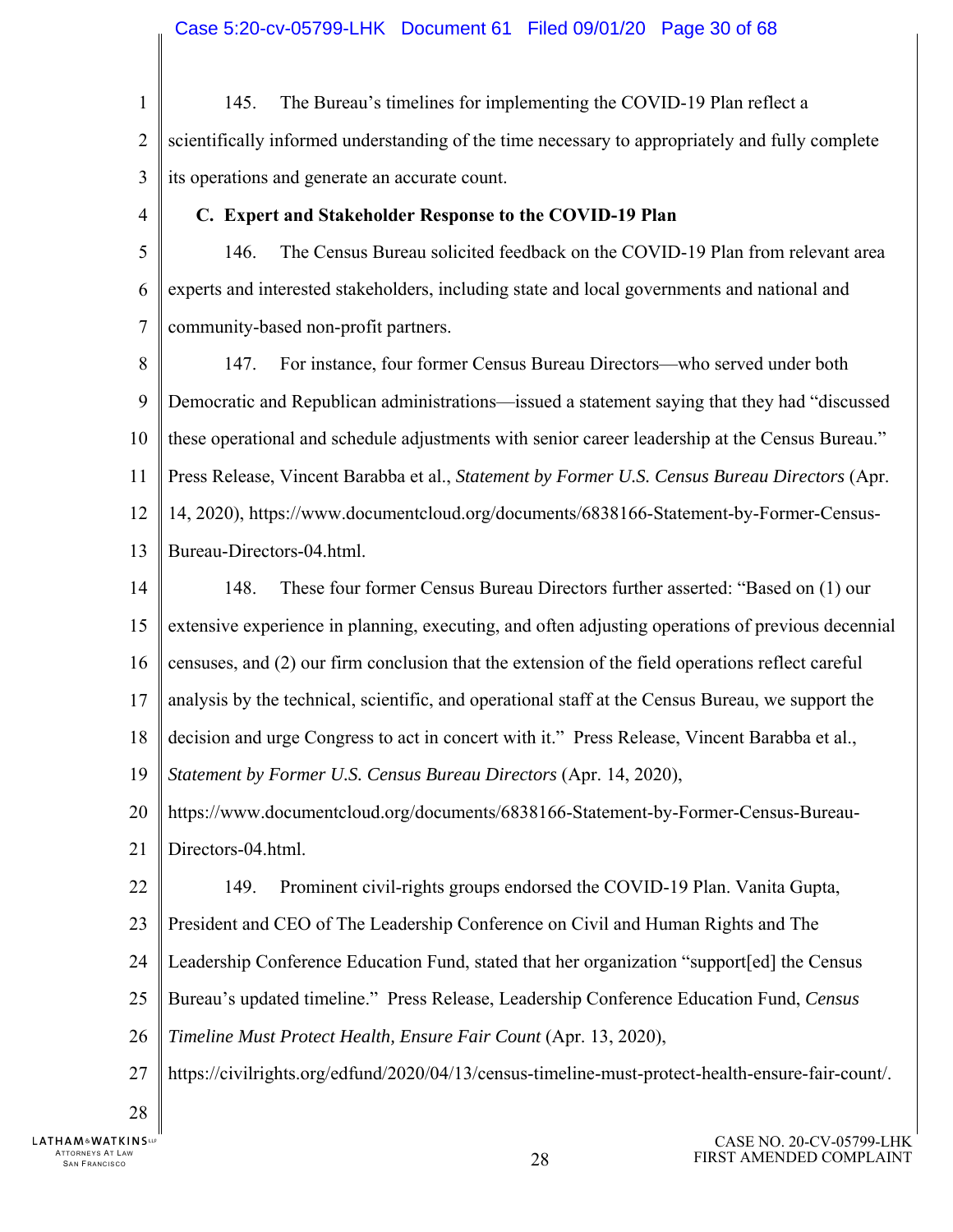145. The Bureau's timelines for implementing the COVID-19 Plan reflect a scientifically informed understanding of the time necessary to appropriately and fully complete its operations and generate an accurate count.

### C. Expert and Stakeholder Response to the COVID-19 Plan

146. The Census Bureau solicited feedback on the COVID-19 Plan from relevant area experts and interested stakeholders, including state and local governments and national and community-based non-profit partners.

147. For instance, four former Census Bureau Directors—who served under both Democratic and Republican administrations—issued a statement saying that they had "discussed these operational and schedule adjustments with senior career leadership at the Census Bureau." Press Release, Vincent Barabba et al., *Statement by Former U.S. Census Bureau Directors* (Apr. 14, 2020), https://www.documentcloud.org/documents/6838166-Statement-by-Former-Census-Bureau-Directors-04.html.

148. These four former Census Bureau Directors further asserted: "Based on (1) our extensive experience in planning, executing, and often adjusting operations of previous decennial censuses, and (2) our firm conclusion that the extension of the field operations reflect careful analysis by the technical, scientific, and operational staff at the Census Bureau, we support the decision and urge Congress to act in concert with it." Press Release, Vincent Barabba et al., *Statement by Former U.S. Census Bureau Directors* (Apr. 14, 2020), https://www.documentcloud.org/documents/6838166-Statement-by-Former-Census-Bureau-Directors-04.html.

149. Prominent civil-rights groups endorsed the COVID-19 Plan. Vanita Gupta, President and CEO of The Leadership Conference on Civil and Human Rights and The Leadership Conference Education Fund, stated that her organization "support[ed] the Census Bureau's updated timeline." Press Release, Leadership Conference Education Fund, *Census Timeline Must Protect Health, Ensure Fair Count* (Apr. 13, 2020), https://civilrights.org/edfund/2020/04/13/census-timeline-must-protect-health-ensure-fair-count/.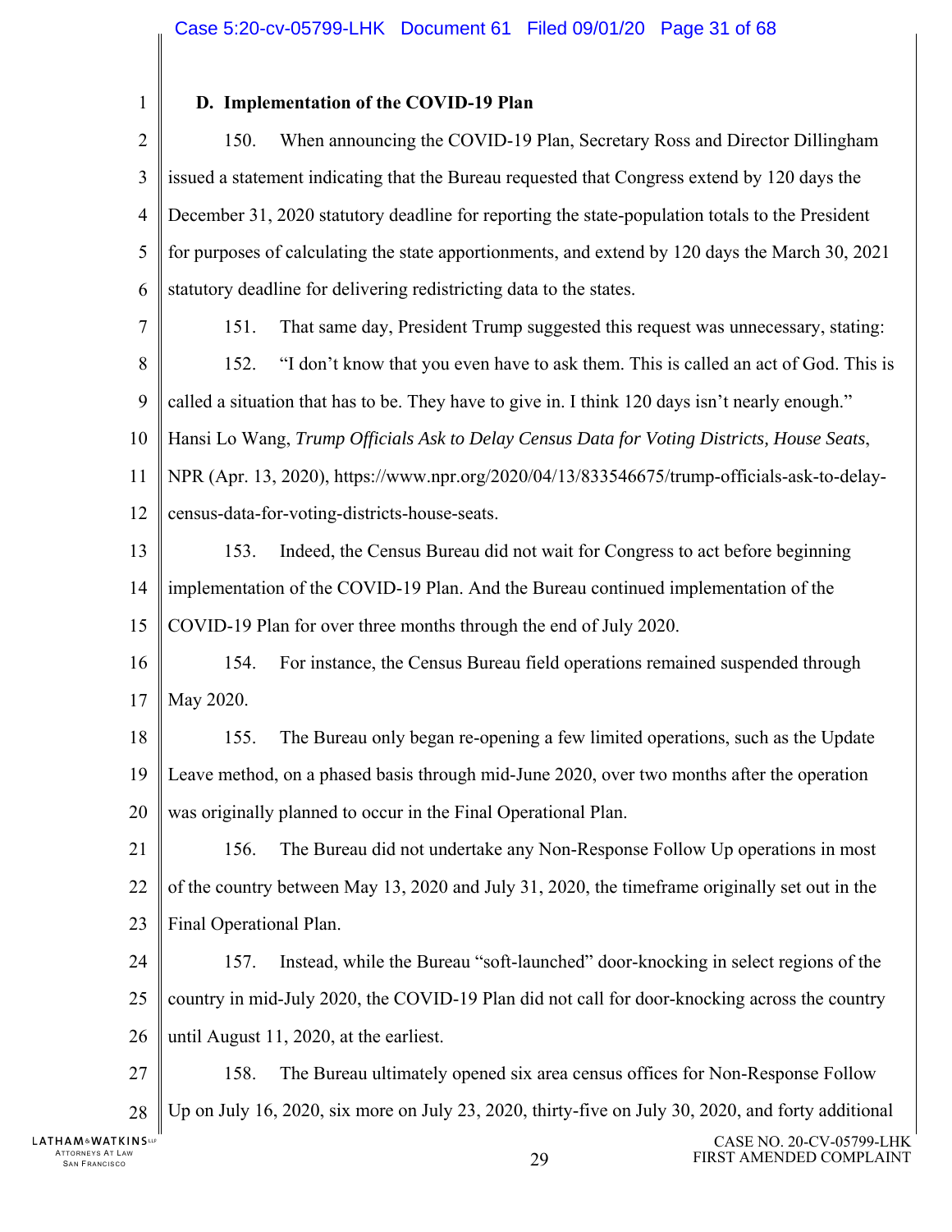### D. Implementation of the COVID-19 Plan

150. When announcing the COVID-19 Plan, Secretary Ross and Director Dillingham issued a statement indicating that the Bureau requested that Congress extend by 120 days the December 31, 2020 statutory deadline for reporting the state-population totals to the President for purposes of calculating the state apportionments, and extend by 120 days the March 30, 2021 statutory deadline for delivering redistricting data to the states.

151. That same day, President Trump suggested this request was unnecessary, stating:

152. "I don't know that you even have to ask them. This is called an act of God. This is called a situation that has to be. They have to give in. I think 120 days isn't nearly enough." Hansi Lo Wang, *Trump Officials Ask to Delay Census Data for Voting Districts, House Seats*, NPR (Apr. 13, 2020), https://www.npr.org/2020/04/13/833546675/trump-officials-ask-to-delay-census-data-for-voting-districts-house-seats.

153. Indeed, the Census Bureau did not wait for Congress to act before beginning implementation of the COVID-19 Plan. And the Bureau continued implementation of the COVID-19 Plan for over three months through the end of July 2020.

154. For instance, the Census Bureau field operations remained suspended through May 2020.

155. The Bureau only began re-opening a few limited operations, such as the Update Leave method, on a phased basis through mid-June 2020, over two months after the operation was originally planned to occur in the Final Operational Plan.

156. The Bureau did not undertake any Non-Response Follow Up operations in most of the country between May 13, 2020 and July 31, 2020, the timeframe originally set out in the Final Operational Plan.

157. Instead, while the Bureau "soft-launched" door-knocking in select regions of the country in mid-July 2020, the COVID-19 Plan did not call for door-knocking across the country until August 11, 2020, at the earliest.

158. The Bureau ultimately opened six area census offices for Non-Response Follow Up on July 16, 2020, six more on July 23, 2020, thirty-five on July 30, 2020, and forty additional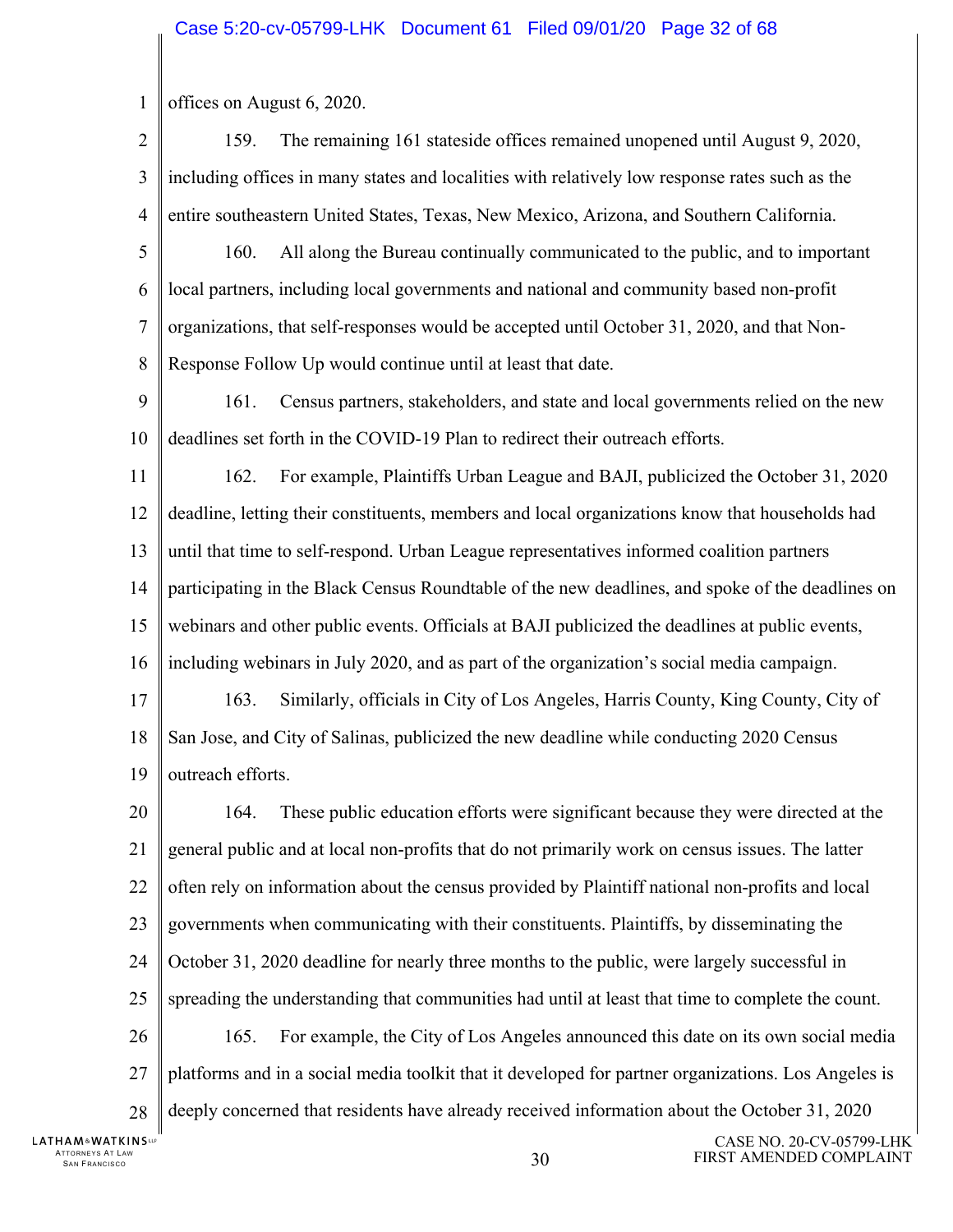offices on August 6, 2020.

159. The remaining 161 stateside offices remained unopened until August 9, 2020, including offices in many states and localities with relatively low response rates such as the entire southeastern United States, Texas, New Mexico, Arizona, and Southern California.

160. All along the Bureau continually communicated to the public, and to important local partners, including local governments and national and community based non-profit organizations, that self-responses would be accepted until October 31, 2020, and that Non-Response Follow Up would continue until at least that date.

161. Census partners, stakeholders, and state and local governments relied on the new deadlines set forth in the COVID-19 Plan to redirect their outreach efforts.

162. For example, Plaintiffs Urban League and BAJI, publicized the October 31, 2020 deadline, letting their constituents, members and local organizations know that households had until that time to self-respond. Urban League representatives informed coalition partners participating in the Black Census Roundtable of the new deadlines, and spoke of the deadlines on webinars and other public events. Officials at BAJI publicized the deadlines at public events, including webinars in July 2020, and as part of the organization's social media campaign.

163. Similarly, officials in City of Los Angeles, Harris County, King County, City of San Jose, and City of Salinas, publicized the new deadline while conducting 2020 Census outreach efforts.

164. These public education efforts were significant because they were directed at the general public and at local non-profits that do not primarily work on census issues. The latter often rely on information about the census provided by Plaintiff national non-profits and local governments when communicating with their constituents. Plaintiffs, by disseminating the October 31, 2020 deadline for nearly three months to the public, were largely successful in spreading the understanding that communities had until at least that time to complete the count.

165. For example, the City of Los Angeles announced this date on its own social media platforms and in a social media toolkit that it developed for partner organizations. Los Angeles is deeply concerned that residents have already received information about the October 31, 2020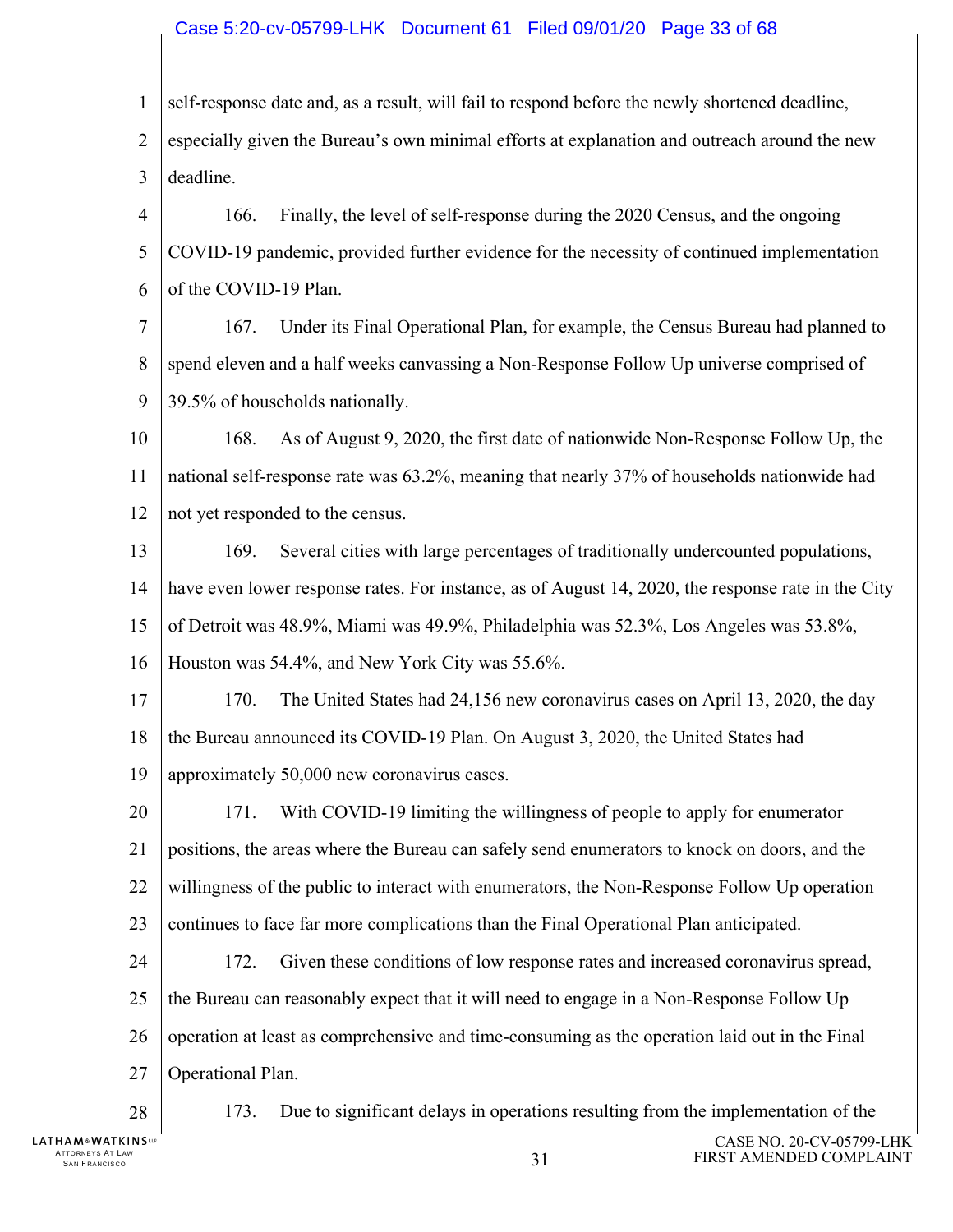self-response date and, as a result, will fail to respond before the newly shortened deadline, especially given the Bureau's own minimal efforts at explanation and outreach around the new deadline.

166. Finally, the level of self-response during the 2020 Census, and the ongoing COVID-19 pandemic, provided further evidence for the necessity of continued implementation of the COVID-19 Plan.

167. Under its Final Operational Plan, for example, the Census Bureau had planned to spend eleven and a half weeks canvassing a Non-Response Follow Up universe comprised of 39.5% of households nationally.

168. As of August 9, 2020, the first date of nationwide Non-Response Follow Up, the national self-response rate was 63.2%, meaning that nearly 37% of households nationwide had not yet responded to the census.

169. Several cities with large percentages of traditionally undercounted populations, have even lower response rates. For instance, as of August 14, 2020, the response rate in the City of Detroit was 48.9%, Miami was 49.9%, Philadelphia was 52.3%, Los Angeles was 53.8%, Houston was 54.4%, and New York City was 55.6%.

170. The United States had 24,156 new coronavirus cases on April 13, 2020, the day the Bureau announced its COVID-19 Plan. On August 3, 2020, the United States had approximately 50,000 new coronavirus cases.

171. With COVID-19 limiting the willingness of people to apply for enumerator positions, the areas where the Bureau can safely send enumerators to knock on doors, and the willingness of the public to interact with enumerators, the Non-Response Follow Up operation continues to face far more complications than the Final Operational Plan anticipated.

172. Given these conditions of low response rates and increased coronavirus spread, the Bureau can reasonably expect that it will need to engage in a Non-Response Follow Up operation at least as comprehensive and time-consuming as the operation laid out in the Final Operational Plan.

173. Due to significant delays in operations resulting from the implementation of the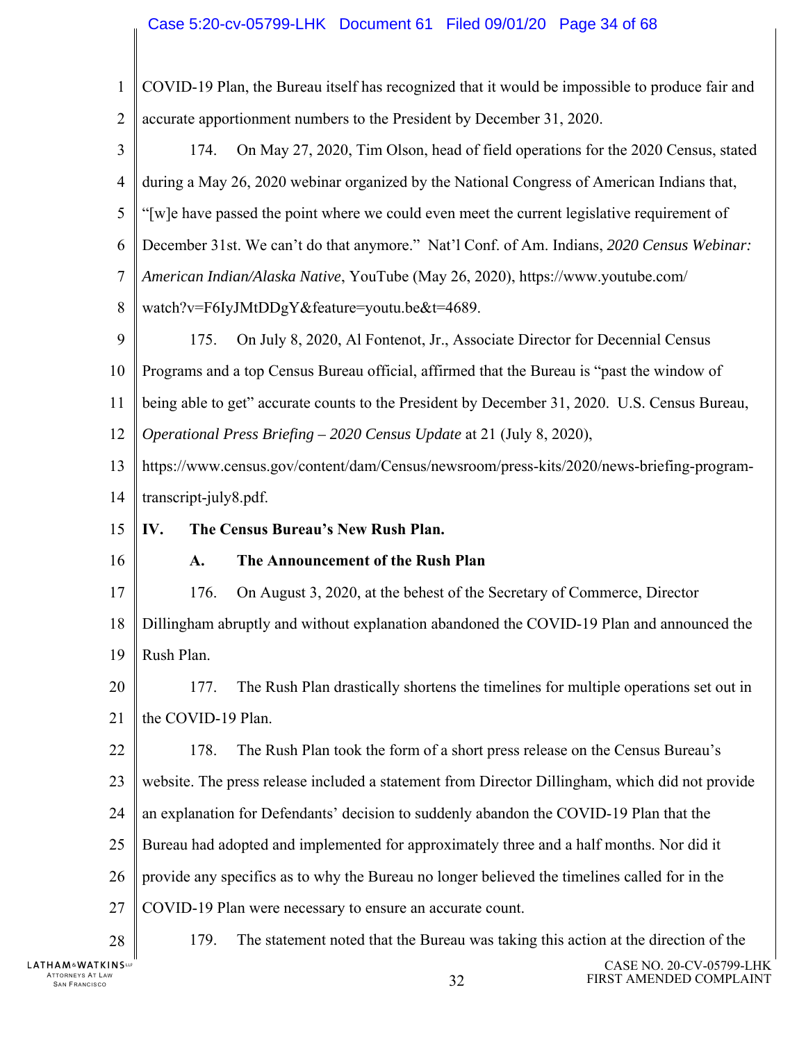COVID-19 Plan, the Bureau itself has recognized that it would be impossible to produce fair and accurate apportionment numbers to the President by December 31, 2020.

174. On May 27, 2020, Tim Olson, head of field operations for the 2020 Census, stated during a May 26, 2020 webinar organized by the National Congress of American Indians that, "[w]e have passed the point where we could even meet the current legislative requirement of December 31st. We can't do that anymore." Nat'l Conf. of Am. Indians, *2020 Census Webinar: American Indian/Alaska Native*, YouTube (May 26, 2020), https://www.youtube.com/watch?v=F6IyJMtDDgY&feature=youtu.be&t=4689.

175. On July 8, 2020, Al Fontenot, Jr., Associate Director for Decennial Census Programs and a top Census Bureau official, affirmed that the Bureau is "past the window of being able to get" accurate counts to the President by December 31, 2020. U.S. Census Bureau, *Operational Press Briefing – 2020 Census Update* at 21 (July 8, 2020), https://www.census.gov/content/dam/Census/newsroom/press-kits/2020/news-briefing-program-transcript-july8.pdf.

## IV. The Census Bureau's New Rush Plan.

### A. The Announcement of the Rush Plan

176. On August 3, 2020, at the behest of the Secretary of Commerce, Director Dillingham abruptly and without explanation abandoned the COVID-19 Plan and announced the Rush Plan.

177. The Rush Plan drastically shortens the timelines for multiple operations set out in the COVID-19 Plan.

178. The Rush Plan took the form of a short press release on the Census Bureau's website. The press release included a statement from Director Dillingham, which did not provide an explanation for Defendants' decision to suddenly abandon the COVID-19 Plan that the Bureau had adopted and implemented for approximately three and a half months. Nor did it provide any specifics as to why the Bureau no longer believed the timelines called for in the COVID-19 Plan were necessary to ensure an accurate count.

179. The statement noted that the Bureau was taking this action at the direction of the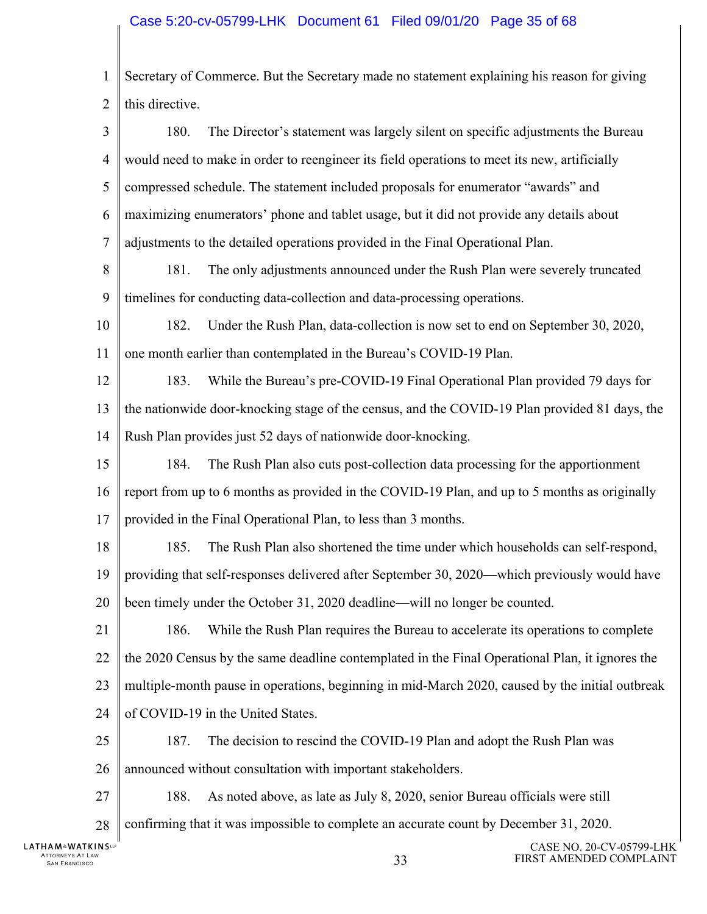Secretary of Commerce. But the Secretary made no statement explaining his reason for giving this directive.

180. The Director's statement was largely silent on specific adjustments the Bureau would need to make in order to reengineer its field operations to meet its new, artificially compressed schedule. The statement included proposals for enumerator "awards" and maximizing enumerators' phone and tablet usage, but it did not provide any details about adjustments to the detailed operations provided in the Final Operational Plan.

181. The only adjustments announced under the Rush Plan were severely truncated timelines for conducting data-collection and data-processing operations.

182. Under the Rush Plan, data-collection is now set to end on September 30, 2020, one month earlier than contemplated in the Bureau's COVID-19 Plan.

183. While the Bureau's pre-COVID-19 Final Operational Plan provided 79 days for the nationwide door-knocking stage of the census, and the COVID-19 Plan provided 81 days, the Rush Plan provides just 52 days of nationwide door-knocking.

184. The Rush Plan also cuts post-collection data processing for the apportionment report from up to 6 months as provided in the COVID-19 Plan, and up to 5 months as originally provided in the Final Operational Plan, to less than 3 months.

185. The Rush Plan also shortened the time under which households can self-respond, providing that self-responses delivered after September 30, 2020—which previously would have been timely under the October 31, 2020 deadline—will no longer be counted.

186. While the Rush Plan requires the Bureau to accelerate its operations to complete the 2020 Census by the same deadline contemplated in the Final Operational Plan, it ignores the multiple-month pause in operations, beginning in mid-March 2020, caused by the initial outbreak of COVID-19 in the United States.

187. The decision to rescind the COVID-19 Plan and adopt the Rush Plan was announced without consultation with important stakeholders.

188. As noted above, as late as July 8, 2020, senior Bureau officials were still confirming that it was impossible to complete an accurate count by December 31, 2020.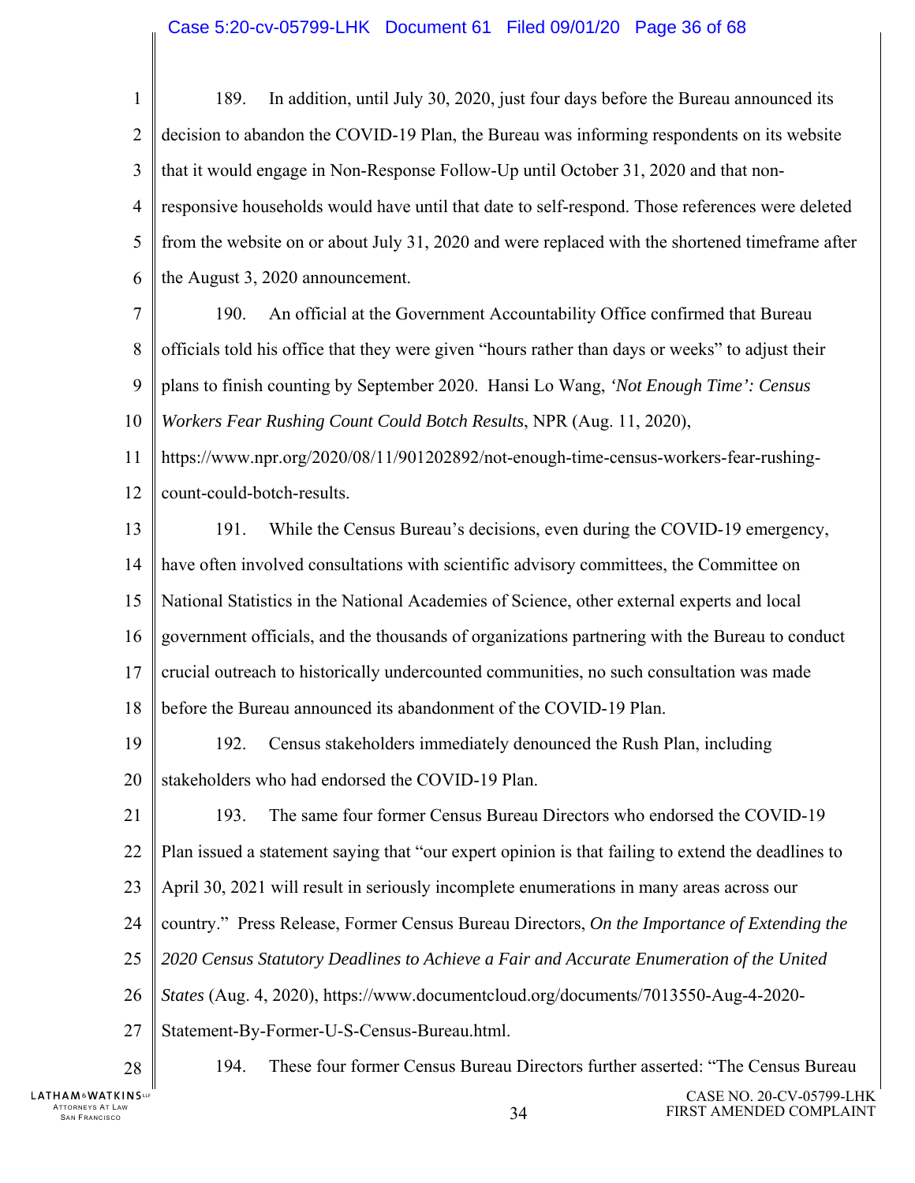189. In addition, until July 30, 2020, just four days before the Bureau announced its decision to abandon the COVID-19 Plan, the Bureau was informing respondents on its website that it would engage in Non-Response Follow-Up until October 31, 2020 and that non-responsive households would have until that date to self-respond. Those references were deleted from the website on or about July 31, 2020 and were replaced with the shortened timeframe after the August 3, 2020 announcement.

190. An official at the Government Accountability Office confirmed that Bureau officials told his office that they were given "hours rather than days or weeks" to adjust their plans to finish counting by September 2020. Hansi Lo Wang, *'Not Enough Time': Census Workers Fear Rushing Count Could Botch Results*, NPR (Aug. 11, 2020), https://www.npr.org/2020/08/11/901202892/not-enough-time-census-workers-fear-rushing-count-could-botch-results.

191. While the Census Bureau's decisions, even during the COVID-19 emergency, have often involved consultations with scientific advisory committees, the Committee on National Statistics in the National Academies of Science, other external experts and local government officials, and the thousands of organizations partnering with the Bureau to conduct crucial outreach to historically undercounted communities, no such consultation was made before the Bureau announced its abandonment of the COVID-19 Plan.

192. Census stakeholders immediately denounced the Rush Plan, including stakeholders who had endorsed the COVID-19 Plan.

193. The same four former Census Bureau Directors who endorsed the COVID-19 Plan issued a statement saying that "our expert opinion is that failing to extend the deadlines to April 30, 2021 will result in seriously incomplete enumerations in many areas across our country." Press Release, Former Census Bureau Directors, *On the Importance of Extending the 2020 Census Statutory Deadlines to Achieve a Fair and Accurate Enumeration of the United States* (Aug. 4, 2020), https://www.documentcloud.org/documents/7013550-Aug-4-2020-Statement-By-Former-U-S-Census-Bureau.html.

194. These four former Census Bureau Directors further asserted: "The Census Bureau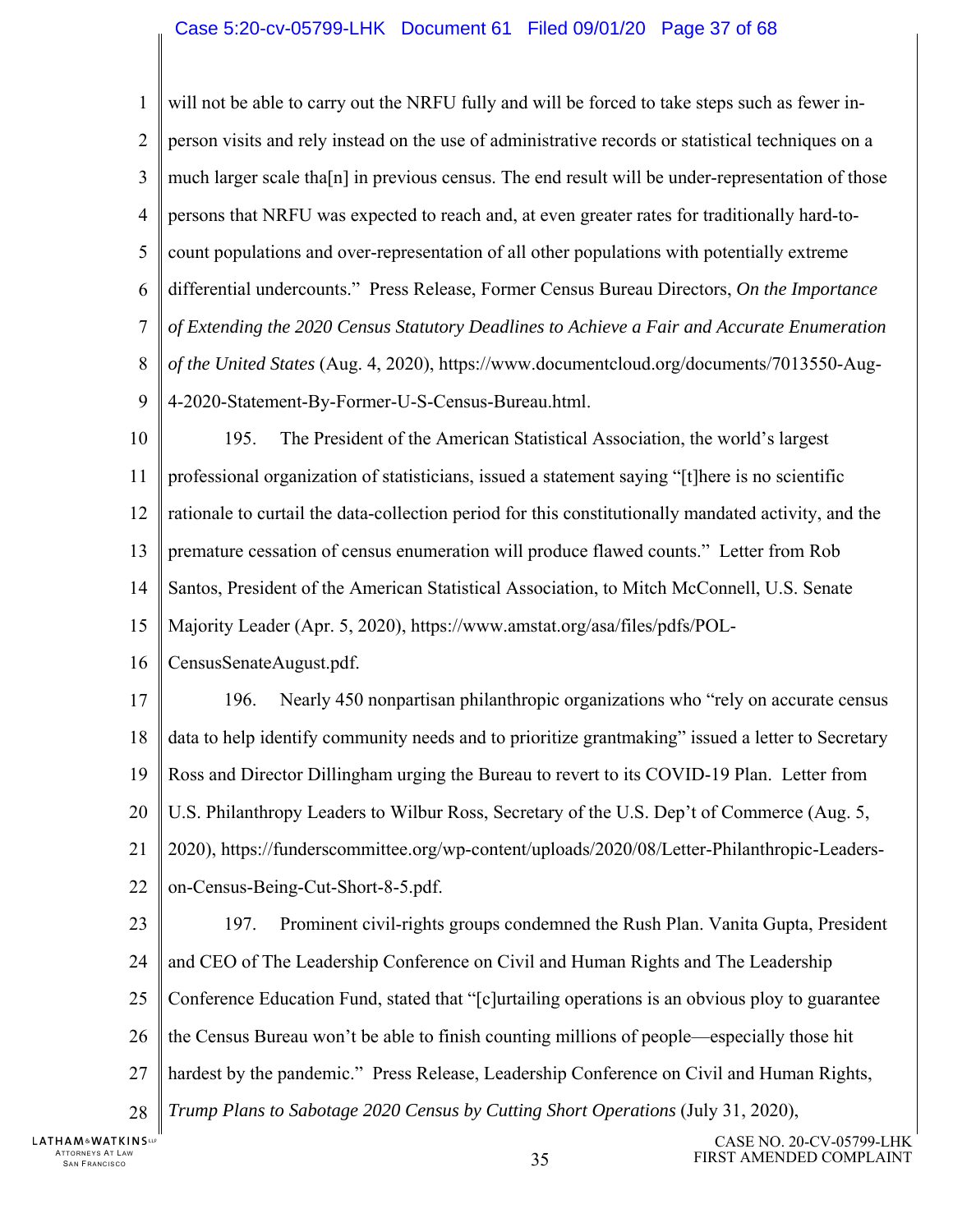will not be able to carry out the NRFU fully and will be forced to take steps such as fewer in-person visits and rely instead on the use of administrative records or statistical techniques on a much larger scale tha[n] in previous census. The end result will be under-representation of those persons that NRFU was expected to reach and, at even greater rates for traditionally hard-to-count populations and over-representation of all other populations with potentially extreme differential undercounts." Press Release, Former Census Bureau Directors, *On the Importance of Extending the 2020 Census Statutory Deadlines to Achieve a Fair and Accurate Enumeration of the United States* (Aug. 4, 2020), https://www.documentcloud.org/documents/7013550-Aug-4-2020-Statement-By-Former-U-S-Census-Bureau.html.

195. The President of the American Statistical Association, the world's largest professional organization of statisticians, issued a statement saying "[t]here is no scientific rationale to curtail the data-collection period for this constitutionally mandated activity, and the premature cessation of census enumeration will produce flawed counts." Letter from Rob Santos, President of the American Statistical Association, to Mitch McConnell, U.S. Senate Majority Leader (Apr. 5, 2020), https://www.amstat.org/asa/files/pdfs/POL-CensusSenateAugust.pdf.

196. Nearly 450 nonpartisan philanthropic organizations who "rely on accurate census data to help identify community needs and to prioritize grantmaking" issued a letter to Secretary Ross and Director Dillingham urging the Bureau to revert to its COVID-19 Plan. Letter from U.S. Philanthropy Leaders to Wilbur Ross, Secretary of the U.S. Dep't of Commerce (Aug. 5, 2020), https://funderscommittee.org/wp-content/uploads/2020/08/Letter-Philanthropic-Leaders-on-Census-Being-Cut-Short-8-5.pdf.

197. Prominent civil-rights groups condemned the Rush Plan. Vanita Gupta, President and CEO of The Leadership Conference on Civil and Human Rights and The Leadership Conference Education Fund, stated that "[c]urtailing operations is an obvious ploy to guarantee the Census Bureau won't be able to finish counting millions of people—especially those hit hardest by the pandemic." Press Release, Leadership Conference on Civil and Human Rights, *Trump Plans to Sabotage 2020 Census by Cutting Short Operations* (July 31, 2020),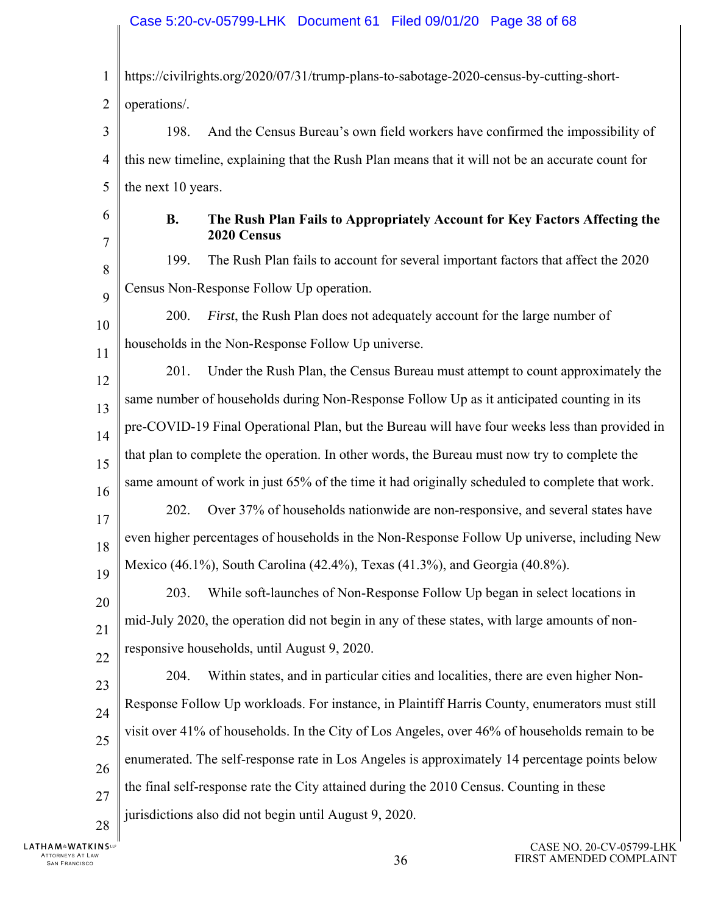https://civilrights.org/2020/07/31/trump-plans-to-sabotage-2020-census-by-cutting-short-operations/.

198. And the Census Bureau's own field workers have confirmed the impossibility of this new timeline, explaining that the Rush Plan means that it will not be an accurate count for the next 10 years.

### B. The Rush Plan Fails to Appropriately Account for Key Factors Affecting the 2020 Census

199. The Rush Plan fails to account for several important factors that affect the 2020 Census Non-Response Follow Up operation.

200. *First*, the Rush Plan does not adequately account for the large number of households in the Non-Response Follow Up universe.

201. Under the Rush Plan, the Census Bureau must attempt to count approximately the same number of households during Non-Response Follow Up as it anticipated counting in its pre-COVID-19 Final Operational Plan, but the Bureau will have four weeks less than provided in that plan to complete the operation. In other words, the Bureau must now try to complete the same amount of work in just 65% of the time it had originally scheduled to complete that work.

202. Over 37% of households nationwide are non-responsive, and several states have even higher percentages of households in the Non-Response Follow Up universe, including New Mexico (46.1%), South Carolina (42.4%), Texas (41.3%), and Georgia (40.8%).

203. While soft-launches of Non-Response Follow Up began in select locations in mid-July 2020, the operation did not begin in any of these states, with large amounts of non-responsive households, until August 9, 2020.

204. Within states, and in particular cities and localities, there are even higher Non-Response Follow Up workloads. For instance, in Plaintiff Harris County, enumerators must still visit over 41% of households. In the City of Los Angeles, over 46% of households remain to be enumerated. The self-response rate in Los Angeles is approximately 14 percentage points below the final self-response rate the City attained during the 2010 Census. Counting in these jurisdictions also did not begin until August 9, 2020.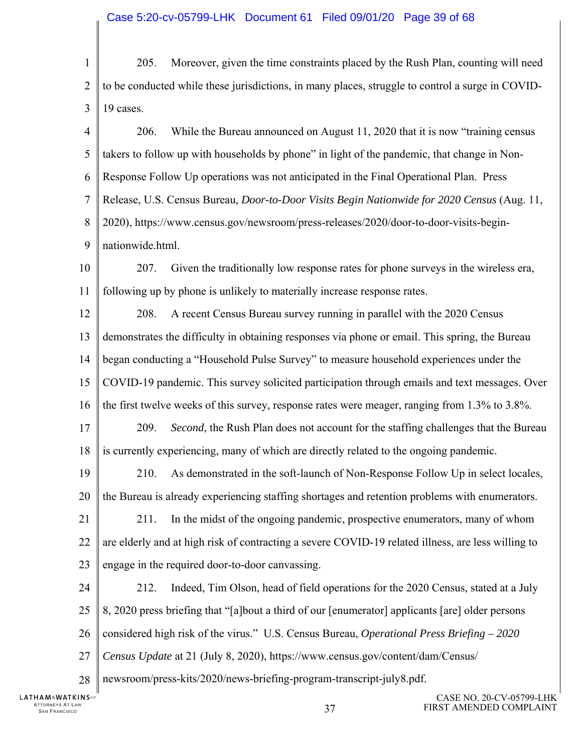205. Moreover, given the time constraints placed by the Rush Plan, counting will need to be conducted while these jurisdictions, in many places, struggle to control a surge in COVID-19 cases.

206. While the Bureau announced on August 11, 2020 that it is now "training census takers to follow up with households by phone" in light of the pandemic, that change in Non-Response Follow Up operations was not anticipated in the Final Operational Plan. Press Release, U.S. Census Bureau, *Door-to-Door Visits Begin Nationwide for 2020 Census* (Aug. 11, 2020), https://www.census.gov/newsroom/press-releases/2020/door-to-door-visits-begin-nationwide.html.

207. Given the traditionally low response rates for phone surveys in the wireless era, following up by phone is unlikely to materially increase response rates.

208. A recent Census Bureau survey running in parallel with the 2020 Census demonstrates the difficulty in obtaining responses via phone or email. This spring, the Bureau began conducting a "Household Pulse Survey" to measure household experiences under the COVID-19 pandemic. This survey solicited participation through emails and text messages. Over the first twelve weeks of this survey, response rates were meager, ranging from 1.3% to 3.8%.

209. *Second*, the Rush Plan does not account for the staffing challenges that the Bureau is currently experiencing, many of which are directly related to the ongoing pandemic.

210. As demonstrated in the soft-launch of Non-Response Follow Up in select locales, the Bureau is already experiencing staffing shortages and retention problems with enumerators.

211. In the midst of the ongoing pandemic, prospective enumerators, many of whom are elderly and at high risk of contracting a severe COVID-19 related illness, are less willing to engage in the required door-to-door canvassing.

212. Indeed, Tim Olson, head of field operations for the 2020 Census, stated at a July 8, 2020 press briefing that "[a]bout a third of our [enumerator] applicants [are] older persons considered high risk of the virus." U.S. Census Bureau, *Operational Press Briefing – 2020 Census Update* at 21 (July 8, 2020), https://www.census.gov/content/dam/Census/newsroom/press-kits/2020/news-briefing-program-transcript-july8.pdf.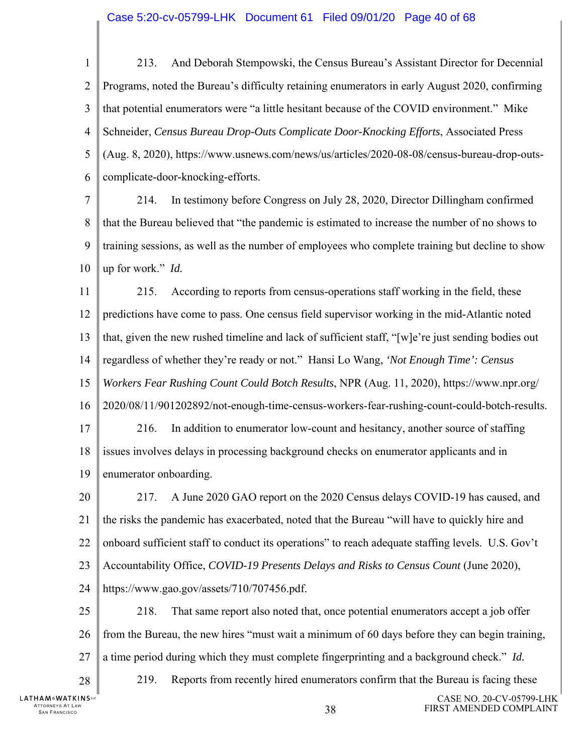213. And Deborah Stempowski, the Census Bureau's Assistant Director for Decennial Programs, noted the Bureau's difficulty retaining enumerators in early August 2020, confirming that potential enumerators were "a little hesitant because of the COVID environment." Mike Schneider, *Census Bureau Drop-Outs Complicate Door-Knocking Efforts*, Associated Press (Aug. 8, 2020), https://www.usnews.com/news/us/articles/2020-08-08/census-bureau-drop-outs-complicate-door-knocking-efforts.

214. In testimony before Congress on July 28, 2020, Director Dillingham confirmed that the Bureau believed that "the pandemic is estimated to increase the number of no shows to training sessions, as well as the number of employees who complete training but decline to show up for work." *Id.*

215. According to reports from census-operations staff working in the field, these predictions have come to pass. One census field supervisor working in the mid-Atlantic noted that, given the new rushed timeline and lack of sufficient staff, "[w]e're just sending bodies out regardless of whether they're ready or not." Hansi Lo Wang, *'Not Enough Time': Census Workers Fear Rushing Count Could Botch Results*, NPR (Aug. 11, 2020), https://www.npr.org/2020/08/11/901202892/not-enough-time-census-workers-fear-rushing-count-could-botch-results.

216. In addition to enumerator low-count and hesitancy, another source of staffing issues involves delays in processing background checks on enumerator applicants and in enumerator onboarding.

217. A June 2020 GAO report on the 2020 Census delays COVID-19 has caused, and the risks the pandemic has exacerbated, noted that the Bureau "will have to quickly hire and onboard sufficient staff to conduct its operations" to reach adequate staffing levels. U.S. Gov't Accountability Office, *COVID-19 Presents Delays and Risks to Census Count* (June 2020), https://www.gao.gov/assets/710/707456.pdf.

218. That same report also noted that, once potential enumerators accept a job offer from the Bureau, the new hires "must wait a minimum of 60 days before they can begin training, a time period during which they must complete fingerprinting and a background check." *Id.*

219. Reports from recently hired enumerators confirm that the Bureau is facing these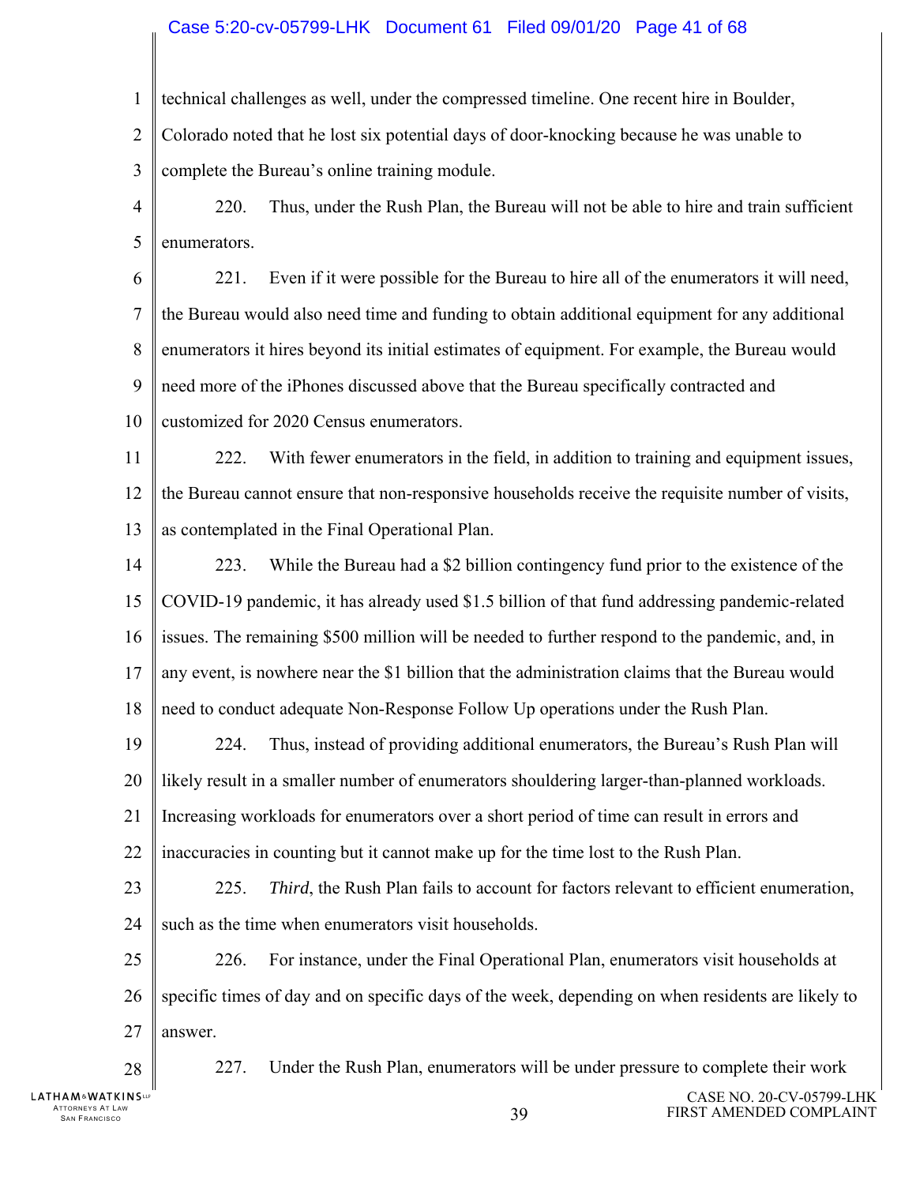technical challenges as well, under the compressed timeline. One recent hire in Boulder, Colorado noted that he lost six potential days of door-knocking because he was unable to complete the Bureau's online training module.

220. Thus, under the Rush Plan, the Bureau will not be able to hire and train sufficient enumerators.

221. Even if it were possible for the Bureau to hire all of the enumerators it will need, the Bureau would also need time and funding to obtain additional equipment for any additional enumerators it hires beyond its initial estimates of equipment. For example, the Bureau would need more of the iPhones discussed above that the Bureau specifically contracted and customized for 2020 Census enumerators.

222. With fewer enumerators in the field, in addition to training and equipment issues, the Bureau cannot ensure that non-responsive households receive the requisite number of visits, as contemplated in the Final Operational Plan.

223. While the Bureau had a $2 billion contingency fund prior to the existence of the COVID-19 pandemic, it has already used $1.5 billion of that fund addressing pandemic-related issues. The remaining $500 million will be needed to further respond to the pandemic, and, in any event, is nowhere near the $1 billion that the administration claims that the Bureau would need to conduct adequate Non-Response Follow Up operations under the Rush Plan.

224. Thus, instead of providing additional enumerators, the Bureau's Rush Plan will likely result in a smaller number of enumerators shouldering larger-than-planned workloads. Increasing workloads for enumerators over a short period of time can result in errors and inaccuracies in counting but it cannot make up for the time lost to the Rush Plan.

225. *Third*, the Rush Plan fails to account for factors relevant to efficient enumeration, such as the time when enumerators visit households.

226. For instance, under the Final Operational Plan, enumerators visit households at specific times of day and on specific days of the week, depending on when residents are likely to answer.

227. Under the Rush Plan, enumerators will be under pressure to complete their work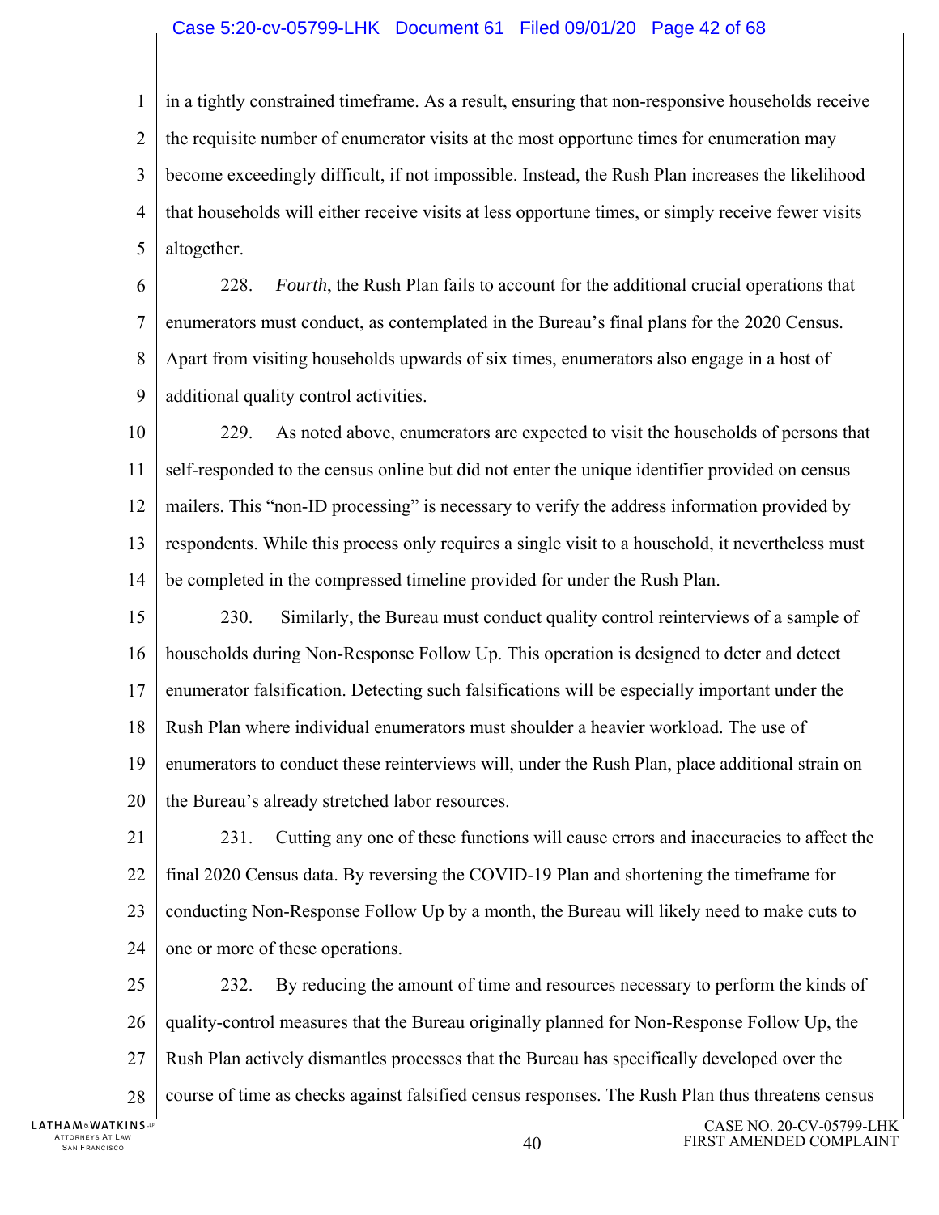in a tightly constrained timeframe. As a result, ensuring that non-responsive households receive the requisite number of enumerator visits at the most opportune times for enumeration may become exceedingly difficult, if not impossible. Instead, the Rush Plan increases the likelihood that households will either receive visits at less opportune times, or simply receive fewer visits altogether.

228. *Fourth*, the Rush Plan fails to account for the additional crucial operations that enumerators must conduct, as contemplated in the Bureau's final plans for the 2020 Census. Apart from visiting households upwards of six times, enumerators also engage in a host of additional quality control activities.

229. As noted above, enumerators are expected to visit the households of persons that self-responded to the census online but did not enter the unique identifier provided on census mailers. This "non-ID processing" is necessary to verify the address information provided by respondents. While this process only requires a single visit to a household, it nevertheless must be completed in the compressed timeline provided for under the Rush Plan.

230. Similarly, the Bureau must conduct quality control reinterviews of a sample of households during Non-Response Follow Up. This operation is designed to deter and detect enumerator falsification. Detecting such falsifications will be especially important under the Rush Plan where individual enumerators must shoulder a heavier workload. The use of enumerators to conduct these reinterviews will, under the Rush Plan, place additional strain on the Bureau's already stretched labor resources.

231. Cutting any one of these functions will cause errors and inaccuracies to affect the final 2020 Census data. By reversing the COVID-19 Plan and shortening the timeframe for conducting Non-Response Follow Up by a month, the Bureau will likely need to make cuts to one or more of these operations.

232. By reducing the amount of time and resources necessary to perform the kinds of quality-control measures that the Bureau originally planned for Non-Response Follow Up, the Rush Plan actively dismantles processes that the Bureau has specifically developed over the course of time as checks against falsified census responses. The Rush Plan thus threatens census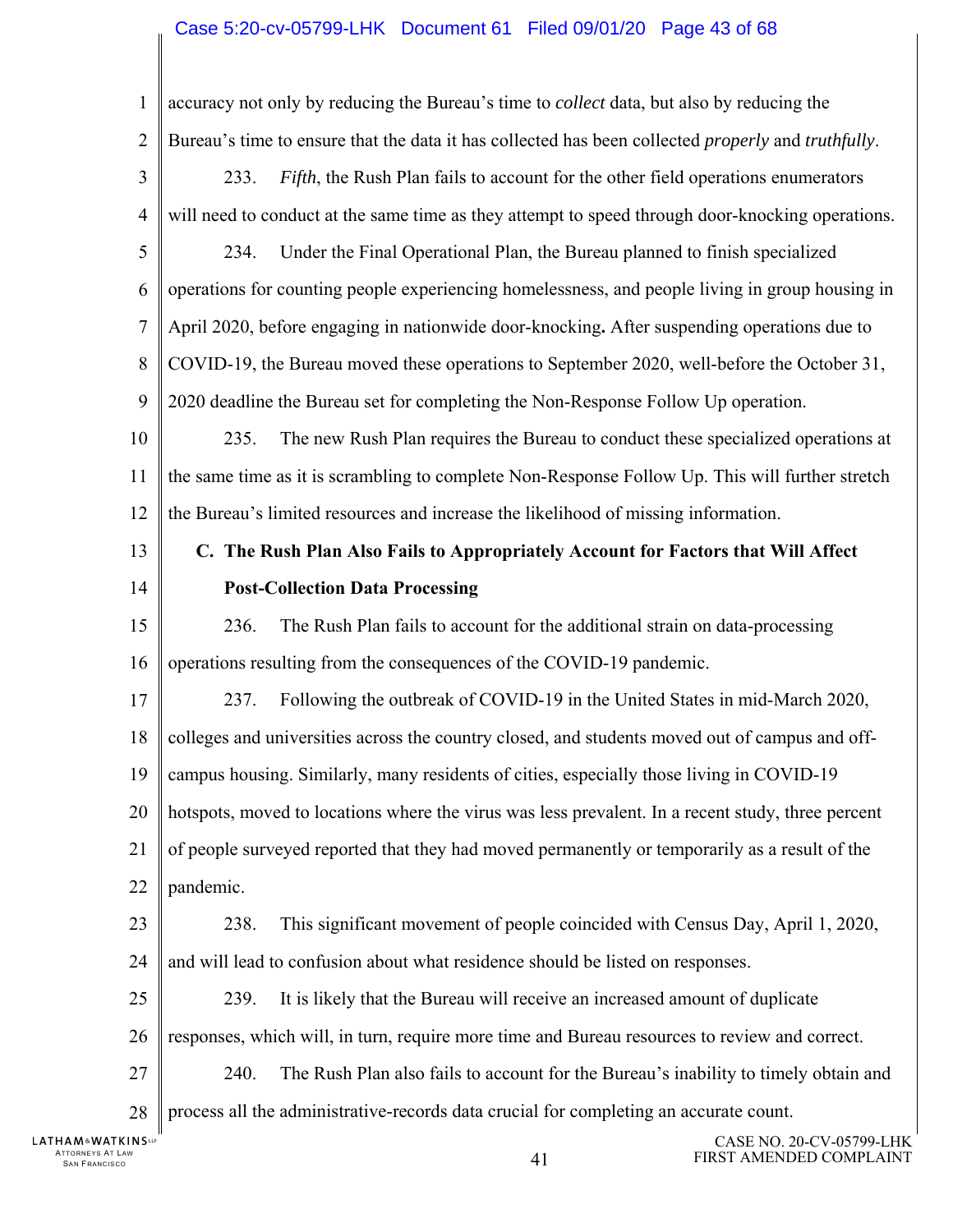accuracy not only by reducing the Bureau's time to *collect* data, but also by reducing the Bureau's time to ensure that the data it has collected has been collected *properly* and *truthfully*.

233. *Fifth*, the Rush Plan fails to account for the other field operations enumerators will need to conduct at the same time as they attempt to speed through door-knocking operations.

234. Under the Final Operational Plan, the Bureau planned to finish specialized operations for counting people experiencing homelessness, and people living in group housing in April 2020, before engaging in nationwide door-knocking**.** After suspending operations due to COVID-19, the Bureau moved these operations to September 2020, well-before the October 31, 2020 deadline the Bureau set for completing the Non-Response Follow Up operation.

235. The new Rush Plan requires the Bureau to conduct these specialized operations at the same time as it is scrambling to complete Non-Response Follow Up. This will further stretch the Bureau's limited resources and increase the likelihood of missing information.

### C. The Rush Plan Also Fails to Appropriately Account for Factors that Will Affect Post-Collection Data Processing

236. The Rush Plan fails to account for the additional strain on data-processing operations resulting from the consequences of the COVID-19 pandemic.

237. Following the outbreak of COVID-19 in the United States in mid-March 2020, colleges and universities across the country closed, and students moved out of campus and off-campus housing. Similarly, many residents of cities, especially those living in COVID-19 hotspots, moved to locations where the virus was less prevalent. In a recent study, three percent of people surveyed reported that they had moved permanently or temporarily as a result of the pandemic.

238. This significant movement of people coincided with Census Day, April 1, 2020, and will lead to confusion about what residence should be listed on responses.

239. It is likely that the Bureau will receive an increased amount of duplicate responses, which will, in turn, require more time and Bureau resources to review and correct.

240. The Rush Plan also fails to account for the Bureau's inability to timely obtain and process all the administrative-records data crucial for completing an accurate count.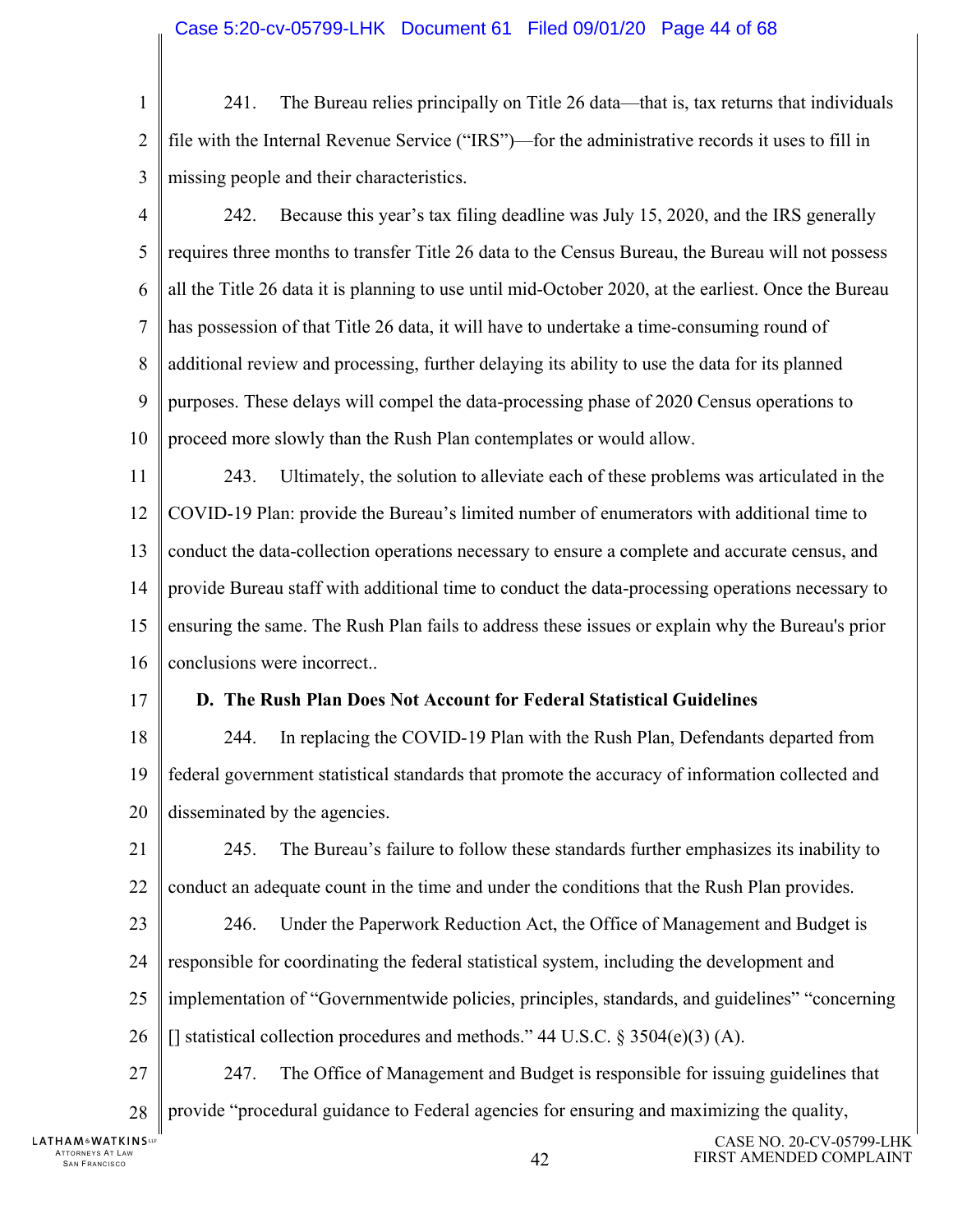241. The Bureau relies principally on Title 26 data—that is, tax returns that individuals file with the Internal Revenue Service ("IRS")—for the administrative records it uses to fill in missing people and their characteristics.

242. Because this year's tax filing deadline was July 15, 2020, and the IRS generally requires three months to transfer Title 26 data to the Census Bureau, the Bureau will not possess all the Title 26 data it is planning to use until mid-October 2020, at the earliest. Once the Bureau has possession of that Title 26 data, it will have to undertake a time-consuming round of additional review and processing, further delaying its ability to use the data for its planned purposes. These delays will compel the data-processing phase of 2020 Census operations to proceed more slowly than the Rush Plan contemplates or would allow.

243. Ultimately, the solution to alleviate each of these problems was articulated in the COVID-19 Plan: provide the Bureau's limited number of enumerators with additional time to conduct the data-collection operations necessary to ensure a complete and accurate census, and provide Bureau staff with additional time to conduct the data-processing operations necessary to ensuring the same. The Rush Plan fails to address these issues or explain why the Bureau's prior conclusions were incorrect..

### D. The Rush Plan Does Not Account for Federal Statistical Guidelines

244. In replacing the COVID-19 Plan with the Rush Plan, Defendants departed from federal government statistical standards that promote the accuracy of information collected and disseminated by the agencies.

245. The Bureau's failure to follow these standards further emphasizes its inability to conduct an adequate count in the time and under the conditions that the Rush Plan provides.

246. Under the Paperwork Reduction Act, the Office of Management and Budget is responsible for coordinating the federal statistical system, including the development and implementation of "Governmentwide policies, principles, standards, and guidelines" "concerning [] statistical collection procedures and methods." 44 U.S.C. § 3504(e)(3) (A).

247. The Office of Management and Budget is responsible for issuing guidelines that provide "procedural guidance to Federal agencies for ensuring and maximizing the quality,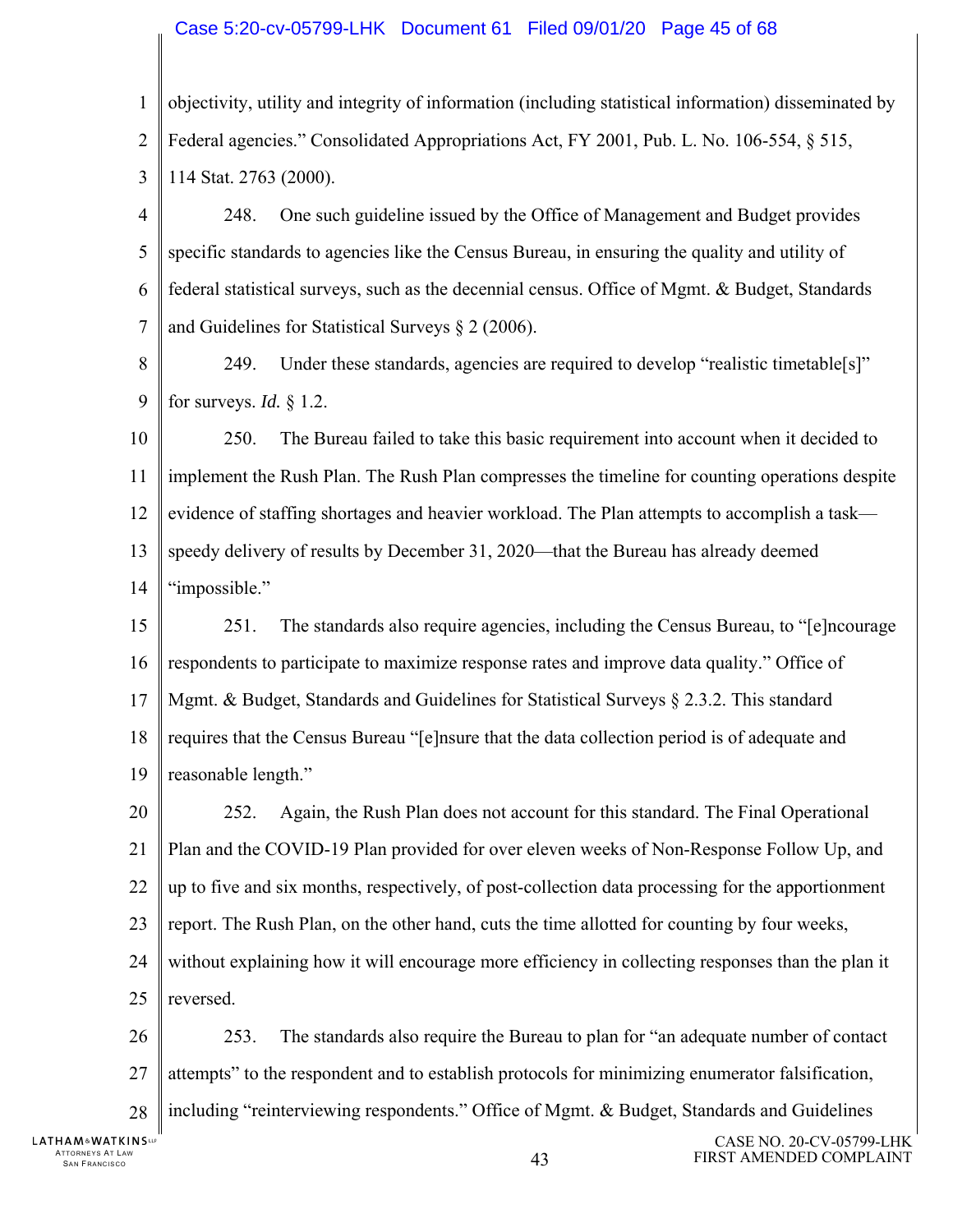objectivity, utility and integrity of information (including statistical information) disseminated by Federal agencies." Consolidated Appropriations Act, FY 2001, Pub. L. No. 106-554, § 515, 114 Stat. 2763 (2000).

248. One such guideline issued by the Office of Management and Budget provides specific standards to agencies like the Census Bureau, in ensuring the quality and utility of federal statistical surveys, such as the decennial census. Office of Mgmt. & Budget, Standards and Guidelines for Statistical Surveys § 2 (2006).

249. Under these standards, agencies are required to develop "realistic timetable[s]" for surveys. *Id.* § 1.2.

250. The Bureau failed to take this basic requirement into account when it decided to implement the Rush Plan. The Rush Plan compresses the timeline for counting operations despite evidence of staffing shortages and heavier workload. The Plan attempts to accomplish a task—speedy delivery of results by December 31, 2020—that the Bureau has already deemed "impossible."

251. The standards also require agencies, including the Census Bureau, to "[e]ncourage respondents to participate to maximize response rates and improve data quality." Office of Mgmt. & Budget, Standards and Guidelines for Statistical Surveys § 2.3.2. This standard requires that the Census Bureau "[e]nsure that the data collection period is of adequate and reasonable length."

252. Again, the Rush Plan does not account for this standard. The Final Operational Plan and the COVID-19 Plan provided for over eleven weeks of Non-Response Follow Up, and up to five and six months, respectively, of post-collection data processing for the apportionment report. The Rush Plan, on the other hand, cuts the time allotted for counting by four weeks, without explaining how it will encourage more efficiency in collecting responses than the plan it reversed.

253. The standards also require the Bureau to plan for "an adequate number of contact attempts" to the respondent and to establish protocols for minimizing enumerator falsification, including "reinterviewing respondents." Office of Mgmt. & Budget, Standards and Guidelines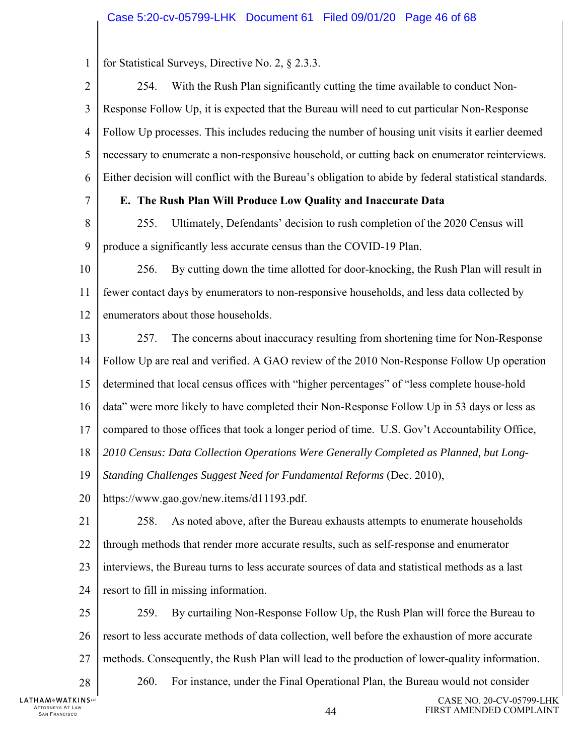for Statistical Surveys, Directive No. 2, § 2.3.3.

254. With the Rush Plan significantly cutting the time available to conduct Non-Response Follow Up, it is expected that the Bureau will need to cut particular Non-Response Follow Up processes. This includes reducing the number of housing unit visits it earlier deemed necessary to enumerate a non-responsive household, or cutting back on enumerator reinterviews. Either decision will conflict with the Bureau's obligation to abide by federal statistical standards.

**E. The Rush Plan Will Produce Low Quality and Inaccurate Data**

255. Ultimately, Defendants' decision to rush completion of the 2020 Census will produce a significantly less accurate census than the COVID-19 Plan.

256. By cutting down the time allotted for door-knocking, the Rush Plan will result in fewer contact days by enumerators to non-responsive households, and less data collected by enumerators about those households.

257. The concerns about inaccuracy resulting from shortening time for Non-Response Follow Up are real and verified. A GAO review of the 2010 Non-Response Follow Up operation determined that local census offices with "higher percentages" of "less complete house-hold data" were more likely to have completed their Non-Response Follow Up in 53 days or less as compared to those offices that took a longer period of time. U.S. Gov't Accountability Office, *2010 Census: Data Collection Operations Were Generally Completed as Planned, but Long-Standing Challenges Suggest Need for Fundamental Reforms* (Dec. 2010), https://www.gao.gov/new.items/d11193.pdf.

258. As noted above, after the Bureau exhausts attempts to enumerate households through methods that render more accurate results, such as self-response and enumerator interviews, the Bureau turns to less accurate sources of data and statistical methods as a last resort to fill in missing information.

259. By curtailing Non-Response Follow Up, the Rush Plan will force the Bureau to resort to less accurate methods of data collection, well before the exhaustion of more accurate methods. Consequently, the Rush Plan will lead to the production of lower-quality information.

260. For instance, under the Final Operational Plan, the Bureau would not consider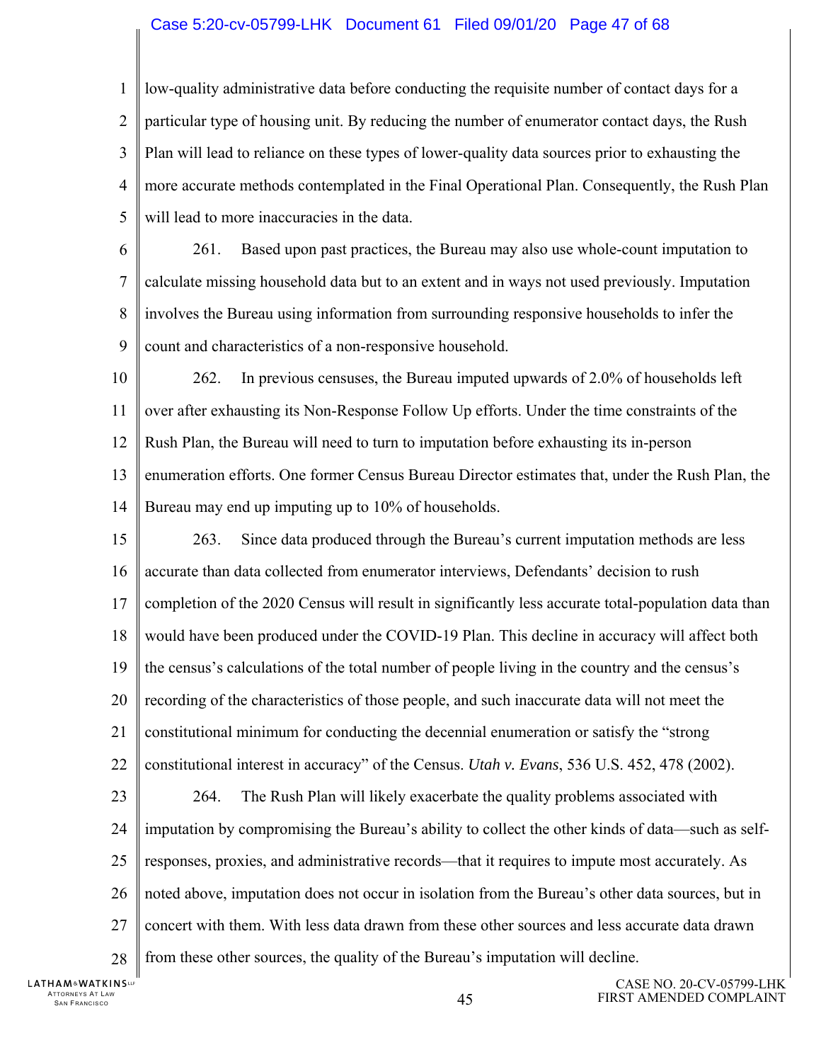low-quality administrative data before conducting the requisite number of contact days for a particular type of housing unit. By reducing the number of enumerator contact days, the Rush Plan will lead to reliance on these types of lower-quality data sources prior to exhausting the more accurate methods contemplated in the Final Operational Plan. Consequently, the Rush Plan will lead to more inaccuracies in the data.

261. Based upon past practices, the Bureau may also use whole-count imputation to calculate missing household data but to an extent and in ways not used previously. Imputation involves the Bureau using information from surrounding responsive households to infer the count and characteristics of a non-responsive household.

262. In previous censuses, the Bureau imputed upwards of 2.0% of households left over after exhausting its Non-Response Follow Up efforts. Under the time constraints of the Rush Plan, the Bureau will need to turn to imputation before exhausting its in-person enumeration efforts. One former Census Bureau Director estimates that, under the Rush Plan, the Bureau may end up imputing up to 10% of households.

263. Since data produced through the Bureau's current imputation methods are less accurate than data collected from enumerator interviews, Defendants' decision to rush completion of the 2020 Census will result in significantly less accurate total-population data than would have been produced under the COVID-19 Plan. This decline in accuracy will affect both the census's calculations of the total number of people living in the country and the census's recording of the characteristics of those people, and such inaccurate data will not meet the constitutional minimum for conducting the decennial enumeration or satisfy the "strong constitutional interest in accuracy" of the Census. *Utah v. Evans*, 536 U.S. 452, 478 (2002).

264. The Rush Plan will likely exacerbate the quality problems associated with imputation by compromising the Bureau's ability to collect the other kinds of data—such as self-responses, proxies, and administrative records—that it requires to impute most accurately. As noted above, imputation does not occur in isolation from the Bureau's other data sources, but in concert with them. With less data drawn from these other sources and less accurate data drawn from these other sources, the quality of the Bureau's imputation will decline.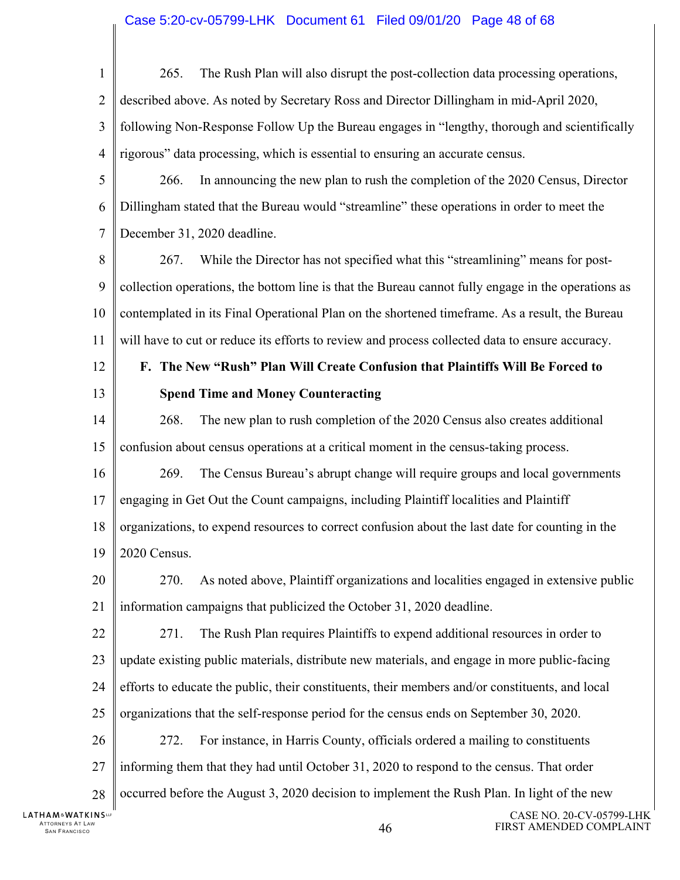265. The Rush Plan will also disrupt the post-collection data processing operations, described above. As noted by Secretary Ross and Director Dillingham in mid-April 2020, following Non-Response Follow Up the Bureau engages in "lengthy, thorough and scientifically rigorous" data processing, which is essential to ensuring an accurate census.

266. In announcing the new plan to rush the completion of the 2020 Census, Director Dillingham stated that the Bureau would "streamline" these operations in order to meet the December 31, 2020 deadline.

267. While the Director has not specified what this "streamlining" means for post-collection operations, the bottom line is that the Bureau cannot fully engage in the operations as contemplated in its Final Operational Plan on the shortened timeframe. As a result, the Bureau will have to cut or reduce its efforts to review and process collected data to ensure accuracy.

### F. The New "Rush" Plan Will Create Confusion that Plaintiffs Will Be Forced to Spend Time and Money Counteracting

268. The new plan to rush completion of the 2020 Census also creates additional confusion about census operations at a critical moment in the census-taking process.

269. The Census Bureau's abrupt change will require groups and local governments engaging in Get Out the Count campaigns, including Plaintiff localities and Plaintiff organizations, to expend resources to correct confusion about the last date for counting in the 2020 Census.

270. As noted above, Plaintiff organizations and localities engaged in extensive public information campaigns that publicized the October 31, 2020 deadline.

271. The Rush Plan requires Plaintiffs to expend additional resources in order to update existing public materials, distribute new materials, and engage in more public-facing efforts to educate the public, their constituents, their members and/or constituents, and local organizations that the self-response period for the census ends on September 30, 2020.

272. For instance, in Harris County, officials ordered a mailing to constituents informing them that they had until October 31, 2020 to respond to the census. That order occurred before the August 3, 2020 decision to implement the Rush Plan. In light of the new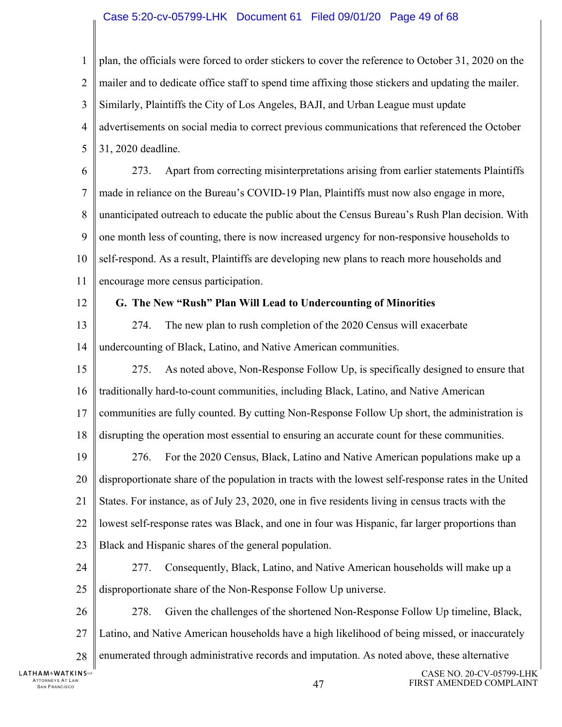plan, the officials were forced to order stickers to cover the reference to October 31, 2020 on the mailer and to dedicate office staff to spend time affixing those stickers and updating the mailer. Similarly, Plaintiffs the City of Los Angeles, BAJI, and Urban League must update advertisements on social media to correct previous communications that referenced the October 31, 2020 deadline.

273. Apart from correcting misinterpretations arising from earlier statements Plaintiffs made in reliance on the Bureau's COVID-19 Plan, Plaintiffs must now also engage in more, unanticipated outreach to educate the public about the Census Bureau's Rush Plan decision. With one month less of counting, there is now increased urgency for non-responsive households to self-respond. As a result, Plaintiffs are developing new plans to reach more households and encourage more census participation.

**G. The New "Rush" Plan Will Lead to Undercounting of Minorities**

274. The new plan to rush completion of the 2020 Census will exacerbate undercounting of Black, Latino, and Native American communities.

275. As noted above, Non-Response Follow Up, is specifically designed to ensure that traditionally hard-to-count communities, including Black, Latino, and Native American communities are fully counted. By cutting Non-Response Follow Up short, the administration is disrupting the operation most essential to ensuring an accurate count for these communities.

276. For the 2020 Census, Black, Latino and Native American populations make up a disproportionate share of the population in tracts with the lowest self-response rates in the United States. For instance, as of July 23, 2020, one in five residents living in census tracts with the lowest self-response rates was Black, and one in four was Hispanic, far larger proportions than Black and Hispanic shares of the general population.

277. Consequently, Black, Latino, and Native American households will make up a disproportionate share of the Non-Response Follow Up universe.

278. Given the challenges of the shortened Non-Response Follow Up timeline, Black, Latino, and Native American households have a high likelihood of being missed, or inaccurately enumerated through administrative records and imputation. As noted above, these alternative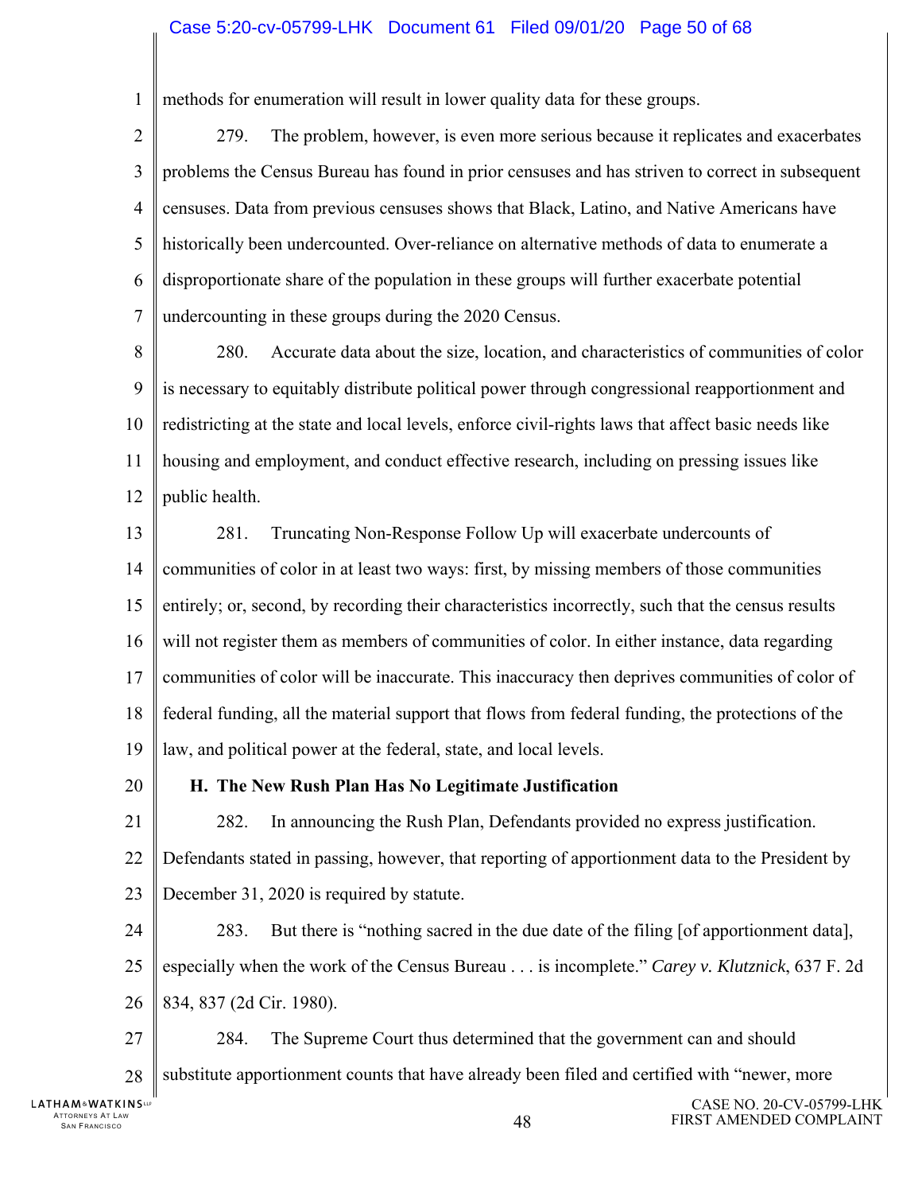methods for enumeration will result in lower quality data for these groups.

279. The problem, however, is even more serious because it replicates and exacerbates problems the Census Bureau has found in prior censuses and has striven to correct in subsequent censuses. Data from previous censuses shows that Black, Latino, and Native Americans have historically been undercounted. Over-reliance on alternative methods of data to enumerate a disproportionate share of the population in these groups will further exacerbate potential undercounting in these groups during the 2020 Census.

280. Accurate data about the size, location, and characteristics of communities of color is necessary to equitably distribute political power through congressional reapportionment and redistricting at the state and local levels, enforce civil-rights laws that affect basic needs like housing and employment, and conduct effective research, including on pressing issues like public health.

281. Truncating Non-Response Follow Up will exacerbate undercounts of communities of color in at least two ways: first, by missing members of those communities entirely; or, second, by recording their characteristics incorrectly, such that the census results will not register them as members of communities of color. In either instance, data regarding communities of color will be inaccurate. This inaccuracy then deprives communities of color of federal funding, all the material support that flows from federal funding, the protections of the law, and political power at the federal, state, and local levels.

### H. The New Rush Plan Has No Legitimate Justification

282. In announcing the Rush Plan, Defendants provided no express justification. Defendants stated in passing, however, that reporting of apportionment data to the President by December 31, 2020 is required by statute.

283. But there is "nothing sacred in the due date of the filing [of apportionment data], especially when the work of the Census Bureau . . . is incomplete." *Carey v. Klutznick*, 637 F. 2d 834, 837 (2d Cir. 1980).

284. The Supreme Court thus determined that the government can and should substitute apportionment counts that have already been filed and certified with "newer, more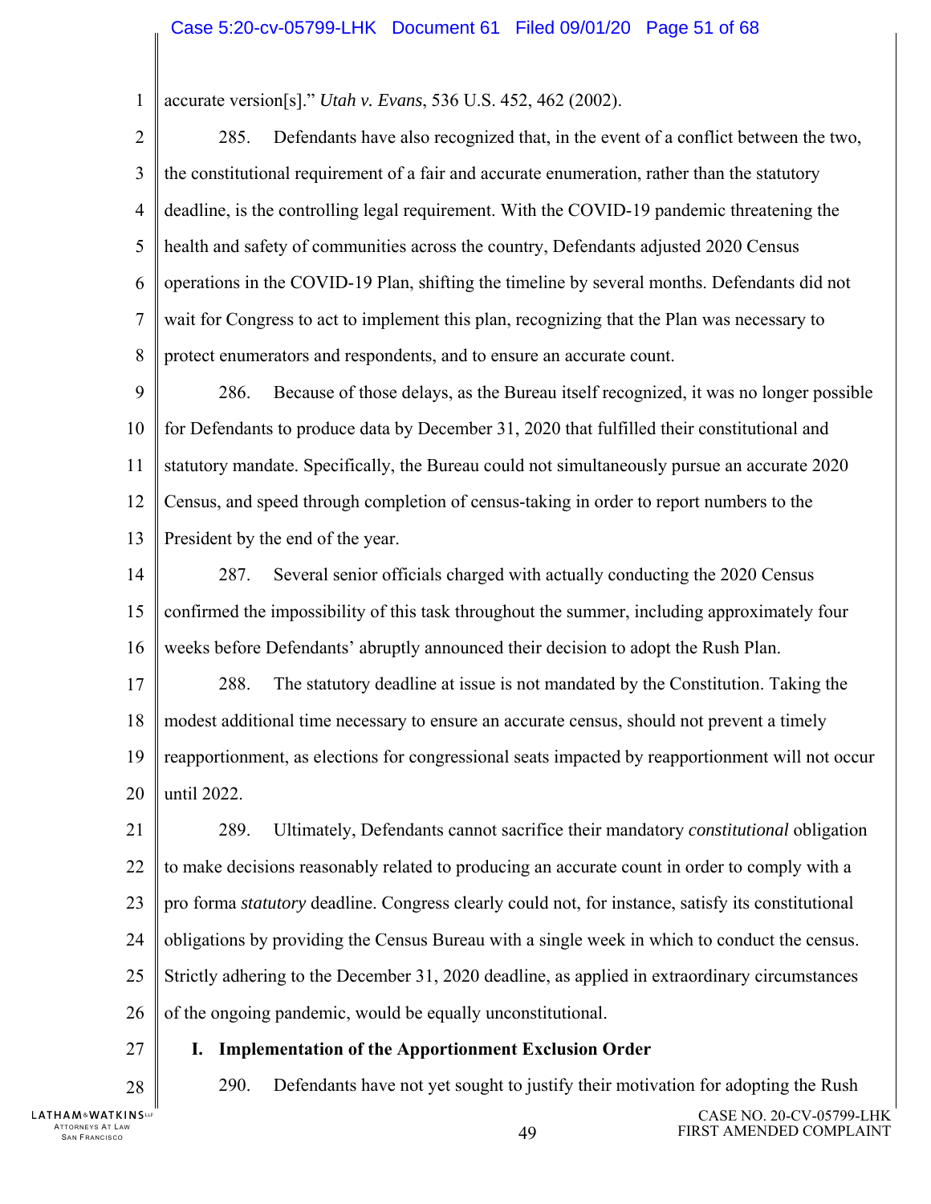accurate version[s].” *Utah v. Evans*, 536 U.S. 452, 462 (2002).

285. Defendants have also recognized that, in the event of a conflict between the two, the constitutional requirement of a fair and accurate enumeration, rather than the statutory deadline, is the controlling legal requirement. With the COVID-19 pandemic threatening the health and safety of communities across the country, Defendants adjusted 2020 Census operations in the COVID-19 Plan, shifting the timeline by several months. Defendants did not wait for Congress to act to implement this plan, recognizing that the Plan was necessary to protect enumerators and respondents, and to ensure an accurate count.

286. Because of those delays, as the Bureau itself recognized, it was no longer possible for Defendants to produce data by December 31, 2020 that fulfilled their constitutional and statutory mandate. Specifically, the Bureau could not simultaneously pursue an accurate 2020 Census, and speed through completion of census-taking in order to report numbers to the President by the end of the year.

287. Several senior officials charged with actually conducting the 2020 Census confirmed the impossibility of this task throughout the summer, including approximately four weeks before Defendants’ abruptly announced their decision to adopt the Rush Plan.

288. The statutory deadline at issue is not mandated by the Constitution. Taking the modest additional time necessary to ensure an accurate census, should not prevent a timely reapportionment, as elections for congressional seats impacted by reapportionment will not occur until 2022.

289. Ultimately, Defendants cannot sacrifice their mandatory *constitutional* obligation to make decisions reasonably related to producing an accurate count in order to comply with a pro forma *statutory* deadline. Congress clearly could not, for instance, satisfy its constitutional obligations by providing the Census Bureau with a single week in which to conduct the census. Strictly adhering to the December 31, 2020 deadline, as applied in extraordinary circumstances of the ongoing pandemic, would be equally unconstitutional.

## I. Implementation of the Apportionment Exclusion Order

290. Defendants have not yet sought to justify their motivation for adopting the Rush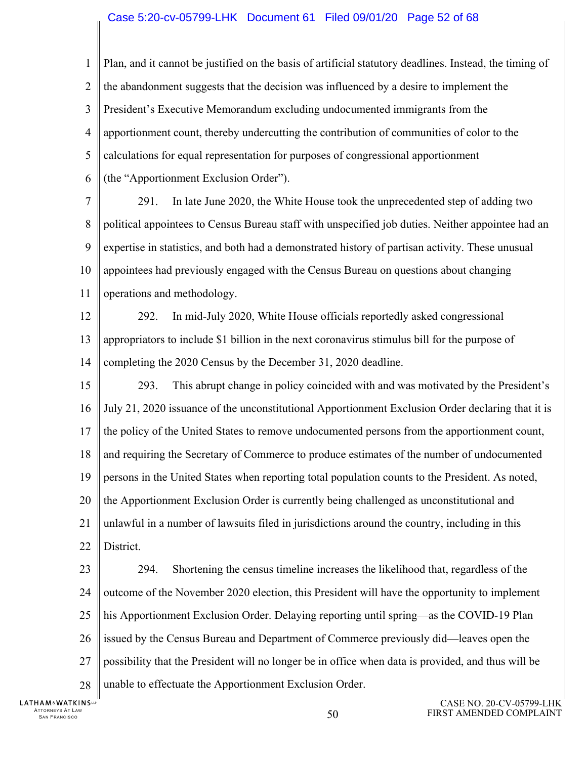Plan, and it cannot be justified on the basis of artificial statutory deadlines. Instead, the timing of the abandonment suggests that the decision was influenced by a desire to implement the President's Executive Memorandum excluding undocumented immigrants from the apportionment count, thereby undercutting the contribution of communities of color to the calculations for equal representation for purposes of congressional apportionment (the "Apportionment Exclusion Order").

291. In late June 2020, the White House took the unprecedented step of adding two political appointees to Census Bureau staff with unspecified job duties. Neither appointee had an expertise in statistics, and both had a demonstrated history of partisan activity. These unusual appointees had previously engaged with the Census Bureau on questions about changing operations and methodology.

292. In mid-July 2020, White House officials reportedly asked congressional appropriators to include $1 billion in the next coronavirus stimulus bill for the purpose of completing the 2020 Census by the December 31, 2020 deadline.

293. This abrupt change in policy coincided with and was motivated by the President's July 21, 2020 issuance of the unconstitutional Apportionment Exclusion Order declaring that it is the policy of the United States to remove undocumented persons from the apportionment count, and requiring the Secretary of Commerce to produce estimates of the number of undocumented persons in the United States when reporting total population counts to the President. As noted, the Apportionment Exclusion Order is currently being challenged as unconstitutional and unlawful in a number of lawsuits filed in jurisdictions around the country, including in this District.

294. Shortening the census timeline increases the likelihood that, regardless of the outcome of the November 2020 election, this President will have the opportunity to implement his Apportionment Exclusion Order. Delaying reporting until spring—as the COVID-19 Plan issued by the Census Bureau and Department of Commerce previously did—leaves open the possibility that the President will no longer be in office when data is provided, and thus will be unable to effectuate the Apportionment Exclusion Order.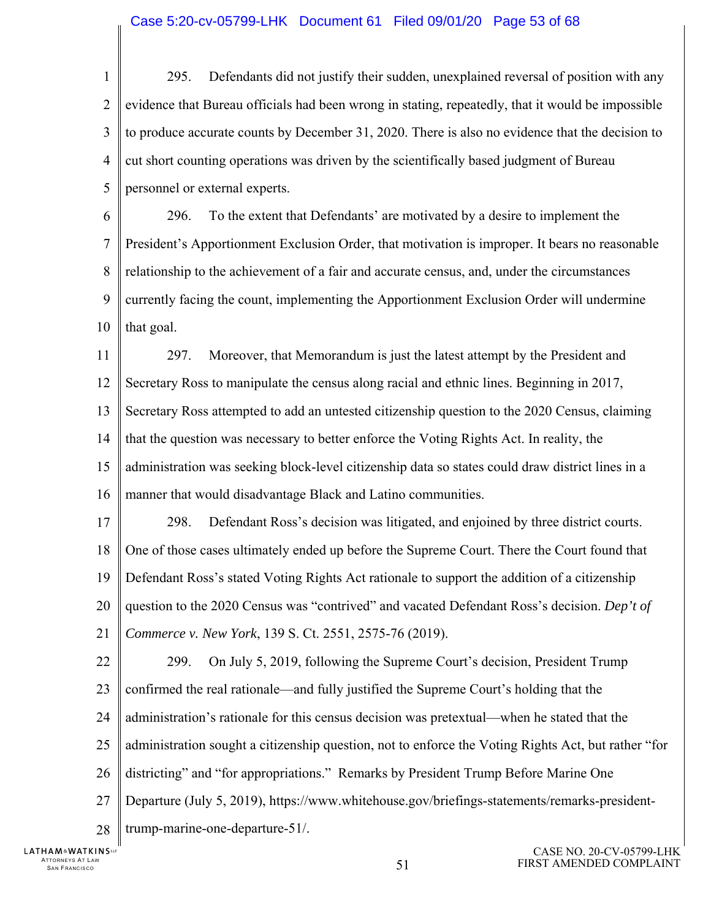295. Defendants did not justify their sudden, unexplained reversal of position with any evidence that Bureau officials had been wrong in stating, repeatedly, that it would be impossible to produce accurate counts by December 31, 2020. There is also no evidence that the decision to cut short counting operations was driven by the scientifically based judgment of Bureau personnel or external experts.

296. To the extent that Defendants' are motivated by a desire to implement the President's Apportionment Exclusion Order, that motivation is improper. It bears no reasonable relationship to the achievement of a fair and accurate census, and, under the circumstances currently facing the count, implementing the Apportionment Exclusion Order will undermine that goal.

297. Moreover, that Memorandum is just the latest attempt by the President and Secretary Ross to manipulate the census along racial and ethnic lines. Beginning in 2017, Secretary Ross attempted to add an untested citizenship question to the 2020 Census, claiming that the question was necessary to better enforce the Voting Rights Act. In reality, the administration was seeking block-level citizenship data so states could draw district lines in a manner that would disadvantage Black and Latino communities.

298. Defendant Ross's decision was litigated, and enjoined by three district courts. One of those cases ultimately ended up before the Supreme Court. There the Court found that Defendant Ross's stated Voting Rights Act rationale to support the addition of a citizenship question to the 2020 Census was "contrived" and vacated Defendant Ross's decision. *Dep't of Commerce v. New York*, 139 S. Ct. 2551, 2575-76 (2019).

299. On July 5, 2019, following the Supreme Court's decision, President Trump confirmed the real rationale—and fully justified the Supreme Court's holding that the administration's rationale for this census decision was pretextual—when he stated that the administration sought a citizenship question, not to enforce the Voting Rights Act, but rather "for districting" and "for appropriations." Remarks by President Trump Before Marine One Departure (July 5, 2019), https://www.whitehouse.gov/briefings-statements/remarks-president-trump-marine-one-departure-51/.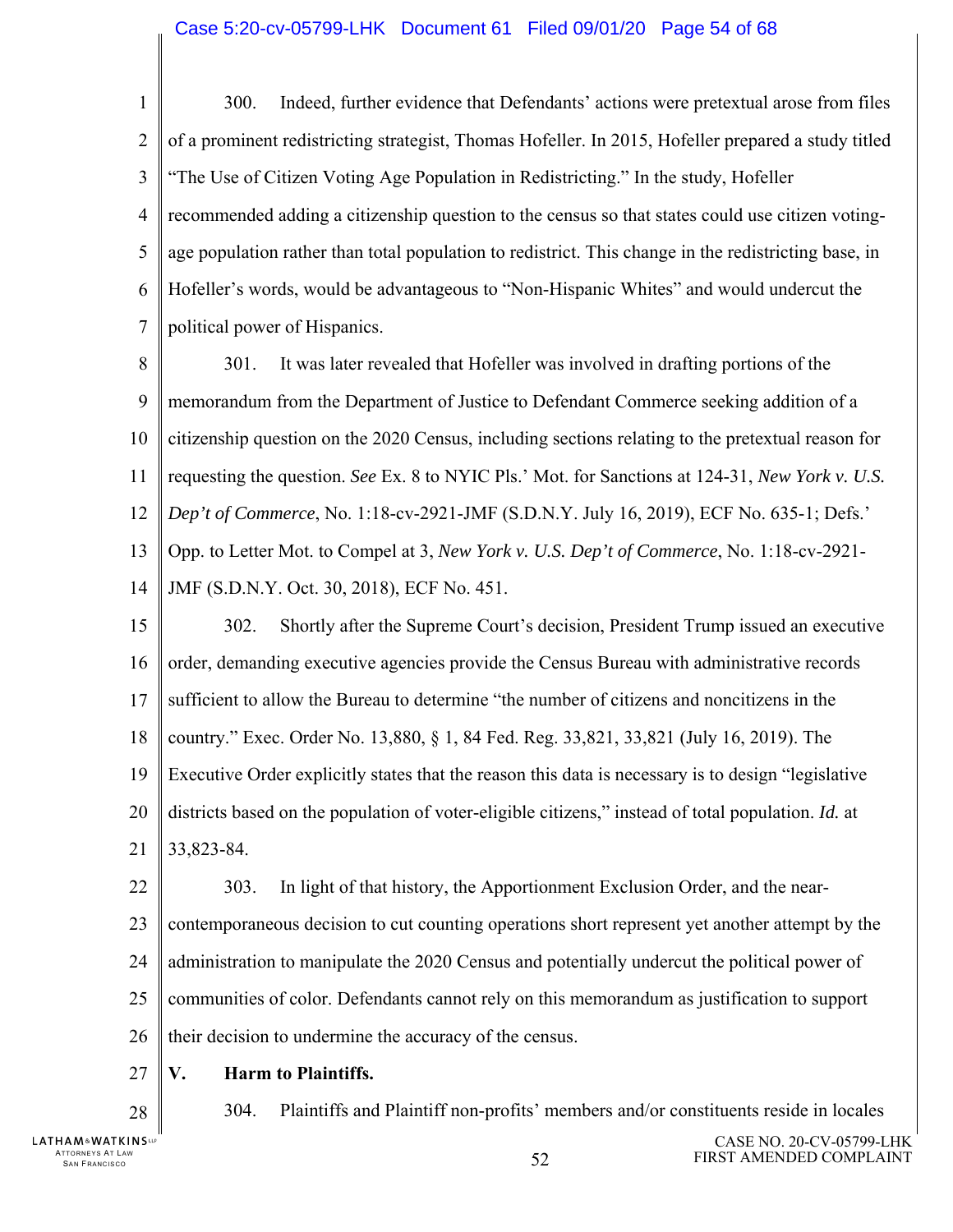300. Indeed, further evidence that Defendants' actions were pretextual arose from files of a prominent redistricting strategist, Thomas Hofeller. In 2015, Hofeller prepared a study titled "The Use of Citizen Voting Age Population in Redistricting." In the study, Hofeller recommended adding a citizenship question to the census so that states could use citizen voting-age population rather than total population to redistrict. This change in the redistricting base, in Hofeller's words, would be advantageous to "Non-Hispanic Whites" and would undercut the political power of Hispanics.

301. It was later revealed that Hofeller was involved in drafting portions of the memorandum from the Department of Justice to Defendant Commerce seeking addition of a citizenship question on the 2020 Census, including sections relating to the pretextual reason for requesting the question. *See* Ex. 8 to NYIC Pls.' Mot. for Sanctions at 124-31, *New York v. U.S. Dep't of Commerce*, No. 1:18-cv-2921-JMF (S.D.N.Y. July 16, 2019), ECF No. 635-1; Defs.' Opp. to Letter Mot. to Compel at 3, *New York v. U.S. Dep't of Commerce*, No. 1:18-cv-2921-JMF (S.D.N.Y. Oct. 30, 2018), ECF No. 451.

302. Shortly after the Supreme Court's decision, President Trump issued an executive order, demanding executive agencies provide the Census Bureau with administrative records sufficient to allow the Bureau to determine "the number of citizens and noncitizens in the country." Exec. Order No. 13,880, § 1, 84 Fed. Reg. 33,821, 33,821 (July 16, 2019). The Executive Order explicitly states that the reason this data is necessary is to design "legislative districts based on the population of voter-eligible citizens," instead of total population. *Id.* at 33,823-84.

303. In light of that history, the Apportionment Exclusion Order, and the near-contemporaneous decision to cut counting operations short represent yet another attempt by the administration to manipulate the 2020 Census and potentially undercut the political power of communities of color. Defendants cannot rely on this memorandum as justification to support their decision to undermine the accuracy of the census.

## V. Harm to Plaintiffs.

304. Plaintiffs and Plaintiff non-profits' members and/or constituents reside in locales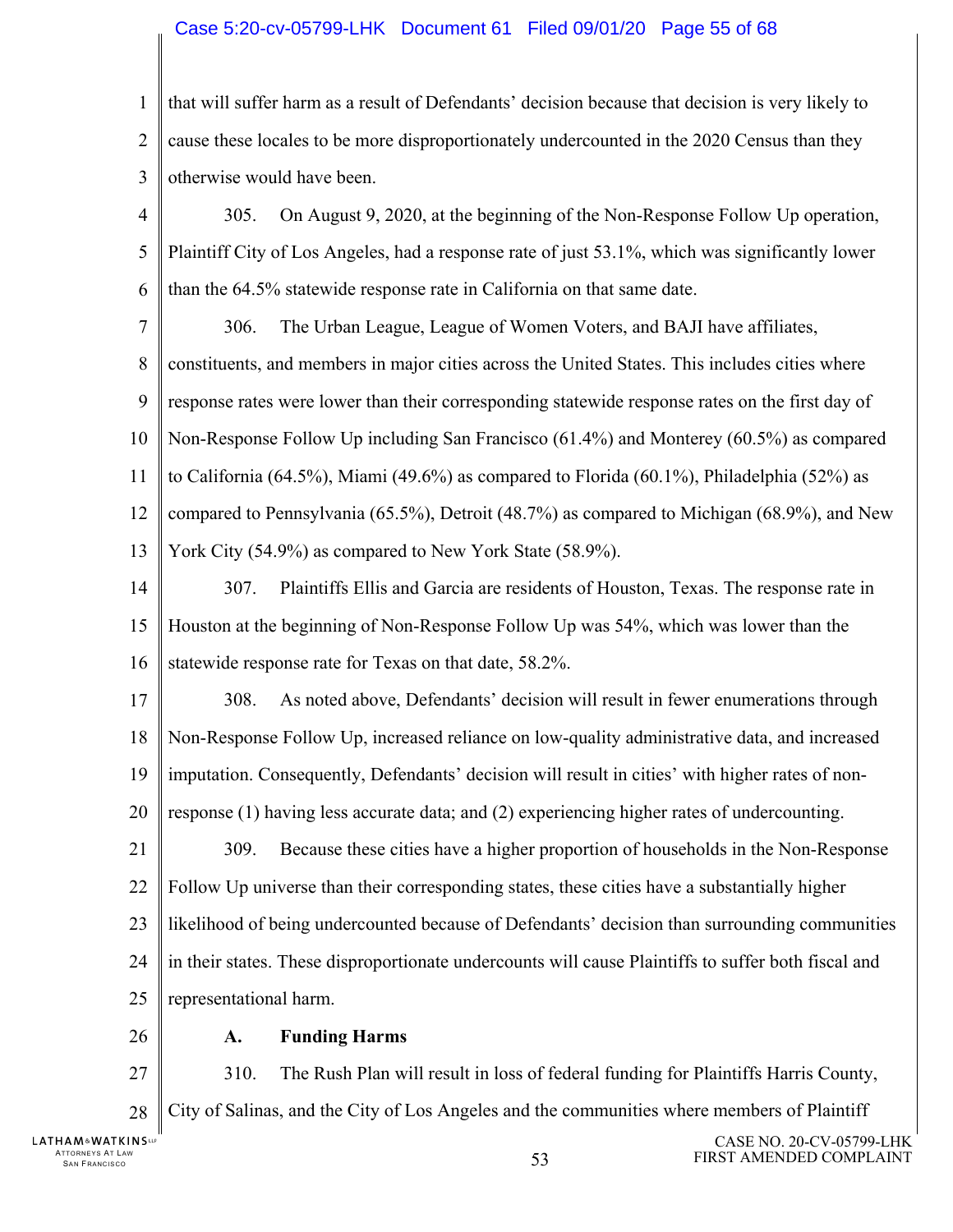that will suffer harm as a result of Defendants' decision because that decision is very likely to cause these locales to be more disproportionately undercounted in the 2020 Census than they otherwise would have been.

305. On August 9, 2020, at the beginning of the Non-Response Follow Up operation, Plaintiff City of Los Angeles, had a response rate of just 53.1%, which was significantly lower than the 64.5% statewide response rate in California on that same date.

306. The Urban League, League of Women Voters, and BAJI have affiliates, constituents, and members in major cities across the United States. This includes cities where response rates were lower than their corresponding statewide response rates on the first day of Non-Response Follow Up including San Francisco (61.4%) and Monterey (60.5%) as compared to California (64.5%), Miami (49.6%) as compared to Florida (60.1%), Philadelphia (52%) as compared to Pennsylvania (65.5%), Detroit (48.7%) as compared to Michigan (68.9%), and New York City (54.9%) as compared to New York State (58.9%).

307. Plaintiffs Ellis and Garcia are residents of Houston, Texas. The response rate in Houston at the beginning of Non-Response Follow Up was 54%, which was lower than the statewide response rate for Texas on that date, 58.2%.

308. As noted above, Defendants' decision will result in fewer enumerations through Non-Response Follow Up, increased reliance on low-quality administrative data, and increased imputation. Consequently, Defendants' decision will result in cities' with higher rates of non-response (1) having less accurate data; and (2) experiencing higher rates of undercounting.

309. Because these cities have a higher proportion of households in the Non-Response Follow Up universe than their corresponding states, these cities have a substantially higher likelihood of being undercounted because of Defendants' decision than surrounding communities in their states. These disproportionate undercounts will cause Plaintiffs to suffer both fiscal and representational harm.

## A. Funding Harms

310. The Rush Plan will result in loss of federal funding for Plaintiffs Harris County, City of Salinas, and the City of Los Angeles and the communities where members of Plaintiff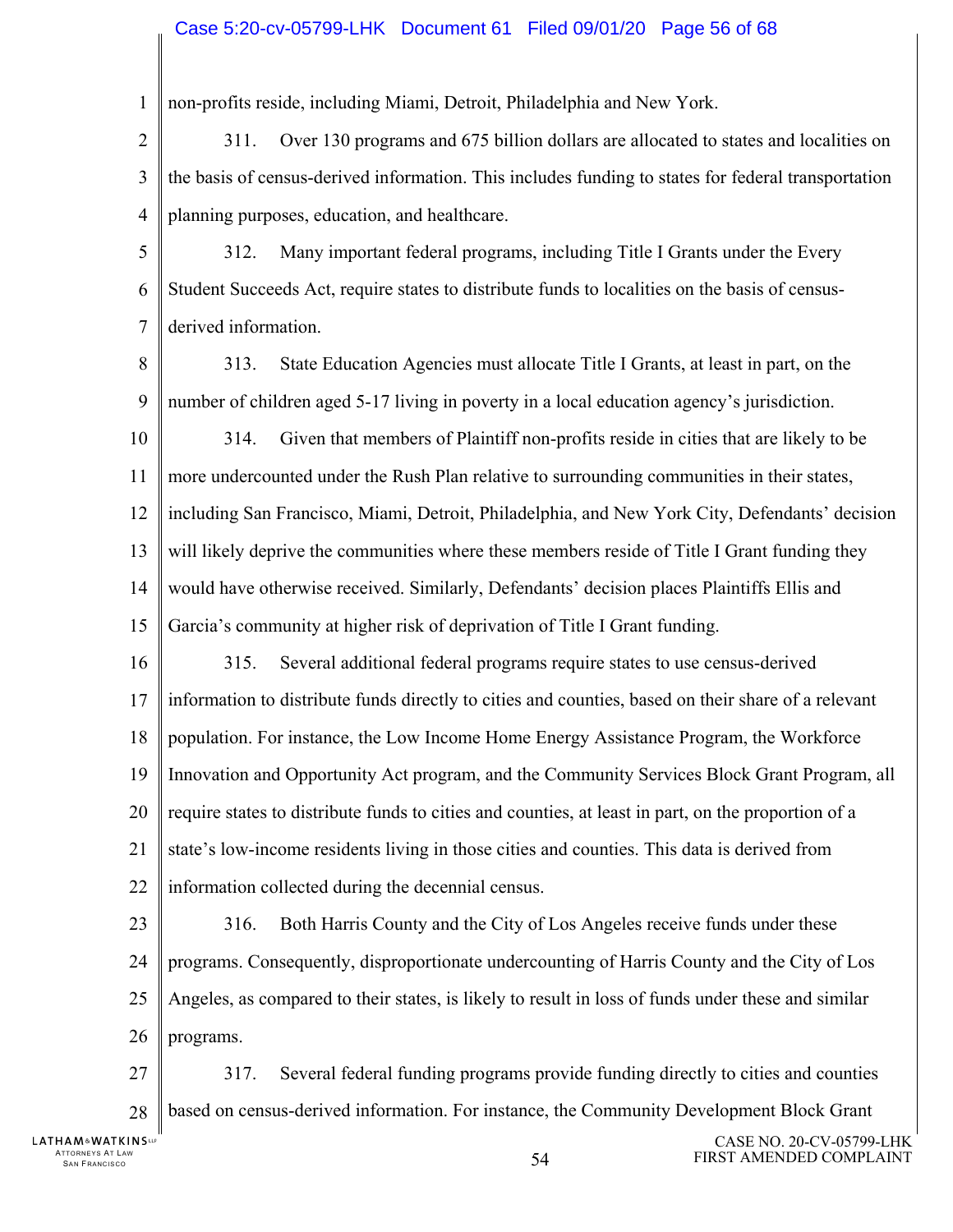non-profits reside, including Miami, Detroit, Philadelphia and New York.

311. Over 130 programs and 675 billion dollars are allocated to states and localities on the basis of census-derived information. This includes funding to states for federal transportation planning purposes, education, and healthcare.

312. Many important federal programs, including Title I Grants under the Every Student Succeeds Act, require states to distribute funds to localities on the basis of census-derived information.

313. State Education Agencies must allocate Title I Grants, at least in part, on the number of children aged 5-17 living in poverty in a local education agency's jurisdiction.

314. Given that members of Plaintiff non-profits reside in cities that are likely to be more undercounted under the Rush Plan relative to surrounding communities in their states, including San Francisco, Miami, Detroit, Philadelphia, and New York City, Defendants' decision will likely deprive the communities where these members reside of Title I Grant funding they would have otherwise received. Similarly, Defendants' decision places Plaintiffs Ellis and Garcia's community at higher risk of deprivation of Title I Grant funding.

315. Several additional federal programs require states to use census-derived information to distribute funds directly to cities and counties, based on their share of a relevant population. For instance, the Low Income Home Energy Assistance Program, the Workforce Innovation and Opportunity Act program, and the Community Services Block Grant Program, all require states to distribute funds to cities and counties, at least in part, on the proportion of a state's low-income residents living in those cities and counties. This data is derived from information collected during the decennial census.

316. Both Harris County and the City of Los Angeles receive funds under these programs. Consequently, disproportionate undercounting of Harris County and the City of Los Angeles, as compared to their states, is likely to result in loss of funds under these and similar programs.

317. Several federal funding programs provide funding directly to cities and counties based on census-derived information. For instance, the Community Development Block Grant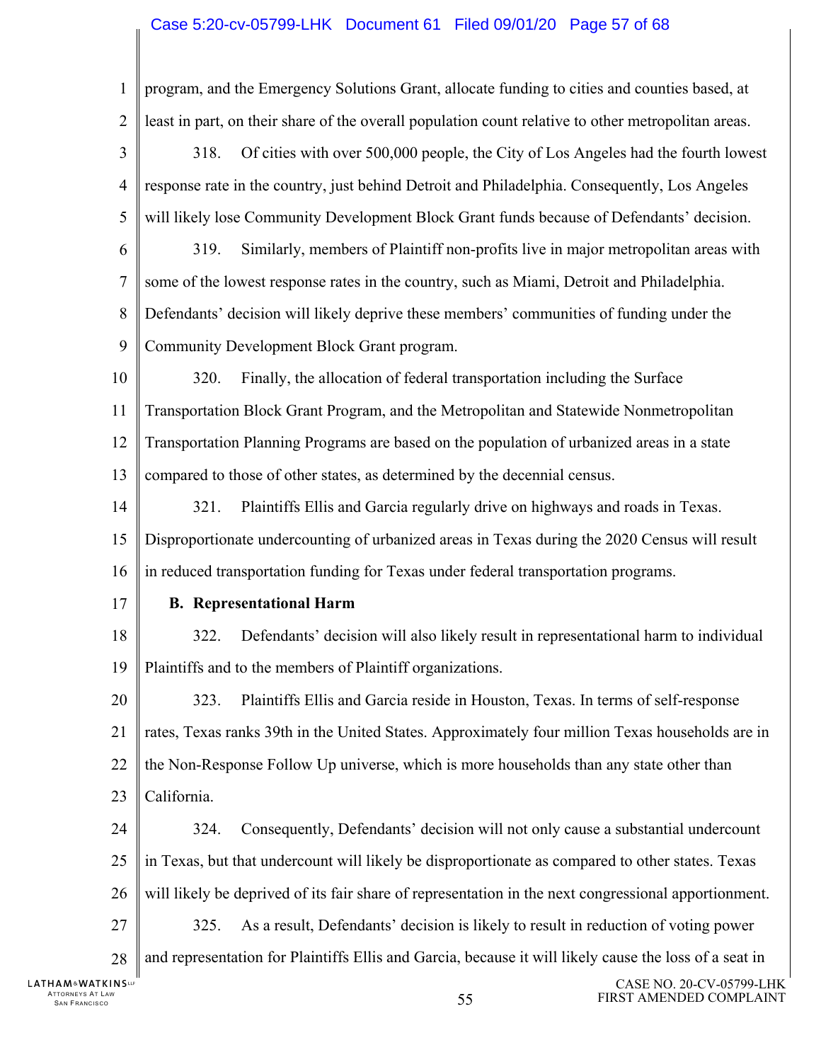program, and the Emergency Solutions Grant, allocate funding to cities and counties based, at least in part, on their share of the overall population count relative to other metropolitan areas.

318. Of cities with over 500,000 people, the City of Los Angeles had the fourth lowest response rate in the country, just behind Detroit and Philadelphia. Consequently, Los Angeles will likely lose Community Development Block Grant funds because of Defendants' decision.

319. Similarly, members of Plaintiff non-profits live in major metropolitan areas with some of the lowest response rates in the country, such as Miami, Detroit and Philadelphia. Defendants' decision will likely deprive these members' communities of funding under the Community Development Block Grant program.

320. Finally, the allocation of federal transportation including the Surface Transportation Block Grant Program, and the Metropolitan and Statewide Nonmetropolitan Transportation Planning Programs are based on the population of urbanized areas in a state compared to those of other states, as determined by the decennial census.

321. Plaintiffs Ellis and Garcia regularly drive on highways and roads in Texas. Disproportionate undercounting of urbanized areas in Texas during the 2020 Census will result in reduced transportation funding for Texas under federal transportation programs.

**B. Representational Harm**

322. Defendants' decision will also likely result in representational harm to individual Plaintiffs and to the members of Plaintiff organizations.

323. Plaintiffs Ellis and Garcia reside in Houston, Texas. In terms of self-response rates, Texas ranks 39th in the United States. Approximately four million Texas households are in the Non-Response Follow Up universe, which is more households than any state other than California.

324. Consequently, Defendants' decision will not only cause a substantial undercount in Texas, but that undercount will likely be disproportionate as compared to other states. Texas will likely be deprived of its fair share of representation in the next congressional apportionment.

325. As a result, Defendants' decision is likely to result in reduction of voting power and representation for Plaintiffs Ellis and Garcia, because it will likely cause the loss of a seat in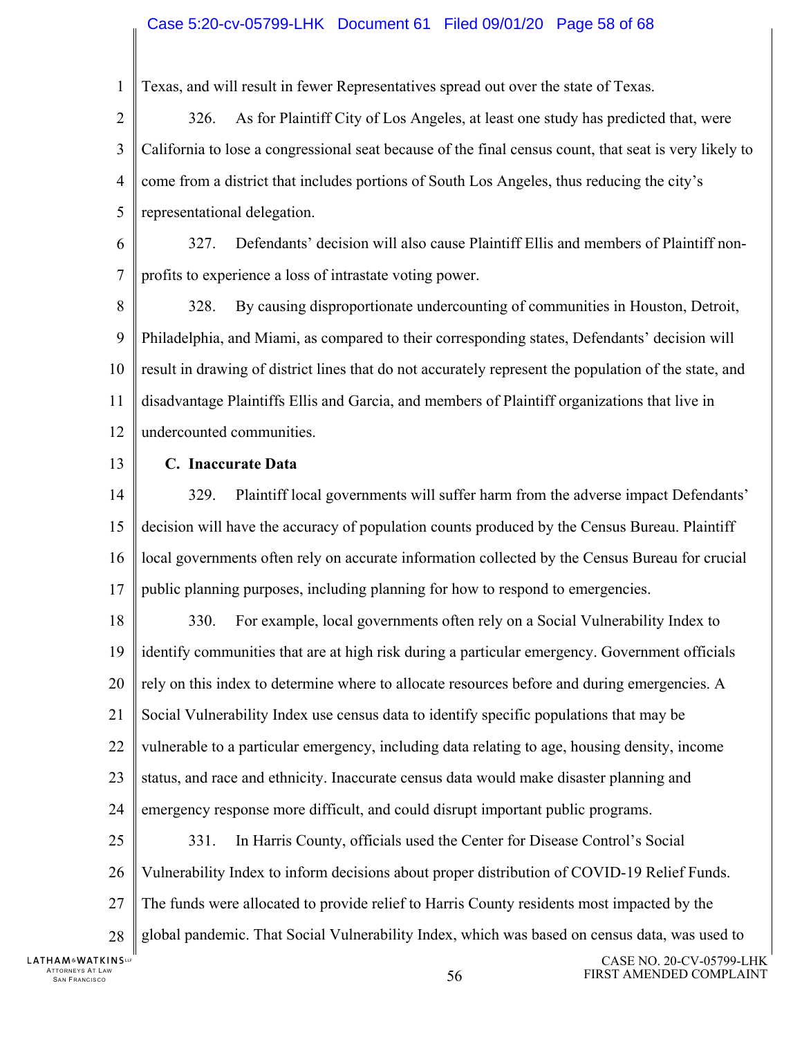Texas, and will result in fewer Representatives spread out over the state of Texas.

326. As for Plaintiff City of Los Angeles, at least one study has predicted that, were California to lose a congressional seat because of the final census count, that seat is very likely to come from a district that includes portions of South Los Angeles, thus reducing the city's representational delegation.

327. Defendants' decision will also cause Plaintiff Ellis and members of Plaintiff non-profits to experience a loss of intrastate voting power.

328. By causing disproportionate undercounting of communities in Houston, Detroit, Philadelphia, and Miami, as compared to their corresponding states, Defendants' decision will result in drawing of district lines that do not accurately represent the population of the state, and disadvantage Plaintiffs Ellis and Garcia, and members of Plaintiff organizations that live in undercounted communities.

**C. Inaccurate Data**

329. Plaintiff local governments will suffer harm from the adverse impact Defendants' decision will have the accuracy of population counts produced by the Census Bureau. Plaintiff local governments often rely on accurate information collected by the Census Bureau for crucial public planning purposes, including planning for how to respond to emergencies.

330. For example, local governments often rely on a Social Vulnerability Index to identify communities that are at high risk during a particular emergency. Government officials rely on this index to determine where to allocate resources before and during emergencies. A Social Vulnerability Index use census data to identify specific populations that may be vulnerable to a particular emergency, including data relating to age, housing density, income status, and race and ethnicity. Inaccurate census data would make disaster planning and emergency response more difficult, and could disrupt important public programs.

331. In Harris County, officials used the Center for Disease Control's Social Vulnerability Index to inform decisions about proper distribution of COVID-19 Relief Funds. The funds were allocated to provide relief to Harris County residents most impacted by the global pandemic. That Social Vulnerability Index, which was based on census data, was used to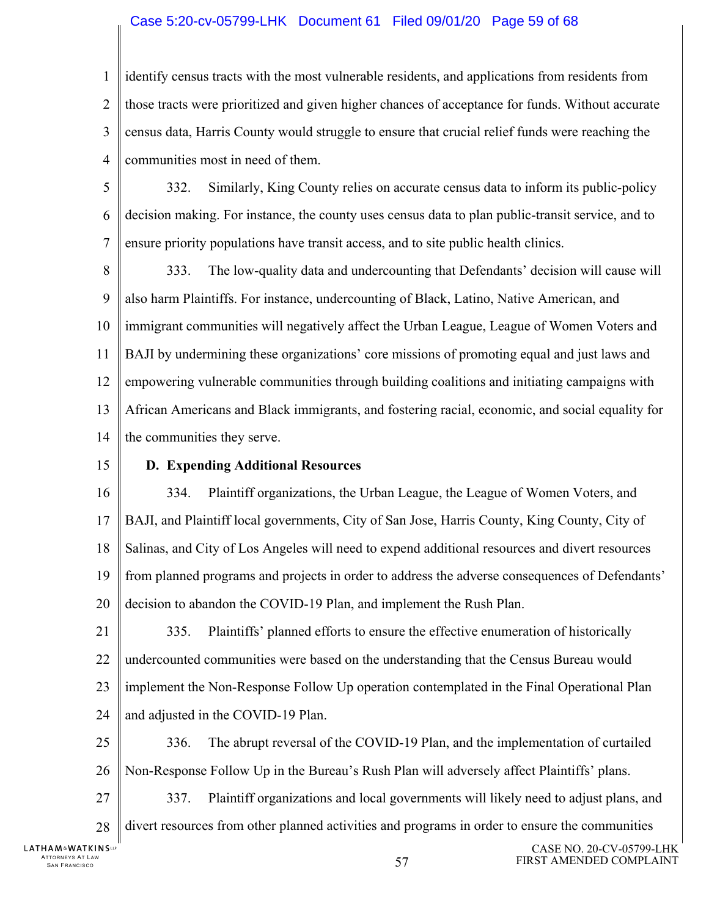identify census tracts with the most vulnerable residents, and applications from residents from those tracts were prioritized and given higher chances of acceptance for funds. Without accurate census data, Harris County would struggle to ensure that crucial relief funds were reaching the communities most in need of them.

332. Similarly, King County relies on accurate census data to inform its public-policy decision making. For instance, the county uses census data to plan public-transit service, and to ensure priority populations have transit access, and to site public health clinics.

333. The low-quality data and undercounting that Defendants' decision will cause will also harm Plaintiffs. For instance, undercounting of Black, Latino, Native American, and immigrant communities will negatively affect the Urban League, League of Women Voters and BAJI by undermining these organizations' core missions of promoting equal and just laws and empowering vulnerable communities through building coalitions and initiating campaigns with African Americans and Black immigrants, and fostering racial, economic, and social equality for the communities they serve.

**D. Expending Additional Resources**

334. Plaintiff organizations, the Urban League, the League of Women Voters, and BAJI, and Plaintiff local governments, City of San Jose, Harris County, King County, City of Salinas, and City of Los Angeles will need to expend additional resources and divert resources from planned programs and projects in order to address the adverse consequences of Defendants' decision to abandon the COVID-19 Plan, and implement the Rush Plan.

335. Plaintiffs' planned efforts to ensure the effective enumeration of historically undercounted communities were based on the understanding that the Census Bureau would implement the Non-Response Follow Up operation contemplated in the Final Operational Plan and adjusted in the COVID-19 Plan.

336. The abrupt reversal of the COVID-19 Plan, and the implementation of curtailed Non-Response Follow Up in the Bureau's Rush Plan will adversely affect Plaintiffs' plans.

337. Plaintiff organizations and local governments will likely need to adjust plans, and divert resources from other planned activities and programs in order to ensure the communities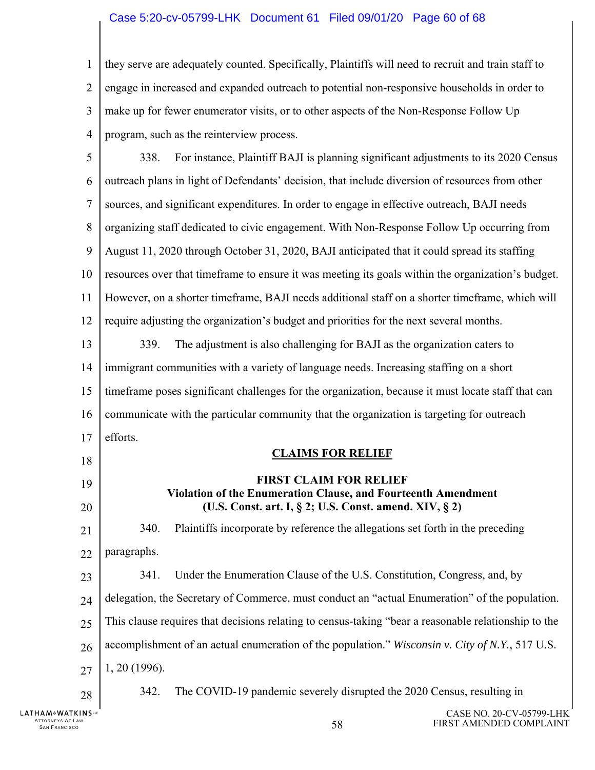they serve are adequately counted. Specifically, Plaintiffs will need to recruit and train staff to engage in increased and expanded outreach to potential non-responsive households in order to make up for fewer enumerator visits, or to other aspects of the Non-Response Follow Up program, such as the reinterview process.

338. For instance, Plaintiff BAJI is planning significant adjustments to its 2020 Census outreach plans in light of Defendants' decision, that include diversion of resources from other sources, and significant expenditures. In order to engage in effective outreach, BAJI needs organizing staff dedicated to civic engagement. With Non-Response Follow Up occurring from August 11, 2020 through October 31, 2020, BAJI anticipated that it could spread its staffing resources over that timeframe to ensure it was meeting its goals within the organization's budget. However, on a shorter timeframe, BAJI needs additional staff on a shorter timeframe, which will require adjusting the organization's budget and priorities for the next several months.

339. The adjustment is also challenging for BAJI as the organization caters to immigrant communities with a variety of language needs. Increasing staffing on a short timeframe poses significant challenges for the organization, because it must locate staff that can communicate with the particular community that the organization is targeting for outreach efforts.

## CLAIMS FOR RELIEF

### FIRST CLAIM FOR RELIEF
**Violation of the Enumeration Clause, and Fourteenth Amendment**
**(U.S. Const. art. I, § 2; U.S. Const. amend. XIV, § 2)**

340. Plaintiffs incorporate by reference the allegations set forth in the preceding paragraphs.

341. Under the Enumeration Clause of the U.S. Constitution, Congress, and, by delegation, the Secretary of Commerce, must conduct an "actual Enumeration" of the population. This clause requires that decisions relating to census-taking "bear a reasonable relationship to the accomplishment of an actual enumeration of the population." *Wisconsin v. City of N.Y.*, 517 U.S. 1, 20 (1996).

342. The COVID-19 pandemic severely disrupted the 2020 Census, resulting in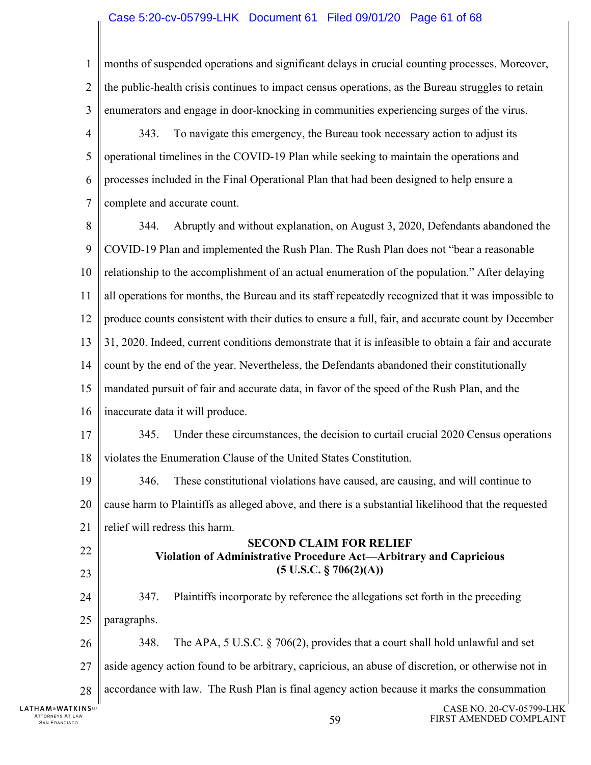months of suspended operations and significant delays in crucial counting processes. Moreover, the public-health crisis continues to impact census operations, as the Bureau struggles to retain enumerators and engage in door-knocking in communities experiencing surges of the virus.

343. To navigate this emergency, the Bureau took necessary action to adjust its operational timelines in the COVID-19 Plan while seeking to maintain the operations and processes included in the Final Operational Plan that had been designed to help ensure a complete and accurate count.

344. Abruptly and without explanation, on August 3, 2020, Defendants abandoned the COVID-19 Plan and implemented the Rush Plan. The Rush Plan does not "bear a reasonable relationship to the accomplishment of an actual enumeration of the population." After delaying all operations for months, the Bureau and its staff repeatedly recognized that it was impossible to produce counts consistent with their duties to ensure a full, fair, and accurate count by December 31, 2020. Indeed, current conditions demonstrate that it is infeasible to obtain a fair and accurate count by the end of the year. Nevertheless, the Defendants abandoned their constitutionally mandated pursuit of fair and accurate data, in favor of the speed of the Rush Plan, and the inaccurate data it will produce.

345. Under these circumstances, the decision to curtail crucial 2020 Census operations violates the Enumeration Clause of the United States Constitution.

346. These constitutional violations have caused, are causing, and will continue to cause harm to Plaintiffs as alleged above, and there is a substantial likelihood that the requested relief will redress this harm.

**SECOND CLAIM FOR RELIEF**
**Violation of Administrative Procedure Act—Arbitrary and Capricious**
**(5 U.S.C. § 706(2)(A))**

347. Plaintiffs incorporate by reference the allegations set forth in the preceding paragraphs.

348. The APA, 5 U.S.C. § 706(2), provides that a court shall hold unlawful and set aside agency action found to be arbitrary, capricious, an abuse of discretion, or otherwise not in accordance with law. The Rush Plan is final agency action because it marks the consummation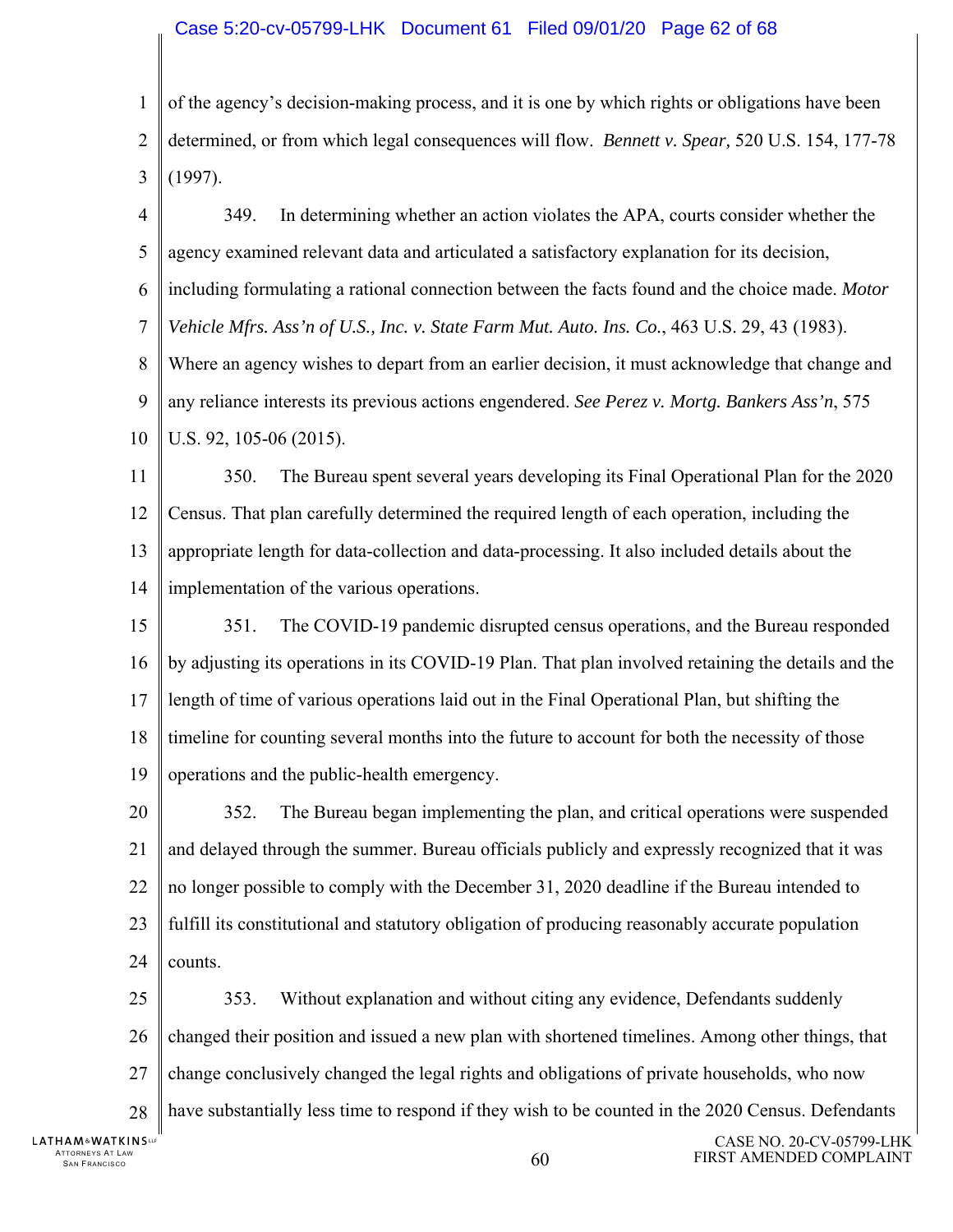of the agency's decision-making process, and it is one by which rights or obligations have been determined, or from which legal consequences will flow. *Bennett v. Spear,* 520 U.S. 154, 177-78 (1997).

349. In determining whether an action violates the APA, courts consider whether the agency examined relevant data and articulated a satisfactory explanation for its decision, including formulating a rational connection between the facts found and the choice made. *Motor Vehicle Mfrs. Ass'n of U.S., Inc. v. State Farm Mut. Auto. Ins. Co.*, 463 U.S. 29, 43 (1983). Where an agency wishes to depart from an earlier decision, it must acknowledge that change and any reliance interests its previous actions engendered. *See Perez v. Mortg. Bankers Ass'n*, 575 U.S. 92, 105-06 (2015).

350. The Bureau spent several years developing its Final Operational Plan for the 2020 Census. That plan carefully determined the required length of each operation, including the appropriate length for data-collection and data-processing. It also included details about the implementation of the various operations.

351. The COVID-19 pandemic disrupted census operations, and the Bureau responded by adjusting its operations in its COVID-19 Plan. That plan involved retaining the details and the length of time of various operations laid out in the Final Operational Plan, but shifting the timeline for counting several months into the future to account for both the necessity of those operations and the public-health emergency.

352. The Bureau began implementing the plan, and critical operations were suspended and delayed through the summer. Bureau officials publicly and expressly recognized that it was no longer possible to comply with the December 31, 2020 deadline if the Bureau intended to fulfill its constitutional and statutory obligation of producing reasonably accurate population counts.

353. Without explanation and without citing any evidence, Defendants suddenly changed their position and issued a new plan with shortened timelines. Among other things, that change conclusively changed the legal rights and obligations of private households, who now have substantially less time to respond if they wish to be counted in the 2020 Census. Defendants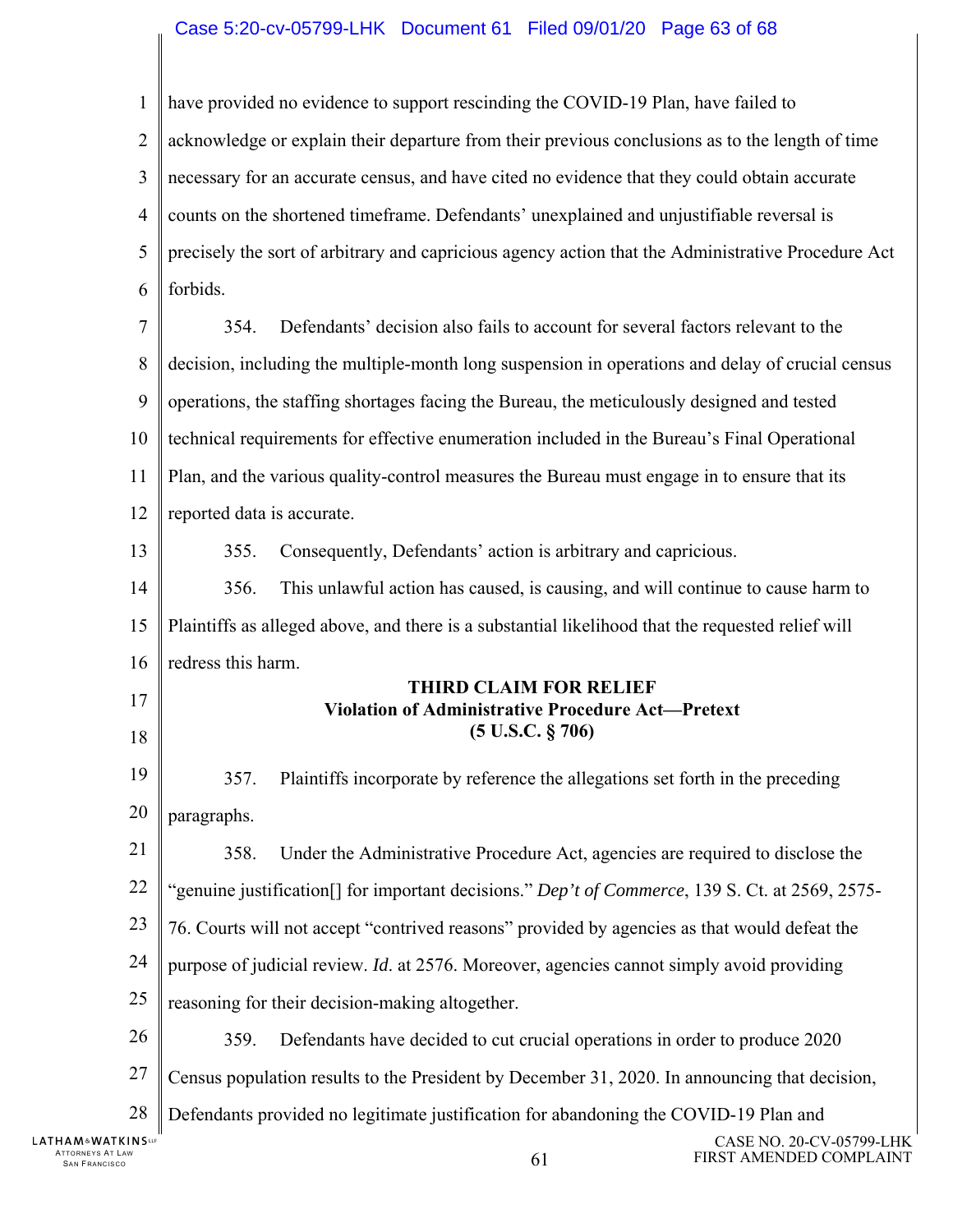have provided no evidence to support rescinding the COVID-19 Plan, have failed to acknowledge or explain their departure from their previous conclusions as to the length of time necessary for an accurate census, and have cited no evidence that they could obtain accurate counts on the shortened timeframe. Defendants' unexplained and unjustifiable reversal is precisely the sort of arbitrary and capricious agency action that the Administrative Procedure Act forbids.

354. Defendants' decision also fails to account for several factors relevant to the decision, including the multiple-month long suspension in operations and delay of crucial census operations, the staffing shortages facing the Bureau, the meticulously designed and tested technical requirements for effective enumeration included in the Bureau's Final Operational Plan, and the various quality-control measures the Bureau must engage in to ensure that its reported data is accurate.

355. Consequently, Defendants' action is arbitrary and capricious.

356. This unlawful action has caused, is causing, and will continue to cause harm to Plaintiffs as alleged above, and there is a substantial likelihood that the requested relief will redress this harm.

**THIRD CLAIM FOR RELIEF**
**Violation of Administrative Procedure Act—Pretext**
**(5 U.S.C. § 706)**

357. Plaintiffs incorporate by reference the allegations set forth in the preceding paragraphs.

358. Under the Administrative Procedure Act, agencies are required to disclose the "genuine justification[] for important decisions." *Dep't of Commerce*, 139 S. Ct. at 2569, 2575-76. Courts will not accept "contrived reasons" provided by agencies as that would defeat the purpose of judicial review. *Id*. at 2576. Moreover, agencies cannot simply avoid providing reasoning for their decision-making altogether.

359. Defendants have decided to cut crucial operations in order to produce 2020 Census population results to the President by December 31, 2020. In announcing that decision, Defendants provided no legitimate justification for abandoning the COVID-19 Plan and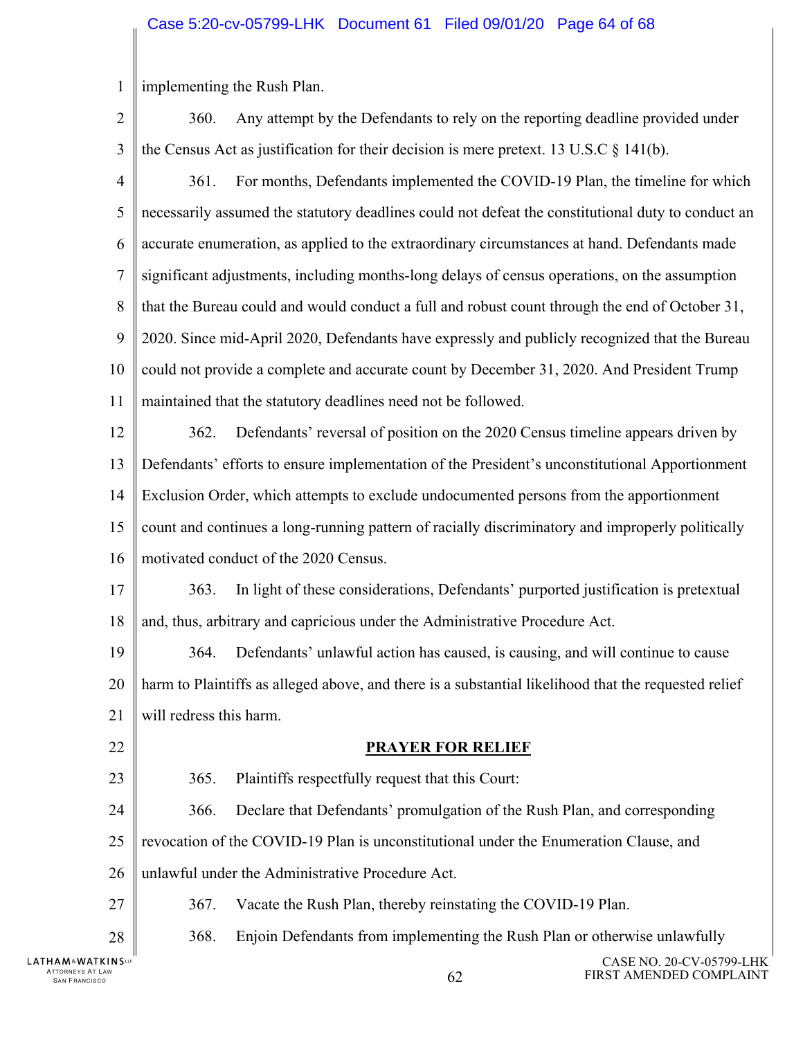implementing the Rush Plan.

360. Any attempt by the Defendants to rely on the reporting deadline provided under the Census Act as justification for their decision is mere pretext. 13 U.S.C § 141(b).

361. For months, Defendants implemented the COVID-19 Plan, the timeline for which necessarily assumed the statutory deadlines could not defeat the constitutional duty to conduct an accurate enumeration, as applied to the extraordinary circumstances at hand. Defendants made significant adjustments, including months-long delays of census operations, on the assumption that the Bureau could and would conduct a full and robust count through the end of October 31, 2020. Since mid-April 2020, Defendants have expressly and publicly recognized that the Bureau could not provide a complete and accurate count by December 31, 2020. And President Trump maintained that the statutory deadlines need not be followed.

362. Defendants' reversal of position on the 2020 Census timeline appears driven by Defendants' efforts to ensure implementation of the President's unconstitutional Apportionment Exclusion Order, which attempts to exclude undocumented persons from the apportionment count and continues a long-running pattern of racially discriminatory and improperly politically motivated conduct of the 2020 Census.

363. In light of these considerations, Defendants' purported justification is pretextual and, thus, arbitrary and capricious under the Administrative Procedure Act.

364. Defendants' unlawful action has caused, is causing, and will continue to cause harm to Plaintiffs as alleged above, and there is a substantial likelihood that the requested relief will redress this harm.

## PRAYER FOR RELIEF

365. Plaintiffs respectfully request that this Court:

366. Declare that Defendants' promulgation of the Rush Plan, and corresponding revocation of the COVID-19 Plan is unconstitutional under the Enumeration Clause, and unlawful under the Administrative Procedure Act.

367. Vacate the Rush Plan, thereby reinstating the COVID-19 Plan.

368. Enjoin Defendants from implementing the Rush Plan or otherwise unlawfully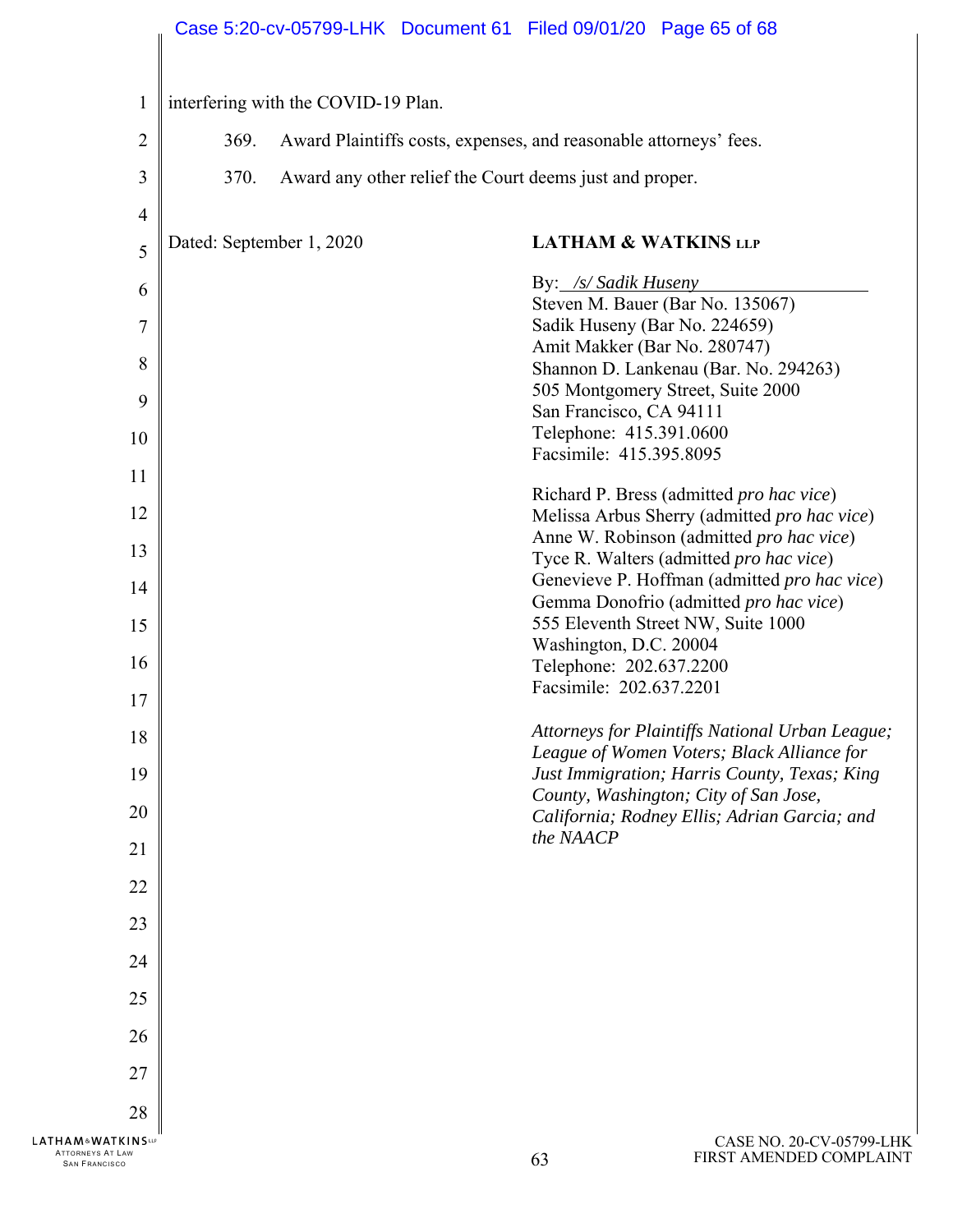interfering with the COVID-19 Plan.

369. Award Plaintiffs costs, expenses, and reasonable attorneys' fees.

370. Award any other relief the Court deems just and proper.

Dated: September 1, 2020

**LATHAM & WATKINS LLP**

By: */s/ Sadik Huseny*
Steven M. Bauer (Bar No. 135067)
Sadik Huseny (Bar No. 224659)
Amit Makker (Bar No. 280747)
Shannon D. Lankenau (Bar. No. 294263)
505 Montgomery Street, Suite 2000
San Francisco, CA 94111
Telephone: 415.391.0600
Facsimile: 415.395.8095

Richard P. Bress (admitted *pro hac vice*)
Melissa Arbus Sherry (admitted *pro hac vice*)
Anne W. Robinson (admitted *pro hac vice*)
Tyce R. Walters (admitted *pro hac vice*)
Genevieve P. Hoffman (admitted *pro hac vice*)
Gemma Donofrio (admitted *pro hac vice*)
555 Eleventh Street NW, Suite 1000
Washington, D.C. 20004
Telephone: 202.637.2200
Facsimile: 202.637.2201

*Attorneys for Plaintiffs National Urban League; League of Women Voters; Black Alliance for Just Immigration; Harris County, Texas; King County, Washington; City of San Jose, California; Rodney Ellis; Adrian Garcia; and the NAACP*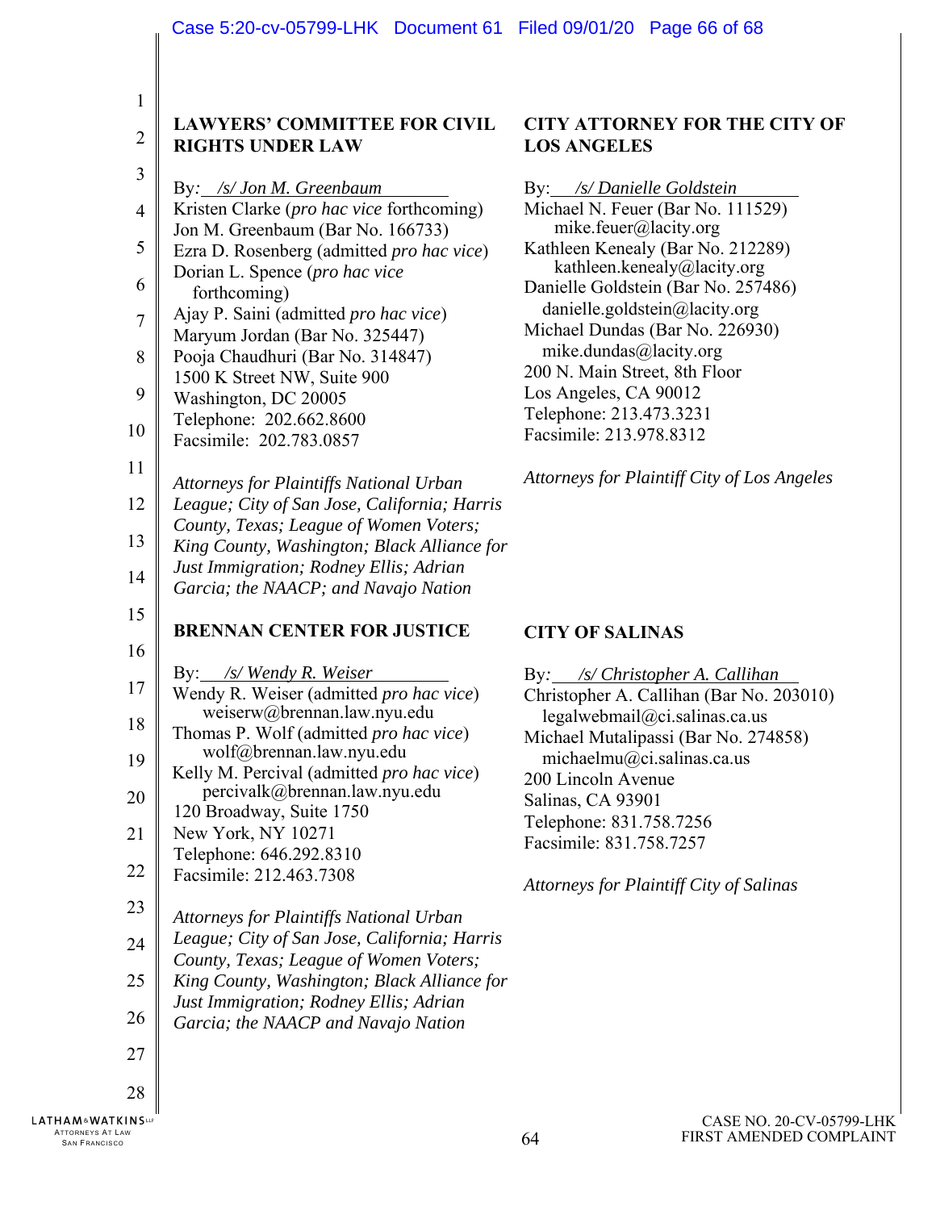**LAWYERS' COMMITTEE FOR CIVIL RIGHTS UNDER LAW**

By: */s/ Jon M. Greenbaum*
Kristen Clarke (*pro hac vice* forthcoming)
Jon M. Greenbaum (Bar No. 166733)
Ezra D. Rosenberg (admitted *pro hac vice*)
Dorian L. Spence (*pro hac vice* forthcoming)
Ajay P. Saini (admitted *pro hac vice*)
Maryum Jordan (Bar No. 325447)
Pooja Chaudhuri (Bar No. 314847)
1500 K Street NW, Suite 900
Washington, DC 20005
Telephone: 202.662.8600
Facsimile: 202.783.0857

*Attorneys for Plaintiffs National Urban League; City of San Jose, California; Harris County, Texas; League of Women Voters; King County, Washington; Black Alliance for Just Immigration; Rodney Ellis; Adrian Garcia; the NAACP; and Navajo Nation*

**CITY ATTORNEY FOR THE CITY OF LOS ANGELES**

By: */s/ Danielle Goldstein*
Michael N. Feuer (Bar No. 111529)
mike.feuer@lacity.org
Kathleen Kenealy (Bar No. 212289)
kathleen.kenealy@lacity.org
Danielle Goldstein (Bar No. 257486)
danielle.goldstein@lacity.org
Michael Dundas (Bar No. 226930)
mike.dundas@lacity.org
200 N. Main Street, 8th Floor
Los Angeles, CA 90012
Telephone: 213.473.3231
Facsimile: 213.978.8312

*Attorneys for Plaintiff City of Los Angeles*

**BRENNAN CENTER FOR JUSTICE**

By: */s/ Wendy R. Weiser*
Wendy R. Weiser (admitted *pro hac vice*)
weiserw@brennan.law.nyu.edu
Thomas P. Wolf (admitted *pro hac vice*)
wolf@brennan.law.nyu.edu
Kelly M. Percival (admitted *pro hac vice*)
percivalk@brennan.law.nyu.edu
120 Broadway, Suite 1750
New York, NY 10271
Telephone: 646.292.8310
Facsimile: 212.463.7308

*Attorneys for Plaintiffs National Urban League; City of San Jose, California; Harris County, Texas; League of Women Voters; King County, Washington; Black Alliance for Just Immigration; Rodney Ellis; Adrian Garcia; the NAACP and Navajo Nation*

**CITY OF SALINAS**

By: */s/ Christopher A. Callihan*
Christopher A. Callihan (Bar No. 203010)
legalwebmail@ci.salinas.ca.us
Michael Mutalipassi (Bar No. 274858)
michaelmu@ci.salinas.ca.us
200 Lincoln Avenue
Salinas, CA 93901
Telephone: 831.758.7256
Facsimile: 831.758.7257

*Attorneys for Plaintiff City of Salinas*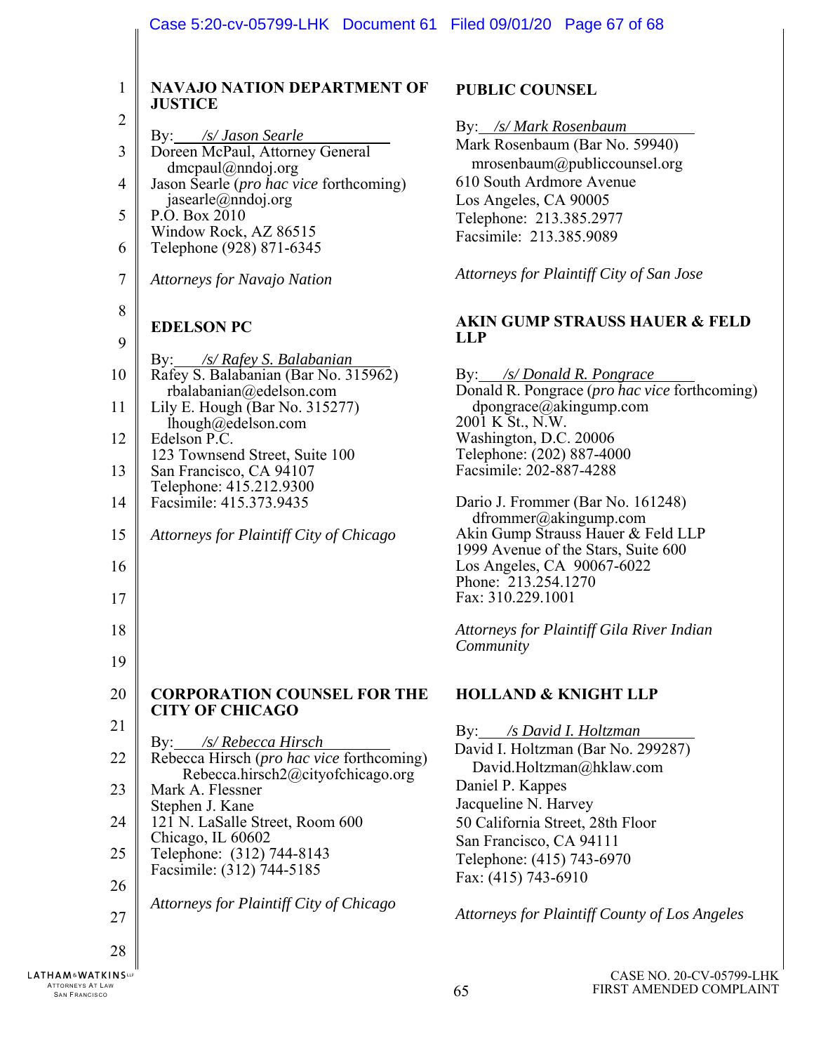**NAVAJO NATION DEPARTMENT OF JUSTICE**

By: */s/ Jason Searle*
Doreen McPaul, Attorney General
dmcpaul@nndoj.org
Jason Searle (*pro hac vice* forthcoming)
jasearle@nndoj.org
P.O. Box 2010
Window Rock, AZ 86515
Telephone (928) 871-6345

*Attorneys for Navajo Nation*

**EDELSON PC**

By: */s/ Rafey S. Balabanian*
Rafey S. Balabanian (Bar No. 315962)
rbalabanian@edelson.com
Lily E. Hough (Bar No. 315277)
lhough@edelson.com
Edelson P.C.
123 Townsend Street, Suite 100
San Francisco, CA 94107
Telephone: 415.212.9300
Facsimile: 415.373.9435

*Attorneys for Plaintiff City of Chicago*

**CORPORATION COUNSEL FOR THE CITY OF CHICAGO**

By: */s/ Rebecca Hirsch*
Rebecca Hirsch (*pro hac vice* forthcoming)
Rebecca.hirsch2@cityofchicago.org
Mark A. Flessner
Stephen J. Kane
121 N. LaSalle Street, Room 600
Chicago, IL 60602
Telephone: (312) 744-8143
Facsimile: (312) 744-5185

*Attorneys for Plaintiff City of Chicago*

**PUBLIC COUNSEL**

By: */s/ Mark Rosenbaum*
Mark Rosenbaum (Bar No. 59940)
mrosenbaum@publiccounsel.org
610 South Ardmore Avenue
Los Angeles, CA 90005
Telephone: 213.385.2977
Facsimile: 213.385.9089

*Attorneys for Plaintiff City of San Jose*

**AKIN GUMP STRAUSS HAUER & FELD LLP**

By: */s/ Donald R. Pongrace*
Donald R. Pongrace (*pro hac vice* forthcoming)
dpongrace@akingump.com
2001 K St., N.W.
Washington, D.C. 20006
Telephone: (202) 887-4000
Facsimile: 202-887-4288

Dario J. Frommer (Bar No. 161248)
dfrommer@akingump.com
Akin Gump Strauss Hauer & Feld LLP
1999 Avenue of the Stars, Suite 600
Los Angeles, CA 90067-6022
Phone: 213.254.1270
Fax: 310.229.1001

*Attorneys for Plaintiff Gila River Indian Community*

**HOLLAND & KNIGHT LLP**

By: */s David I. Holtzman*
David I. Holtzman (Bar No. 299287)
David.Holtzman@hklaw.com
Daniel P. Kappes
Jacqueline N. Harvey
50 California Street, 28th Floor
San Francisco, CA 94111
Telephone: (415) 743-6970
Fax: (415) 743-6910

*Attorneys for Plaintiff County of Los Angeles*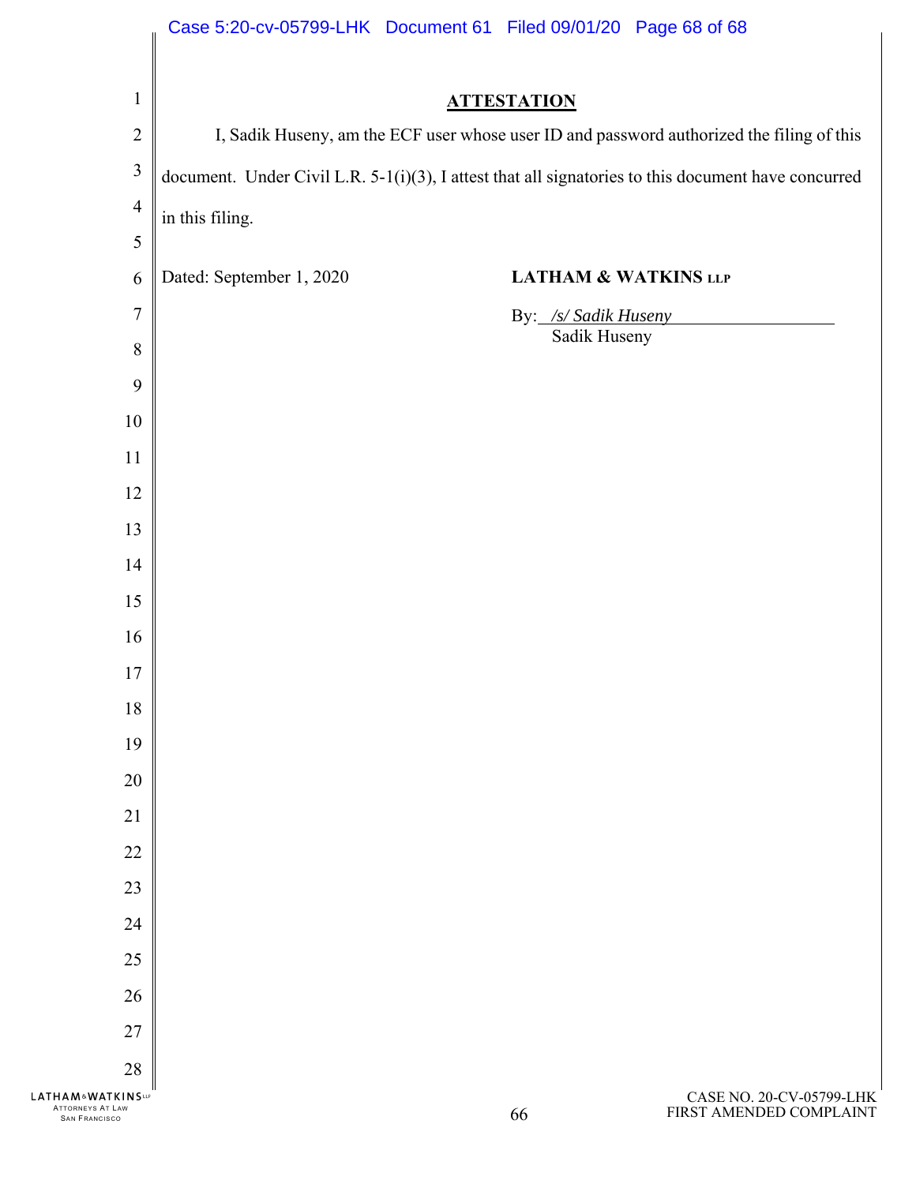## ATTESTATION

I, Sadik Huseny, am the ECF user whose user ID and password authorized the filing of this document. Under Civil L.R. 5-1(i)(3), I attest that all signatories to this document have concurred in this filing.

Dated: September 1, 2020

**LATHAM & WATKINS LLP**

By: */s/ Sadik Huseny*
Sadik Huseny